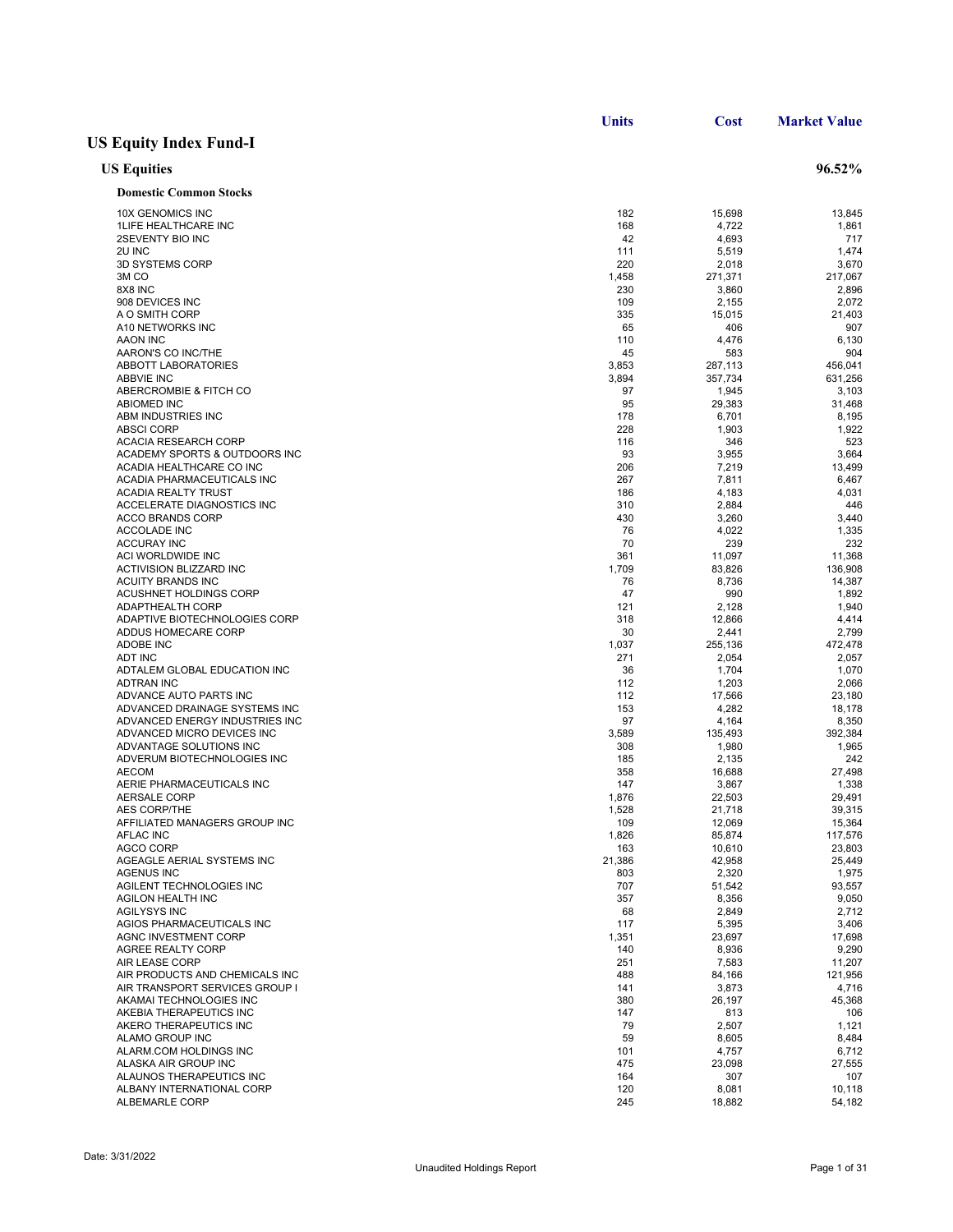## US Equity Index Fund-I

### US Equities — 96.52%

#### Domestic Common Stocks

| | Units | Cost | Market Value |
|---|---|---|---|
| 10X GENOMICS INC | 182 | 15,698 | 13,845 |
| 1LIFE HEALTHCARE INC | 168 | 4,722 | 1,861 |
| 2SEVENTY BIO INC | 42 | 4,693 | 717 |
| 2U INC | 111 | 5,519 | 1,474 |
| 3D SYSTEMS CORP | 220 | 2,018 | 3,670 |
| 3M CO | 1,458 | 271,371 | 217,067 |
| 8X8 INC | 230 | 3,860 | 2,896 |
| 908 DEVICES INC | 109 | 2,155 | 2,072 |
| A O SMITH CORP | 335 | 15,015 | 21,403 |
| A10 NETWORKS INC | 65 | 406 | 907 |
| AAON INC | 110 | 4,476 | 6,130 |
| AARON'S CO INC/THE | 45 | 583 | 904 |
| ABBOTT LABORATORIES | 3,853 | 287,113 | 456,041 |
| ABBVIE INC | 3,894 | 357,734 | 631,256 |
| ABERCROMBIE & FITCH CO | 97 | 1,945 | 3,103 |
| ABIOMED INC | 95 | 29,383 | 31,468 |
| ABM INDUSTRIES INC | 178 | 6,701 | 8,195 |
| ABSCI CORP | 228 | 1,903 | 1,922 |
| ACACIA RESEARCH CORP | 116 | 346 | 523 |
| ACADEMY SPORTS & OUTDOORS INC | 93 | 3,955 | 3,664 |
| ACADIA HEALTHCARE CO INC | 206 | 7,219 | 13,499 |
| ACADIA PHARMACEUTICALS INC | 267 | 7,811 | 6,467 |
| ACADIA REALTY TRUST | 186 | 4,183 | 4,031 |
| ACCELERATE DIAGNOSTICS INC | 310 | 2,884 | 446 |
| ACCO BRANDS CORP | 430 | 3,260 | 3,440 |
| ACCOLADE INC | 76 | 4,022 | 1,335 |
| ACCURAY INC | 70 | 239 | 232 |
| ACI WORLDWIDE INC | 361 | 11,097 | 11,368 |
| ACTIVISION BLIZZARD INC | 1,709 | 83,826 | 136,908 |
| ACUITY BRANDS INC | 76 | 8,736 | 14,387 |
| ACUSHNET HOLDINGS CORP | 47 | 990 | 1,892 |
| ADAPTHEALTH CORP | 121 | 2,128 | 1,940 |
| ADAPTIVE BIOTECHNOLOGIES CORP | 318 | 12,866 | 4,414 |
| ADDUS HOMECARE CORP | 30 | 2,441 | 2,799 |
| ADOBE INC | 1,037 | 255,136 | 472,478 |
| ADT INC | 271 | 2,054 | 2,057 |
| ADTALEM GLOBAL EDUCATION INC | 36 | 1,704 | 1,070 |
| ADTRAN INC | 112 | 1,203 | 2,066 |
| ADVANCE AUTO PARTS INC | 112 | 17,566 | 23,180 |
| ADVANCED DRAINAGE SYSTEMS INC | 153 | 4,282 | 18,178 |
| ADVANCED ENERGY INDUSTRIES INC | 97 | 4,164 | 8,350 |
| ADVANCED MICRO DEVICES INC | 3,589 | 135,493 | 392,384 |
| ADVANTAGE SOLUTIONS INC | 308 | 1,980 | 1,965 |
| ADVERUM BIOTECHNOLOGIES INC | 185 | 2,135 | 242 |
| AECOM | 358 | 16,688 | 27,498 |
| AERIE PHARMACEUTICALS INC | 147 | 3,867 | 1,338 |
| AERSALE CORP | 1,876 | 22,503 | 29,491 |
| AES CORP/THE | 1,528 | 21,718 | 39,315 |
| AFFILIATED MANAGERS GROUP INC | 109 | 12,069 | 15,364 |
| AFLAC INC | 1,826 | 85,874 | 117,576 |
| AGCO CORP | 163 | 10,610 | 23,803 |
| AGEAGLE AERIAL SYSTEMS INC | 21,386 | 42,958 | 25,449 |
| AGENUS INC | 803 | 2,320 | 1,975 |
| AGILENT TECHNOLOGIES INC | 707 | 51,542 | 93,557 |
| AGILON HEALTH INC | 357 | 8,356 | 9,050 |
| AGILYSYS INC | 68 | 2,849 | 2,712 |
| AGIOS PHARMACEUTICALS INC | 117 | 5,395 | 3,406 |
| AGNC INVESTMENT CORP | 1,351 | 23,697 | 17,698 |
| AGREE REALTY CORP | 140 | 8,936 | 9,290 |
| AIR LEASE CORP | 251 | 7,583 | 11,207 |
| AIR PRODUCTS AND CHEMICALS INC | 488 | 84,166 | 121,956 |
| AIR TRANSPORT SERVICES GROUP I | 141 | 3,873 | 4,716 |
| AKAMAI TECHNOLOGIES INC | 380 | 26,197 | 45,368 |
| AKEBIA THERAPEUTICS INC | 147 | 813 | 106 |
| AKERO THERAPEUTICS INC | 79 | 2,507 | 1,121 |
| ALAMO GROUP INC | 59 | 8,605 | 8,484 |
| ALARM.COM HOLDINGS INC | 101 | 4,757 | 6,712 |
| ALASKA AIR GROUP INC | 475 | 23,098 | 27,555 |
| ALAUNOS THERAPEUTICS INC | 164 | 307 | 107 |
| ALBANY INTERNATIONAL CORP | 120 | 8,081 | 10,118 |
| ALBEMARLE CORP | 245 | 18,882 | 54,182 |

Date: 3/31/2022

Unaudited Holdings Report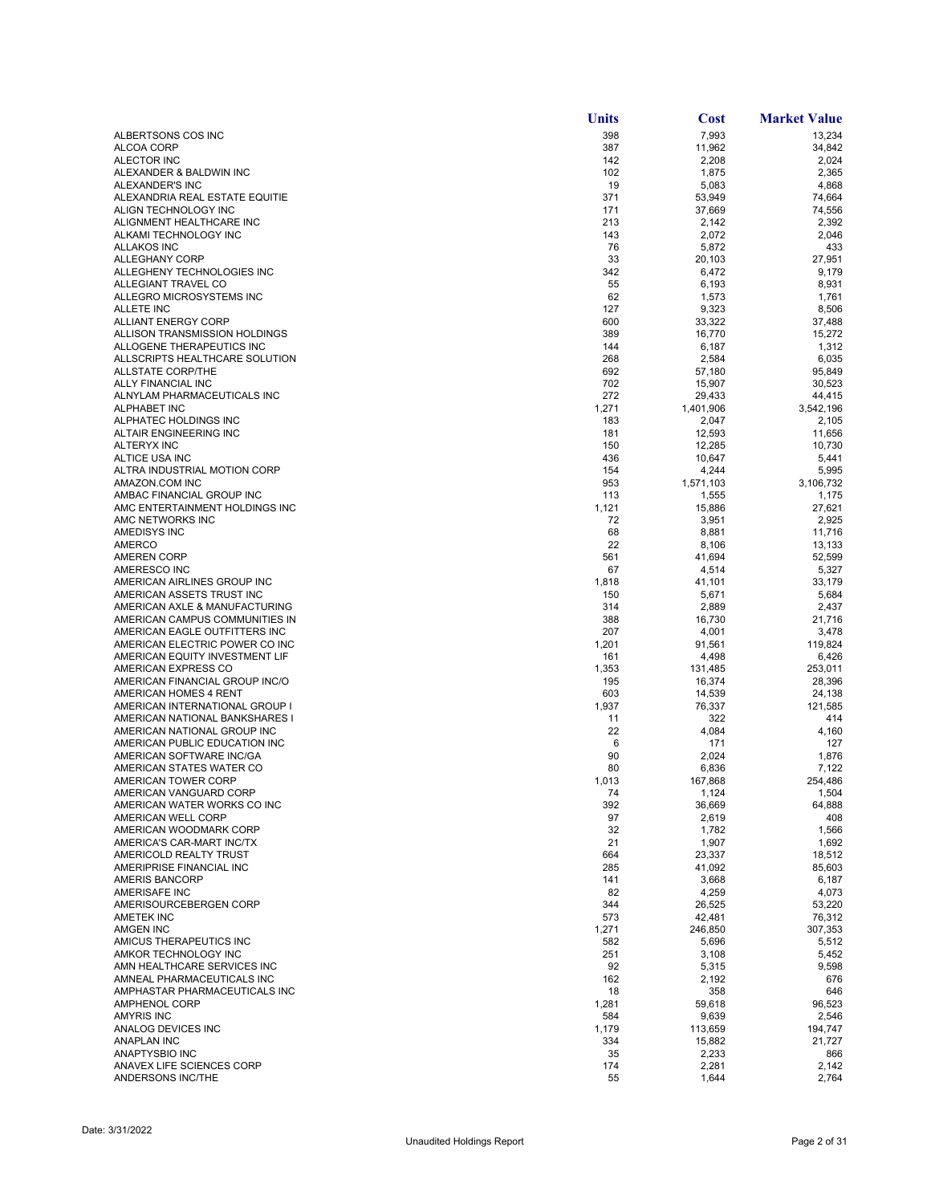| | Units | Cost | Market Value |
|---|---|---|---|
| ALBERTSONS COS INC | 398 | 7,993 | 13,234 |
| ALCOA CORP | 387 | 11,962 | 34,842 |
| ALECTOR INC | 142 | 2,208 | 2,024 |
| ALEXANDER & BALDWIN INC | 102 | 1,875 | 2,365 |
| ALEXANDER'S INC | 19 | 5,083 | 4,868 |
| ALEXANDRIA REAL ESTATE EQUITIE | 371 | 53,949 | 74,664 |
| ALIGN TECHNOLOGY INC | 171 | 37,669 | 74,556 |
| ALIGNMENT HEALTHCARE INC | 213 | 2,142 | 2,392 |
| ALKAMI TECHNOLOGY INC | 143 | 2,072 | 2,046 |
| ALLAKOS INC | 76 | 5,872 | 433 |
| ALLEGHANY CORP | 33 | 20,103 | 27,951 |
| ALLEGHENY TECHNOLOGIES INC | 342 | 6,472 | 9,179 |
| ALLEGIANT TRAVEL CO | 55 | 6,193 | 8,931 |
| ALLEGRO MICROSYSTEMS INC | 62 | 1,573 | 1,761 |
| ALLETE INC | 127 | 9,323 | 8,506 |
| ALLIANT ENERGY CORP | 600 | 33,322 | 37,488 |
| ALLISON TRANSMISSION HOLDINGS | 389 | 16,770 | 15,272 |
| ALLOGENE THERAPEUTICS INC | 144 | 6,187 | 1,312 |
| ALLSCRIPTS HEALTHCARE SOLUTION | 268 | 2,584 | 6,035 |
| ALLSTATE CORP/THE | 692 | 57,180 | 95,849 |
| ALLY FINANCIAL INC | 702 | 15,907 | 30,523 |
| ALNYLAM PHARMACEUTICALS INC | 272 | 29,433 | 44,415 |
| ALPHABET INC | 1,271 | 1,401,906 | 3,542,196 |
| ALPHATEC HOLDINGS INC | 183 | 2,047 | 2,105 |
| ALTAIR ENGINEERING INC | 181 | 12,593 | 11,656 |
| ALTERYX INC | 150 | 12,285 | 10,730 |
| ALTICE USA INC | 436 | 10,647 | 5,441 |
| ALTRA INDUSTRIAL MOTION CORP | 154 | 4,244 | 5,995 |
| AMAZON.COM INC | 953 | 1,571,103 | 3,106,732 |
| AMBAC FINANCIAL GROUP INC | 113 | 1,555 | 1,175 |
| AMC ENTERTAINMENT HOLDINGS INC | 1,121 | 15,886 | 27,621 |
| AMC NETWORKS INC | 72 | 3,951 | 2,925 |
| AMEDISYS INC | 68 | 8,881 | 11,716 |
| AMERCO | 22 | 8,106 | 13,133 |
| AMEREN CORP | 561 | 41,694 | 52,599 |
| AMERESCO INC | 67 | 4,514 | 5,327 |
| AMERICAN AIRLINES GROUP INC | 1,818 | 41,101 | 33,179 |
| AMERICAN ASSETS TRUST INC | 150 | 5,671 | 5,684 |
| AMERICAN AXLE & MANUFACTURING | 314 | 2,889 | 2,437 |
| AMERICAN CAMPUS COMMUNITIES IN | 388 | 16,730 | 21,716 |
| AMERICAN EAGLE OUTFITTERS INC | 207 | 4,001 | 3,478 |
| AMERICAN ELECTRIC POWER CO INC | 1,201 | 91,561 | 119,824 |
| AMERICAN EQUITY INVESTMENT LIF | 161 | 4,498 | 6,426 |
| AMERICAN EXPRESS CO | 1,353 | 131,485 | 253,011 |
| AMERICAN FINANCIAL GROUP INC/O | 195 | 16,374 | 28,396 |
| AMERICAN HOMES 4 RENT | 603 | 14,539 | 24,138 |
| AMERICAN INTERNATIONAL GROUP I | 1,937 | 76,337 | 121,585 |
| AMERICAN NATIONAL BANKSHARES I | 11 | 322 | 414 |
| AMERICAN NATIONAL GROUP INC | 22 | 4,084 | 4,160 |
| AMERICAN PUBLIC EDUCATION INC | 6 | 171 | 127 |
| AMERICAN SOFTWARE INC/GA | 90 | 2,024 | 1,876 |
| AMERICAN STATES WATER CO | 80 | 6,836 | 7,122 |
| AMERICAN TOWER CORP | 1,013 | 167,868 | 254,486 |
| AMERICAN VANGUARD CORP | 74 | 1,124 | 1,504 |
| AMERICAN WATER WORKS CO INC | 392 | 36,669 | 64,888 |
| AMERICAN WELL CORP | 97 | 2,619 | 408 |
| AMERICAN WOODMARK CORP | 32 | 1,782 | 1,566 |
| AMERICA'S CAR-MART INC/TX | 21 | 1,907 | 1,692 |
| AMERICOLD REALTY TRUST | 664 | 23,337 | 18,512 |
| AMERIPRISE FINANCIAL INC | 285 | 41,092 | 85,603 |
| AMERIS BANCORP | 141 | 3,668 | 6,187 |
| AMERISAFE INC | 82 | 4,259 | 4,073 |
| AMERISOURCEBERGEN CORP | 344 | 26,525 | 53,220 |
| AMETEK INC | 573 | 42,481 | 76,312 |
| AMGEN INC | 1,271 | 246,850 | 307,353 |
| AMICUS THERAPEUTICS INC | 582 | 5,696 | 5,512 |
| AMKOR TECHNOLOGY INC | 251 | 3,108 | 5,452 |
| AMN HEALTHCARE SERVICES INC | 92 | 5,315 | 9,598 |
| AMNEAL PHARMACEUTICALS INC | 162 | 2,192 | 676 |
| AMPHASTAR PHARMACEUTICALS INC | 18 | 358 | 646 |
| AMPHENOL CORP | 1,281 | 59,618 | 96,523 |
| AMYRIS INC | 584 | 9,639 | 2,546 |
| ANALOG DEVICES INC | 1,179 | 113,659 | 194,747 |
| ANAPLAN INC | 334 | 15,882 | 21,727 |
| ANAPTYSBIO INC | 35 | 2,233 | 866 |
| ANAVEX LIFE SCIENCES CORP | 174 | 2,281 | 2,142 |
| ANDERSONS INC/THE | 55 | 1,644 | 2,764 |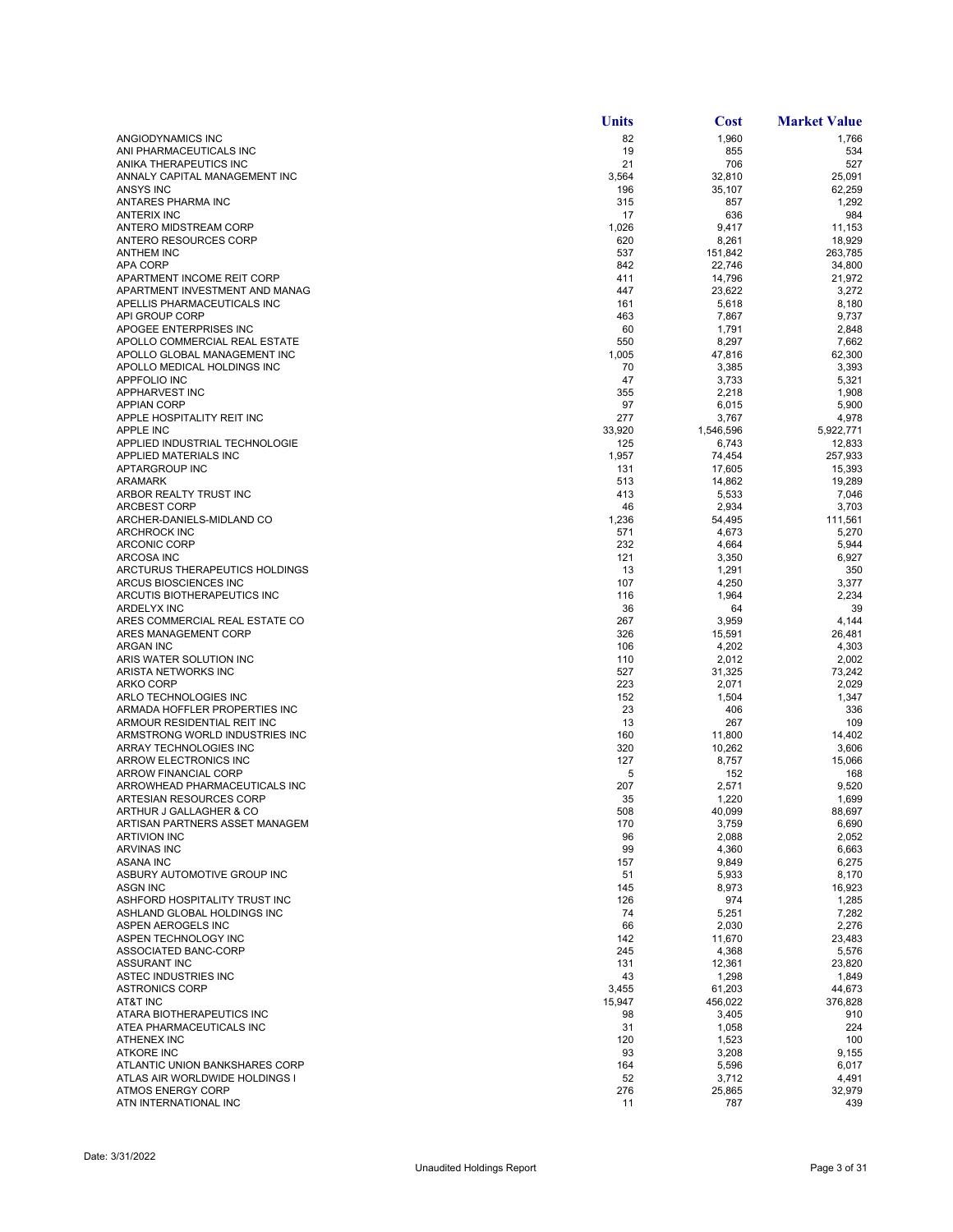| | Units | Cost | Market Value |
|---|---|---|---|
| ANGIODYNAMICS INC | 82 | 1,960 | 1,766 |
| ANI PHARMACEUTICALS INC | 19 | 855 | 534 |
| ANIKA THERAPEUTICS INC | 21 | 706 | 527 |
| ANNALY CAPITAL MANAGEMENT INC | 3,564 | 32,810 | 25,091 |
| ANSYS INC | 196 | 35,107 | 62,259 |
| ANTARES PHARMA INC | 315 | 857 | 1,292 |
| ANTERIX INC | 17 | 636 | 984 |
| ANTERO MIDSTREAM CORP | 1,026 | 9,417 | 11,153 |
| ANTERO RESOURCES CORP | 620 | 8,261 | 18,929 |
| ANTHEM INC | 537 | 151,842 | 263,785 |
| APA CORP | 842 | 22,746 | 34,800 |
| APARTMENT INCOME REIT CORP | 411 | 14,796 | 21,972 |
| APARTMENT INVESTMENT AND MANAG | 447 | 23,622 | 3,272 |
| APELLIS PHARMACEUTICALS INC | 161 | 5,618 | 8,180 |
| API GROUP CORP | 463 | 7,867 | 9,737 |
| APOGEE ENTERPRISES INC | 60 | 1,791 | 2,848 |
| APOLLO COMMERCIAL REAL ESTATE | 550 | 8,297 | 7,662 |
| APOLLO GLOBAL MANAGEMENT INC | 1,005 | 47,816 | 62,300 |
| APOLLO MEDICAL HOLDINGS INC | 70 | 3,385 | 3,393 |
| APPFOLIO INC | 47 | 3,733 | 5,321 |
| APPHARVEST INC | 355 | 2,218 | 1,908 |
| APPIAN CORP | 97 | 6,015 | 5,900 |
| APPLE HOSPITALITY REIT INC | 277 | 3,767 | 4,978 |
| APPLE INC | 33,920 | 1,546,596 | 5,922,771 |
| APPLIED INDUSTRIAL TECHNOLOGIE | 125 | 6,743 | 12,833 |
| APPLIED MATERIALS INC | 1,957 | 74,454 | 257,933 |
| APTARGROUP INC | 131 | 17,605 | 15,393 |
| ARAMARK | 513 | 14,862 | 19,289 |
| ARBOR REALTY TRUST INC | 413 | 5,533 | 7,046 |
| ARCBEST CORP | 46 | 2,934 | 3,703 |
| ARCHER-DANIELS-MIDLAND CO | 1,236 | 54,495 | 111,561 |
| ARCHROCK INC | 571 | 4,673 | 5,270 |
| ARCONIC CORP | 232 | 4,664 | 5,944 |
| ARCOSA INC | 121 | 3,350 | 6,927 |
| ARCTURUS THERAPEUTICS HOLDINGS | 13 | 1,291 | 350 |
| ARCUS BIOSCIENCES INC | 107 | 4,250 | 3,377 |
| ARCUTIS BIOTHERAPEUTICS INC | 116 | 1,964 | 2,234 |
| ARDELYX INC | 36 | 64 | 39 |
| ARES COMMERCIAL REAL ESTATE CO | 267 | 3,959 | 4,144 |
| ARES MANAGEMENT CORP | 326 | 15,591 | 26,481 |
| ARGAN INC | 106 | 4,202 | 4,303 |
| ARIS WATER SOLUTION INC | 110 | 2,012 | 2,002 |
| ARISTA NETWORKS INC | 527 | 31,325 | 73,242 |
| ARKO CORP | 223 | 2,071 | 2,029 |
| ARLO TECHNOLOGIES INC | 152 | 1,504 | 1,347 |
| ARMADA HOFFLER PROPERTIES INC | 23 | 406 | 336 |
| ARMOUR RESIDENTIAL REIT INC | 13 | 267 | 109 |
| ARMSTRONG WORLD INDUSTRIES INC | 160 | 11,800 | 14,402 |
| ARRAY TECHNOLOGIES INC | 320 | 10,262 | 3,606 |
| ARROW ELECTRONICS INC | 127 | 8,757 | 15,066 |
| ARROW FINANCIAL CORP | 5 | 152 | 168 |
| ARROWHEAD PHARMACEUTICALS INC | 207 | 2,571 | 9,520 |
| ARTESIAN RESOURCES CORP | 35 | 1,220 | 1,699 |
| ARTHUR J GALLAGHER & CO | 508 | 40,099 | 88,697 |
| ARTISAN PARTNERS ASSET MANAGEM | 170 | 3,759 | 6,690 |
| ARTIVION INC | 96 | 2,088 | 2,052 |
| ARVINAS INC | 99 | 4,360 | 6,663 |
| ASANA INC | 157 | 9,849 | 6,275 |
| ASBURY AUTOMOTIVE GROUP INC | 51 | 5,933 | 8,170 |
| ASGN INC | 145 | 8,973 | 16,923 |
| ASHFORD HOSPITALITY TRUST INC | 126 | 974 | 1,285 |
| ASHLAND GLOBAL HOLDINGS INC | 74 | 5,251 | 7,282 |
| ASPEN AEROGELS INC | 66 | 2,030 | 2,276 |
| ASPEN TECHNOLOGY INC | 142 | 11,670 | 23,483 |
| ASSOCIATED BANC-CORP | 245 | 4,368 | 5,576 |
| ASSURANT INC | 131 | 12,361 | 23,820 |
| ASTEC INDUSTRIES INC | 43 | 1,298 | 1,849 |
| ASTRONICS CORP | 3,455 | 61,203 | 44,673 |
| AT&T INC | 15,947 | 456,022 | 376,828 |
| ATARA BIOTHERAPEUTICS INC | 98 | 3,405 | 910 |
| ATEA PHARMACEUTICALS INC | 31 | 1,058 | 224 |
| ATHENEX INC | 120 | 1,523 | 100 |
| ATKORE INC | 93 | 3,208 | 9,155 |
| ATLANTIC UNION BANKSHARES CORP | 164 | 5,596 | 6,017 |
| ATLAS AIR WORLDWIDE HOLDINGS I | 52 | 3,712 | 4,491 |
| ATMOS ENERGY CORP | 276 | 25,865 | 32,979 |
| ATN INTERNATIONAL INC | 11 | 787 | 439 |

Date: 3/31/2022

Unaudited Holdings Report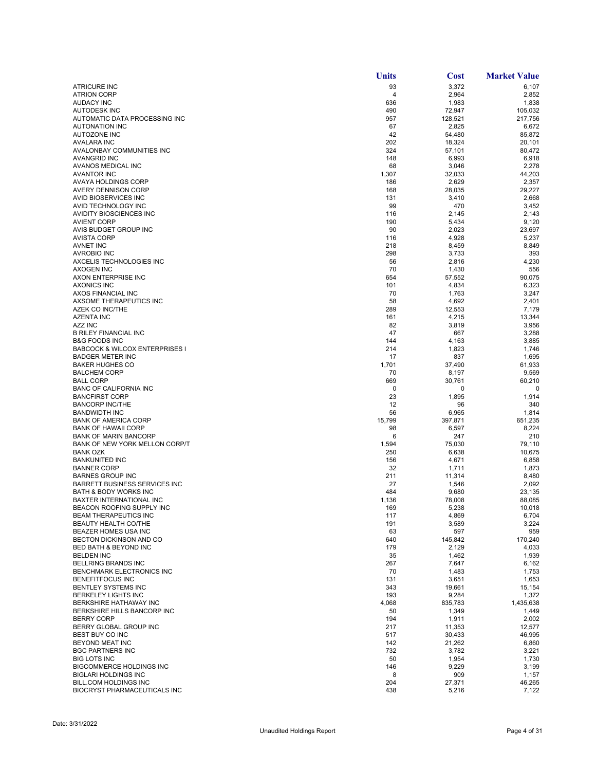| | Units | Cost | Market Value |
|---|---|---|---|
| ATRICURE INC | 93 | 3,372 | 6,107 |
| ATRION CORP | 4 | 2,964 | 2,852 |
| AUDACY INC | 636 | 1,983 | 1,838 |
| AUTODESK INC | 490 | 72,947 | 105,032 |
| AUTOMATIC DATA PROCESSING INC | 957 | 128,521 | 217,756 |
| AUTONATION INC | 67 | 2,825 | 6,672 |
| AUTOZONE INC | 42 | 54,480 | 85,872 |
| AVALARA INC | 202 | 18,324 | 20,101 |
| AVALONBAY COMMUNITIES INC | 324 | 57,101 | 80,472 |
| AVANGRID INC | 148 | 6,993 | 6,918 |
| AVANOS MEDICAL INC | 68 | 3,046 | 2,278 |
| AVANTOR INC | 1,307 | 32,033 | 44,203 |
| AVAYA HOLDINGS CORP | 186 | 2,629 | 2,357 |
| AVERY DENNISON CORP | 168 | 28,035 | 29,227 |
| AVID BIOSERVICES INC | 131 | 3,410 | 2,668 |
| AVID TECHNOLOGY INC | 99 | 470 | 3,452 |
| AVIDITY BIOSCIENCES INC | 116 | 2,145 | 2,143 |
| AVIENT CORP | 190 | 5,434 | 9,120 |
| AVIS BUDGET GROUP INC | 90 | 2,023 | 23,697 |
| AVISTA CORP | 116 | 4,928 | 5,237 |
| AVNET INC | 218 | 8,459 | 8,849 |
| AVROBIO INC | 298 | 3,733 | 393 |
| AXCELIS TECHNOLOGIES INC | 56 | 2,816 | 4,230 |
| AXOGEN INC | 70 | 1,430 | 556 |
| AXON ENTERPRISE INC | 654 | 57,552 | 90,075 |
| AXONICS INC | 101 | 4,834 | 6,323 |
| AXOS FINANCIAL INC | 70 | 1,763 | 3,247 |
| AXSOME THERAPEUTICS INC | 58 | 4,692 | 2,401 |
| AZEK CO INC/THE | 289 | 12,553 | 7,179 |
| AZENTA INC | 161 | 4,215 | 13,344 |
| AZZ INC | 82 | 3,819 | 3,956 |
| B RILEY FINANCIAL INC | 47 | 667 | 3,288 |
| B&G FOODS INC | 144 | 4,163 | 3,885 |
| BABCOCK & WILCOX ENTERPRISES I | 214 | 1,823 | 1,746 |
| BADGER METER INC | 17 | 837 | 1,695 |
| BAKER HUGHES CO | 1,701 | 37,490 | 61,933 |
| BALCHEM CORP | 70 | 8,197 | 9,569 |
| BALL CORP | 669 | 30,761 | 60,210 |
| BANC OF CALIFORNIA INC | 0 | 0 | 0 |
| BANCFIRST CORP | 23 | 1,895 | 1,914 |
| BANCORP INC/THE | 12 | 96 | 340 |
| BANDWIDTH INC | 56 | 6,965 | 1,814 |
| BANK OF AMERICA CORP | 15,799 | 397,871 | 651,235 |
| BANK OF HAWAII CORP | 98 | 6,597 | 8,224 |
| BANK OF MARIN BANCORP | 6 | 247 | 210 |
| BANK OF NEW YORK MELLON CORP/T | 1,594 | 75,030 | 79,110 |
| BANK OZK | 250 | 6,638 | 10,675 |
| BANKUNITED INC | 156 | 4,671 | 6,858 |
| BANNER CORP | 32 | 1,711 | 1,873 |
| BARNES GROUP INC | 211 | 11,314 | 8,480 |
| BARRETT BUSINESS SERVICES INC | 27 | 1,546 | 2,092 |
| BATH & BODY WORKS INC | 484 | 9,680 | 23,135 |
| BAXTER INTERNATIONAL INC | 1,136 | 78,008 | 88,085 |
| BEACON ROOFING SUPPLY INC | 169 | 5,238 | 10,018 |
| BEAM THERAPEUTICS INC | 117 | 4,869 | 6,704 |
| BEAUTY HEALTH CO/THE | 191 | 3,589 | 3,224 |
| BEAZER HOMES USA INC | 63 | 597 | 959 |
| BECTON DICKINSON AND CO | 640 | 145,842 | 170,240 |
| BED BATH & BEYOND INC | 179 | 2,129 | 4,033 |
| BELDEN INC | 35 | 1,462 | 1,939 |
| BELLRING BRANDS INC | 267 | 7,647 | 6,162 |
| BENCHMARK ELECTRONICS INC | 70 | 1,483 | 1,753 |
| BENEFITFOCUS INC | 131 | 3,651 | 1,653 |
| BENTLEY SYSTEMS INC | 343 | 19,661 | 15,154 |
| BERKELEY LIGHTS INC | 193 | 9,284 | 1,372 |
| BERKSHIRE HATHAWAY INC | 4,068 | 835,783 | 1,435,638 |
| BERKSHIRE HILLS BANCORP INC | 50 | 1,349 | 1,449 |
| BERRY CORP | 194 | 1,911 | 2,002 |
| BERRY GLOBAL GROUP INC | 217 | 11,353 | 12,577 |
| BEST BUY CO INC | 517 | 30,433 | 46,995 |
| BEYOND MEAT INC | 142 | 21,262 | 6,860 |
| BGC PARTNERS INC | 732 | 3,782 | 3,221 |
| BIG LOTS INC | 50 | 1,954 | 1,730 |
| BIGCOMMERCE HOLDINGS INC | 146 | 9,229 | 3,199 |
| BIGLARI HOLDINGS INC | 8 | 909 | 1,157 |
| BILL.COM HOLDINGS INC | 204 | 27,371 | 46,265 |
| BIOCRYST PHARMACEUTICALS INC | 438 | 5,216 | 7,122 |

Date: 3/31/2022

Unaudited Holdings Report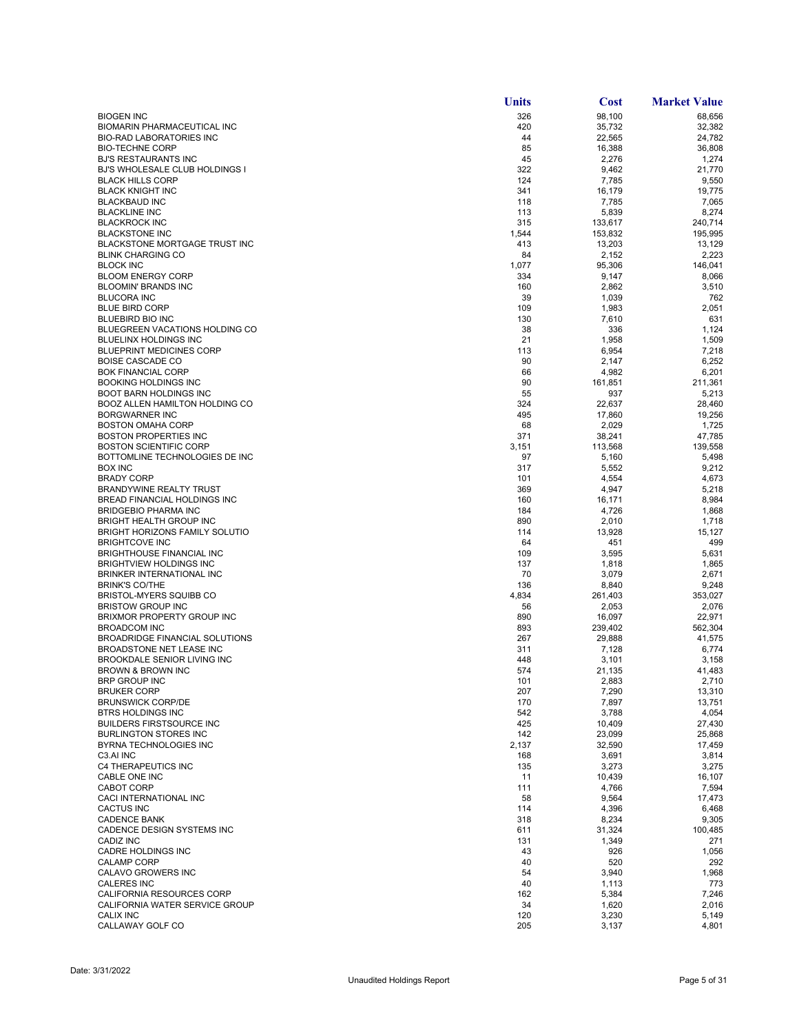|  | Units | Cost | Market Value |
|---|---|---|---|
| BIOGEN INC | 326 | 98,100 | 68,656 |
| BIOMARIN PHARMACEUTICAL INC | 420 | 35,732 | 32,382 |
| BIO-RAD LABORATORIES INC | 44 | 22,565 | 24,782 |
| BIO-TECHNE CORP | 85 | 16,388 | 36,808 |
| BJ'S RESTAURANTS INC | 45 | 2,276 | 1,274 |
| BJ'S WHOLESALE CLUB HOLDINGS I | 322 | 9,462 | 21,770 |
| BLACK HILLS CORP | 124 | 7,785 | 9,550 |
| BLACK KNIGHT INC | 341 | 16,179 | 19,775 |
| BLACKBAUD INC | 118 | 7,785 | 7,065 |
| BLACKLINE INC | 113 | 5,839 | 8,274 |
| BLACKROCK INC | 315 | 133,617 | 240,714 |
| BLACKSTONE INC | 1,544 | 153,832 | 195,995 |
| BLACKSTONE MORTGAGE TRUST INC | 413 | 13,203 | 13,129 |
| BLINK CHARGING CO | 84 | 2,152 | 2,223 |
| BLOCK INC | 1,077 | 95,306 | 146,041 |
| BLOOM ENERGY CORP | 334 | 9,147 | 8,066 |
| BLOOMIN' BRANDS INC | 160 | 2,862 | 3,510 |
| BLUCORA INC | 39 | 1,039 | 762 |
| BLUE BIRD CORP | 109 | 1,983 | 2,051 |
| BLUEBIRD BIO INC | 130 | 7,610 | 631 |
| BLUEGREEN VACATIONS HOLDING CO | 38 | 336 | 1,124 |
| BLUELINX HOLDINGS INC | 21 | 1,958 | 1,509 |
| BLUEPRINT MEDICINES CORP | 113 | 6,954 | 7,218 |
| BOISE CASCADE CO | 90 | 2,147 | 6,252 |
| BOK FINANCIAL CORP | 66 | 4,982 | 6,201 |
| BOOKING HOLDINGS INC | 90 | 161,851 | 211,361 |
| BOOT BARN HOLDINGS INC | 55 | 937 | 5,213 |
| BOOZ ALLEN HAMILTON HOLDING CO | 324 | 22,637 | 28,460 |
| BORGWARNER INC | 495 | 17,860 | 19,256 |
| BOSTON OMAHA CORP | 68 | 2,029 | 1,725 |
| BOSTON PROPERTIES INC | 371 | 38,241 | 47,785 |
| BOSTON SCIENTIFIC CORP | 3,151 | 113,568 | 139,558 |
| BOTTOMLINE TECHNOLOGIES DE INC | 97 | 5,160 | 5,498 |
| BOX INC | 317 | 5,552 | 9,212 |
| BRADY CORP | 101 | 4,554 | 4,673 |
| BRANDYWINE REALTY TRUST | 369 | 4,947 | 5,218 |
| BREAD FINANCIAL HOLDINGS INC | 160 | 16,171 | 8,984 |
| BRIDGEBIO PHARMA INC | 184 | 4,726 | 1,868 |
| BRIGHT HEALTH GROUP INC | 890 | 2,010 | 1,718 |
| BRIGHT HORIZONS FAMILY SOLUTIO | 114 | 13,928 | 15,127 |
| BRIGHTCOVE INC | 64 | 451 | 499 |
| BRIGHTHOUSE FINANCIAL INC | 109 | 3,595 | 5,631 |
| BRIGHTVIEW HOLDINGS INC | 137 | 1,818 | 1,865 |
| BRINKER INTERNATIONAL INC | 70 | 3,079 | 2,671 |
| BRINK'S CO/THE | 136 | 8,840 | 9,248 |
| BRISTOL-MYERS SQUIBB CO | 4,834 | 261,403 | 353,027 |
| BRISTOW GROUP INC | 56 | 2,053 | 2,076 |
| BRIXMOR PROPERTY GROUP INC | 890 | 16,097 | 22,971 |
| BROADCOM INC | 893 | 239,402 | 562,304 |
| BROADRIDGE FINANCIAL SOLUTIONS | 267 | 29,888 | 41,575 |
| BROADSTONE NET LEASE INC | 311 | 7,128 | 6,774 |
| BROOKDALE SENIOR LIVING INC | 448 | 3,101 | 3,158 |
| BROWN & BROWN INC | 574 | 21,135 | 41,483 |
| BRP GROUP INC | 101 | 2,883 | 2,710 |
| BRUKER CORP | 207 | 7,290 | 13,310 |
| BRUNSWICK CORP/DE | 170 | 7,897 | 13,751 |
| BTRS HOLDINGS INC | 542 | 3,788 | 4,054 |
| BUILDERS FIRSTSOURCE INC | 425 | 10,409 | 27,430 |
| BURLINGTON STORES INC | 142 | 23,099 | 25,868 |
| BYRNA TECHNOLOGIES INC | 2,137 | 32,590 | 17,459 |
| C3.AI INC | 168 | 3,691 | 3,814 |
| C4 THERAPEUTICS INC | 135 | 3,273 | 3,275 |
| CABLE ONE INC | 11 | 10,439 | 16,107 |
| CABOT CORP | 111 | 4,766 | 7,594 |
| CACI INTERNATIONAL INC | 58 | 9,564 | 17,473 |
| CACTUS INC | 114 | 4,396 | 6,468 |
| CADENCE BANK | 318 | 8,234 | 9,305 |
| CADENCE DESIGN SYSTEMS INC | 611 | 31,324 | 100,485 |
| CADIZ INC | 131 | 1,349 | 271 |
| CADRE HOLDINGS INC | 43 | 926 | 1,056 |
| CALAMP CORP | 40 | 520 | 292 |
| CALAVO GROWERS INC | 54 | 3,940 | 1,968 |
| CALERES INC | 40 | 1,113 | 773 |
| CALIFORNIA RESOURCES CORP | 162 | 5,384 | 7,246 |
| CALIFORNIA WATER SERVICE GROUP | 34 | 1,620 | 2,016 |
| CALIX INC | 120 | 3,230 | 5,149 |
| CALLAWAY GOLF CO | 205 | 3,137 | 4,801 |

Date: 3/31/2022

Unaudited Holdings Report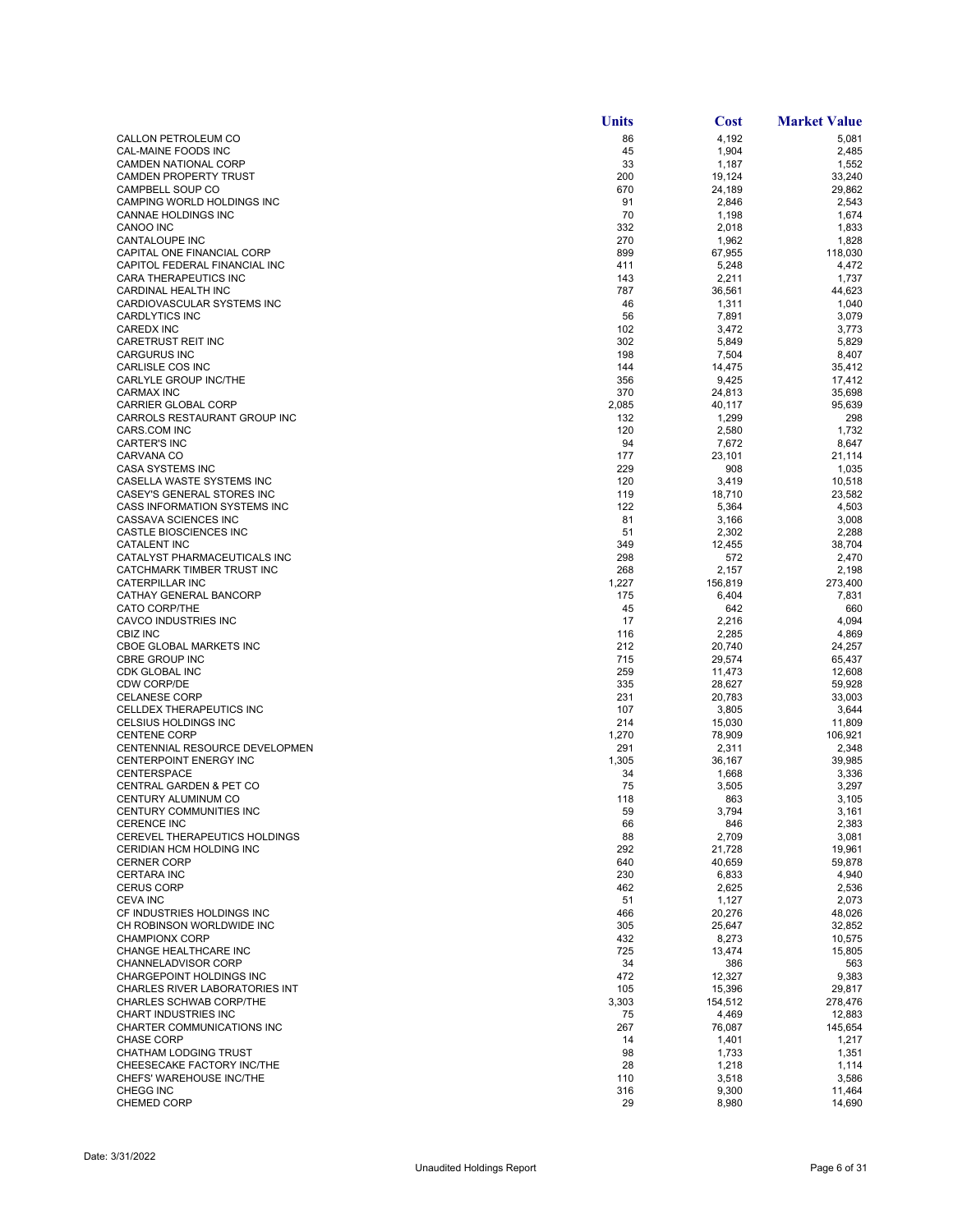|  | Units | Cost | Market Value |
|---|---|---|---|
| CALLON PETROLEUM CO | 86 | 4,192 | 5,081 |
| CAL-MAINE FOODS INC | 45 | 1,904 | 2,485 |
| CAMDEN NATIONAL CORP | 33 | 1,187 | 1,552 |
| CAMDEN PROPERTY TRUST | 200 | 19,124 | 33,240 |
| CAMPBELL SOUP CO | 670 | 24,189 | 29,862 |
| CAMPING WORLD HOLDINGS INC | 91 | 2,846 | 2,543 |
| CANNAE HOLDINGS INC | 70 | 1,198 | 1,674 |
| CANOO INC | 332 | 2,018 | 1,833 |
| CANTALOUPE INC | 270 | 1,962 | 1,828 |
| CAPITAL ONE FINANCIAL CORP | 899 | 67,955 | 118,030 |
| CAPITOL FEDERAL FINANCIAL INC | 411 | 5,248 | 4,472 |
| CARA THERAPEUTICS INC | 143 | 2,211 | 1,737 |
| CARDINAL HEALTH INC | 787 | 36,561 | 44,623 |
| CARDIOVASCULAR SYSTEMS INC | 46 | 1,311 | 1,040 |
| CARDLYTICS INC | 56 | 7,891 | 3,079 |
| CAREDX INC | 102 | 3,472 | 3,773 |
| CARETRUST REIT INC | 302 | 5,849 | 5,829 |
| CARGURUS INC | 198 | 7,504 | 8,407 |
| CARLISLE COS INC | 144 | 14,475 | 35,412 |
| CARLYLE GROUP INC/THE | 356 | 9,425 | 17,412 |
| CARMAX INC | 370 | 24,813 | 35,698 |
| CARRIER GLOBAL CORP | 2,085 | 40,117 | 95,639 |
| CARROLS RESTAURANT GROUP INC | 132 | 1,299 | 298 |
| CARS.COM INC | 120 | 2,580 | 1,732 |
| CARTER'S INC | 94 | 7,672 | 8,647 |
| CARVANA CO | 177 | 23,101 | 21,114 |
| CASA SYSTEMS INC | 229 | 908 | 1,035 |
| CASELLA WASTE SYSTEMS INC | 120 | 3,419 | 10,518 |
| CASEY'S GENERAL STORES INC | 119 | 18,710 | 23,582 |
| CASS INFORMATION SYSTEMS INC | 122 | 5,364 | 4,503 |
| CASSAVA SCIENCES INC | 81 | 3,166 | 3,008 |
| CASTLE BIOSCIENCES INC | 51 | 2,302 | 2,288 |
| CATALENT INC | 349 | 12,455 | 38,704 |
| CATALYST PHARMACEUTICALS INC | 298 | 572 | 2,470 |
| CATCHMARK TIMBER TRUST INC | 268 | 2,157 | 2,198 |
| CATERPILLAR INC | 1,227 | 156,819 | 273,400 |
| CATHAY GENERAL BANCORP | 175 | 6,404 | 7,831 |
| CATO CORP/THE | 45 | 642 | 660 |
| CAVCO INDUSTRIES INC | 17 | 2,216 | 4,094 |
| CBIZ INC | 116 | 2,285 | 4,869 |
| CBOE GLOBAL MARKETS INC | 212 | 20,740 | 24,257 |
| CBRE GROUP INC | 715 | 29,574 | 65,437 |
| CDK GLOBAL INC | 259 | 11,473 | 12,608 |
| CDW CORP/DE | 335 | 28,627 | 59,928 |
| CELANESE CORP | 231 | 20,783 | 33,003 |
| CELLDEX THERAPEUTICS INC | 107 | 3,805 | 3,644 |
| CELSIUS HOLDINGS INC | 214 | 15,030 | 11,809 |
| CENTENE CORP | 1,270 | 78,909 | 106,921 |
| CENTENNIAL RESOURCE DEVELOPMEN | 291 | 2,311 | 2,348 |
| CENTERPOINT ENERGY INC | 1,305 | 36,167 | 39,985 |
| CENTERSPACE | 34 | 1,668 | 3,336 |
| CENTRAL GARDEN & PET CO | 75 | 3,505 | 3,297 |
| CENTURY ALUMINUM CO | 118 | 863 | 3,105 |
| CENTURY COMMUNITIES INC | 59 | 3,794 | 3,161 |
| CERENCE INC | 66 | 846 | 2,383 |
| CEREVEL THERAPEUTICS HOLDINGS | 88 | 2,709 | 3,081 |
| CERIDIAN HCM HOLDING INC | 292 | 21,728 | 19,961 |
| CERNER CORP | 640 | 40,659 | 59,878 |
| CERTARA INC | 230 | 6,833 | 4,940 |
| CERUS CORP | 462 | 2,625 | 2,536 |
| CEVA INC | 51 | 1,127 | 2,073 |
| CF INDUSTRIES HOLDINGS INC | 466 | 20,276 | 48,026 |
| CH ROBINSON WORLDWIDE INC | 305 | 25,647 | 32,852 |
| CHAMPIONX CORP | 432 | 8,273 | 10,575 |
| CHANGE HEALTHCARE INC | 725 | 13,474 | 15,805 |
| CHANNELADVISOR CORP | 34 | 386 | 563 |
| CHARGEPOINT HOLDINGS INC | 472 | 12,327 | 9,383 |
| CHARLES RIVER LABORATORIES INT | 105 | 15,396 | 29,817 |
| CHARLES SCHWAB CORP/THE | 3,303 | 154,512 | 278,476 |
| CHART INDUSTRIES INC | 75 | 4,469 | 12,883 |
| CHARTER COMMUNICATIONS INC | 267 | 76,087 | 145,654 |
| CHASE CORP | 14 | 1,401 | 1,217 |
| CHATHAM LODGING TRUST | 98 | 1,733 | 1,351 |
| CHEESECAKE FACTORY INC/THE | 28 | 1,218 | 1,114 |
| CHEFS' WAREHOUSE INC/THE | 110 | 3,518 | 3,586 |
| CHEGG INC | 316 | 9,300 | 11,464 |
| CHEMED CORP | 29 | 8,980 | 14,690 |

Date: 3/31/2022

Unaudited Holdings Report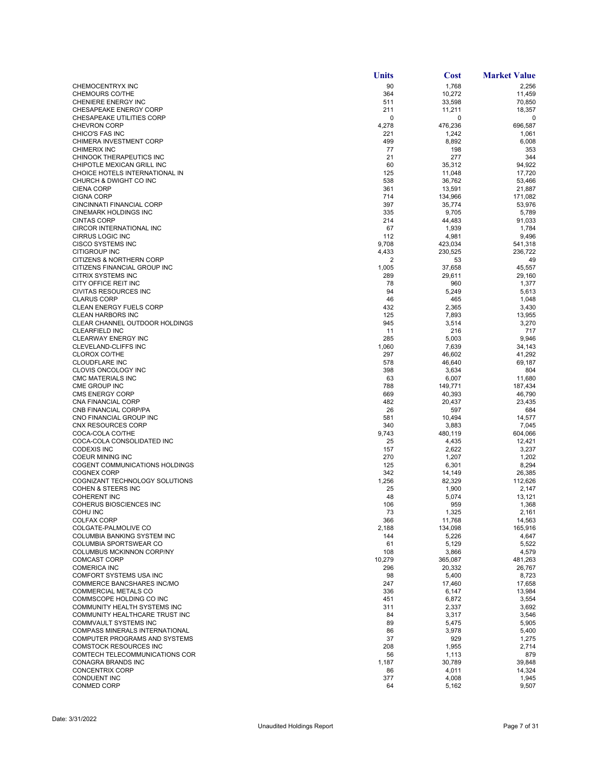| | Units | Cost | Market Value |
|---|---|---|---|
| CHEMOCENTRYX INC | 90 | 1,768 | 2,256 |
| CHEMOURS CO/THE | 364 | 10,272 | 11,459 |
| CHENIERE ENERGY INC | 511 | 33,598 | 70,850 |
| CHESAPEAKE ENERGY CORP | 211 | 11,211 | 18,357 |
| CHESAPEAKE UTILITIES CORP | 0 | 0 | 0 |
| CHEVRON CORP | 4,278 | 476,236 | 696,587 |
| CHICO'S FAS INC | 221 | 1,242 | 1,061 |
| CHIMERA INVESTMENT CORP | 499 | 8,892 | 6,008 |
| CHIMERIX INC | 77 | 198 | 353 |
| CHINOOK THERAPEUTICS INC | 21 | 277 | 344 |
| CHIPOTLE MEXICAN GRILL INC | 60 | 35,312 | 94,922 |
| CHOICE HOTELS INTERNATIONAL IN | 125 | 11,048 | 17,720 |
| CHURCH & DWIGHT CO INC | 538 | 36,762 | 53,466 |
| CIENA CORP | 361 | 13,591 | 21,887 |
| CIGNA CORP | 714 | 134,966 | 171,082 |
| CINCINNATI FINANCIAL CORP | 397 | 35,774 | 53,976 |
| CINEMARK HOLDINGS INC | 335 | 9,705 | 5,789 |
| CINTAS CORP | 214 | 44,483 | 91,033 |
| CIRCOR INTERNATIONAL INC | 67 | 1,939 | 1,784 |
| CIRRUS LOGIC INC | 112 | 4,981 | 9,496 |
| CISCO SYSTEMS INC | 9,708 | 423,034 | 541,318 |
| CITIGROUP INC | 4,433 | 230,525 | 236,722 |
| CITIZENS & NORTHERN CORP | 2 | 53 | 49 |
| CITIZENS FINANCIAL GROUP INC | 1,005 | 37,658 | 45,557 |
| CITRIX SYSTEMS INC | 289 | 29,611 | 29,160 |
| CITY OFFICE REIT INC | 78 | 960 | 1,377 |
| CIVITAS RESOURCES INC | 94 | 5,249 | 5,613 |
| CLARUS CORP | 46 | 465 | 1,048 |
| CLEAN ENERGY FUELS CORP | 432 | 2,365 | 3,430 |
| CLEAN HARBORS INC | 125 | 7,893 | 13,955 |
| CLEAR CHANNEL OUTDOOR HOLDINGS | 945 | 3,514 | 3,270 |
| CLEARFIELD INC | 11 | 216 | 717 |
| CLEARWAY ENERGY INC | 285 | 5,003 | 9,946 |
| CLEVELAND-CLIFFS INC | 1,060 | 7,639 | 34,143 |
| CLOROX CO/THE | 297 | 46,602 | 41,292 |
| CLOUDFLARE INC | 578 | 46,640 | 69,187 |
| CLOVIS ONCOLOGY INC | 398 | 3,634 | 804 |
| CMC MATERIALS INC | 63 | 6,007 | 11,680 |
| CME GROUP INC | 788 | 149,771 | 187,434 |
| CMS ENERGY CORP | 669 | 40,393 | 46,790 |
| CNA FINANCIAL CORP | 482 | 20,437 | 23,435 |
| CNB FINANCIAL CORP/PA | 26 | 597 | 684 |
| CNO FINANCIAL GROUP INC | 581 | 10,494 | 14,577 |
| CNX RESOURCES CORP | 340 | 3,883 | 7,045 |
| COCA-COLA CO/THE | 9,743 | 480,119 | 604,066 |
| COCA-COLA CONSOLIDATED INC | 25 | 4,435 | 12,421 |
| CODEXIS INC | 157 | 2,622 | 3,237 |
| COEUR MINING INC | 270 | 1,207 | 1,202 |
| COGENT COMMUNICATIONS HOLDINGS | 125 | 6,301 | 8,294 |
| COGNEX CORP | 342 | 14,149 | 26,385 |
| COGNIZANT TECHNOLOGY SOLUTIONS | 1,256 | 82,329 | 112,626 |
| COHEN & STEERS INC | 25 | 1,900 | 2,147 |
| COHERENT INC | 48 | 5,074 | 13,121 |
| COHERUS BIOSCIENCES INC | 106 | 959 | 1,368 |
| COHU INC | 73 | 1,325 | 2,161 |
| COLFAX CORP | 366 | 11,768 | 14,563 |
| COLGATE-PALMOLIVE CO | 2,188 | 134,098 | 165,916 |
| COLUMBIA BANKING SYSTEM INC | 144 | 5,226 | 4,647 |
| COLUMBIA SPORTSWEAR CO | 61 | 5,129 | 5,522 |
| COLUMBUS MCKINNON CORP/NY | 108 | 3,866 | 4,579 |
| COMCAST CORP | 10,279 | 365,087 | 481,263 |
| COMERICA INC | 296 | 20,332 | 26,767 |
| COMFORT SYSTEMS USA INC | 98 | 5,400 | 8,723 |
| COMMERCE BANCSHARES INC/MO | 247 | 17,460 | 17,658 |
| COMMERCIAL METALS CO | 336 | 6,147 | 13,984 |
| COMMSCOPE HOLDING CO INC | 451 | 6,872 | 3,554 |
| COMMUNITY HEALTH SYSTEMS INC | 311 | 2,337 | 3,692 |
| COMMUNITY HEALTHCARE TRUST INC | 84 | 3,317 | 3,546 |
| COMMVAULT SYSTEMS INC | 89 | 5,475 | 5,905 |
| COMPASS MINERALS INTERNATIONAL | 86 | 3,978 | 5,400 |
| COMPUTER PROGRAMS AND SYSTEMS | 37 | 929 | 1,275 |
| COMSTOCK RESOURCES INC | 208 | 1,955 | 2,714 |
| COMTECH TELECOMMUNICATIONS COR | 56 | 1,113 | 879 |
| CONAGRA BRANDS INC | 1,187 | 30,789 | 39,848 |
| CONCENTRIX CORP | 86 | 4,011 | 14,324 |
| CONDUENT INC | 377 | 4,008 | 1,945 |
| CONMED CORP | 64 | 5,162 | 9,507 |

Date: 3/31/2022

Unaudited Holdings Report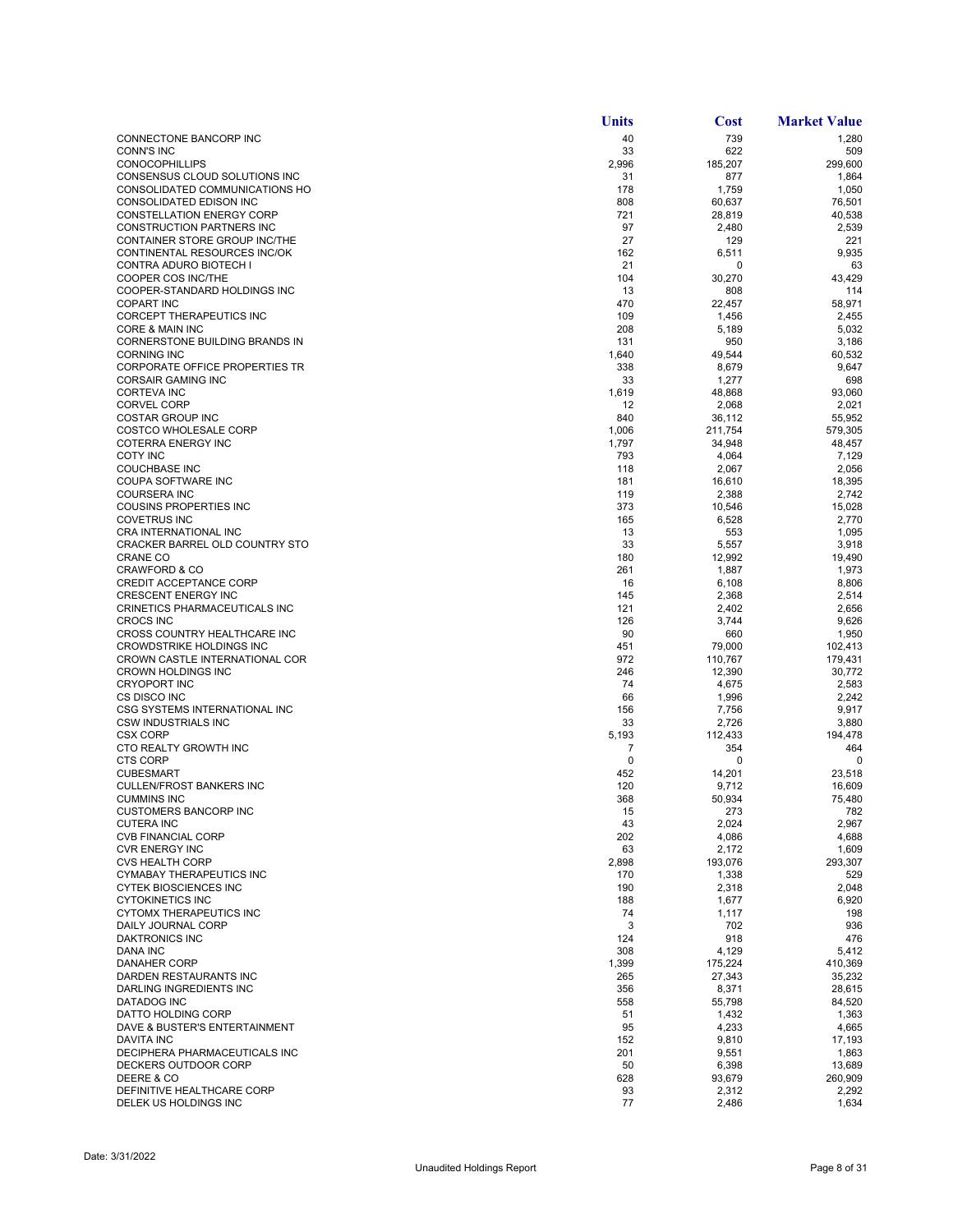|  | Units | Cost | Market Value |
|---|---|---|---|
| CONNECTONE BANCORP INC | 40 | 739 | 1,280 |
| CONN'S INC | 33 | 622 | 509 |
| CONOCOPHILLIPS | 2,996 | 185,207 | 299,600 |
| CONSENSUS CLOUD SOLUTIONS INC | 31 | 877 | 1,864 |
| CONSOLIDATED COMMUNICATIONS HO | 178 | 1,759 | 1,050 |
| CONSOLIDATED EDISON INC | 808 | 60,637 | 76,501 |
| CONSTELLATION ENERGY CORP | 721 | 28,819 | 40,538 |
| CONSTRUCTION PARTNERS INC | 97 | 2,480 | 2,539 |
| CONTAINER STORE GROUP INC/THE | 27 | 129 | 221 |
| CONTINENTAL RESOURCES INC/OK | 162 | 6,511 | 9,935 |
| CONTRA ADURO BIOTECH I | 21 | 0 | 63 |
| COOPER COS INC/THE | 104 | 30,270 | 43,429 |
| COOPER-STANDARD HOLDINGS INC | 13 | 808 | 114 |
| COPART INC | 470 | 22,457 | 58,971 |
| CORCEPT THERAPEUTICS INC | 109 | 1,456 | 2,455 |
| CORE & MAIN INC | 208 | 5,189 | 5,032 |
| CORNERSTONE BUILDING BRANDS IN | 131 | 950 | 3,186 |
| CORNING INC | 1,640 | 49,544 | 60,532 |
| CORPORATE OFFICE PROPERTIES TR | 338 | 8,679 | 9,647 |
| CORSAIR GAMING INC | 33 | 1,277 | 698 |
| CORTEVA INC | 1,619 | 48,868 | 93,060 |
| CORVEL CORP | 12 | 2,068 | 2,021 |
| COSTAR GROUP INC | 840 | 36,112 | 55,952 |
| COSTCO WHOLESALE CORP | 1,006 | 211,754 | 579,305 |
| COTERRA ENERGY INC | 1,797 | 34,948 | 48,457 |
| COTY INC | 793 | 4,064 | 7,129 |
| COUCHBASE INC | 118 | 2,067 | 2,056 |
| COUPA SOFTWARE INC | 181 | 16,610 | 18,395 |
| COURSERA INC | 119 | 2,388 | 2,742 |
| COUSINS PROPERTIES INC | 373 | 10,546 | 15,028 |
| COVETRUS INC | 165 | 6,528 | 2,770 |
| CRA INTERNATIONAL INC | 13 | 553 | 1,095 |
| CRACKER BARREL OLD COUNTRY STO | 33 | 5,557 | 3,918 |
| CRANE CO | 180 | 12,992 | 19,490 |
| CRAWFORD & CO | 261 | 1,887 | 1,973 |
| CREDIT ACCEPTANCE CORP | 16 | 6,108 | 8,806 |
| CRESCENT ENERGY INC | 145 | 2,368 | 2,514 |
| CRINETICS PHARMACEUTICALS INC | 121 | 2,402 | 2,656 |
| CROCS INC | 126 | 3,744 | 9,626 |
| CROSS COUNTRY HEALTHCARE INC | 90 | 660 | 1,950 |
| CROWDSTRIKE HOLDINGS INC | 451 | 79,000 | 102,413 |
| CROWN CASTLE INTERNATIONAL COR | 972 | 110,767 | 179,431 |
| CROWN HOLDINGS INC | 246 | 12,390 | 30,772 |
| CRYOPORT INC | 74 | 4,675 | 2,583 |
| CS DISCO INC | 66 | 1,996 | 2,242 |
| CSG SYSTEMS INTERNATIONAL INC | 156 | 7,756 | 9,917 |
| CSW INDUSTRIALS INC | 33 | 2,726 | 3,880 |
| CSX CORP | 5,193 | 112,433 | 194,478 |
| CTO REALTY GROWTH INC | 7 | 354 | 464 |
| CTS CORP | 0 | 0 | 0 |
| CUBESMART | 452 | 14,201 | 23,518 |
| CULLEN/FROST BANKERS INC | 120 | 9,712 | 16,609 |
| CUMMINS INC | 368 | 50,934 | 75,480 |
| CUSTOMERS BANCORP INC | 15 | 273 | 782 |
| CUTERA INC | 43 | 2,024 | 2,967 |
| CVB FINANCIAL CORP | 202 | 4,086 | 4,688 |
| CVR ENERGY INC | 63 | 2,172 | 1,609 |
| CVS HEALTH CORP | 2,898 | 193,076 | 293,307 |
| CYMABAY THERAPEUTICS INC | 170 | 1,338 | 529 |
| CYTEK BIOSCIENCES INC | 190 | 2,318 | 2,048 |
| CYTOKINETICS INC | 188 | 1,677 | 6,920 |
| CYTOMX THERAPEUTICS INC | 74 | 1,117 | 198 |
| DAILY JOURNAL CORP | 3 | 702 | 936 |
| DAKTRONICS INC | 124 | 918 | 476 |
| DANA INC | 308 | 4,129 | 5,412 |
| DANAHER CORP | 1,399 | 175,224 | 410,369 |
| DARDEN RESTAURANTS INC | 265 | 27,343 | 35,232 |
| DARLING INGREDIENTS INC | 356 | 8,371 | 28,615 |
| DATADOG INC | 558 | 55,798 | 84,520 |
| DATTO HOLDING CORP | 51 | 1,432 | 1,363 |
| DAVE & BUSTER'S ENTERTAINMENT | 95 | 4,233 | 4,665 |
| DAVITA INC | 152 | 9,810 | 17,193 |
| DECIPHERA PHARMACEUTICALS INC | 201 | 9,551 | 1,863 |
| DECKERS OUTDOOR CORP | 50 | 6,398 | 13,689 |
| DEERE & CO | 628 | 93,679 | 260,909 |
| DEFINITIVE HEALTHCARE CORP | 93 | 2,312 | 2,292 |
| DELEK US HOLDINGS INC | 77 | 2,486 | 1,634 |

Date: 3/31/2022

Unaudited Holdings Report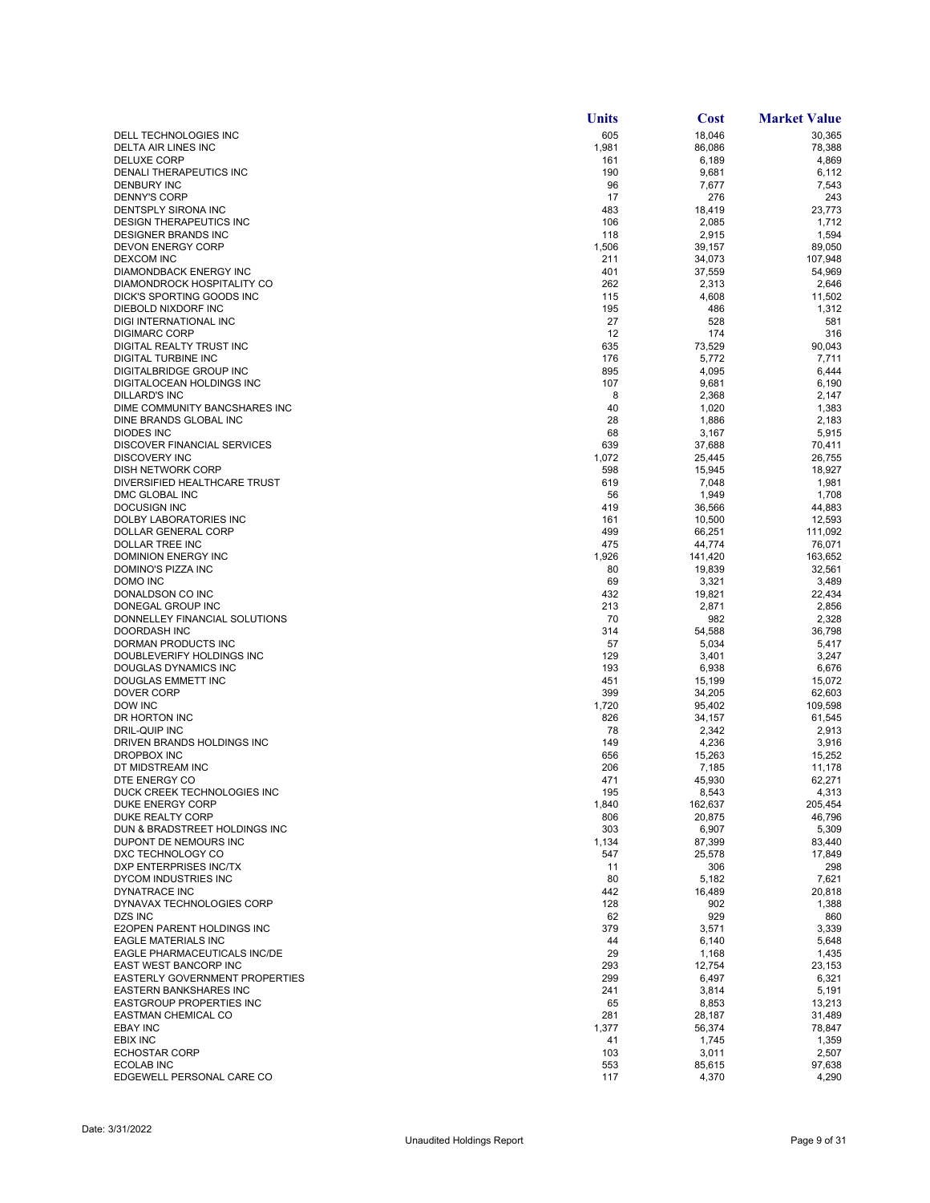| | Units | Cost | Market Value |
|---|---|---|---|
| DELL TECHNOLOGIES INC | 605 | 18,046 | 30,365 |
| DELTA AIR LINES INC | 1,981 | 86,086 | 78,388 |
| DELUXE CORP | 161 | 6,189 | 4,869 |
| DENALI THERAPEUTICS INC | 190 | 9,681 | 6,112 |
| DENBURY INC | 96 | 7,677 | 7,543 |
| DENNY'S CORP | 17 | 276 | 243 |
| DENTSPLY SIRONA INC | 483 | 18,419 | 23,773 |
| DESIGN THERAPEUTICS INC | 106 | 2,085 | 1,712 |
| DESIGNER BRANDS INC | 118 | 2,915 | 1,594 |
| DEVON ENERGY CORP | 1,506 | 39,157 | 89,050 |
| DEXCOM INC | 211 | 34,073 | 107,948 |
| DIAMONDBACK ENERGY INC | 401 | 37,559 | 54,969 |
| DIAMONDROCK HOSPITALITY CO | 262 | 2,313 | 2,646 |
| DICK'S SPORTING GOODS INC | 115 | 4,608 | 11,502 |
| DIEBOLD NIXDORF INC | 195 | 486 | 1,312 |
| DIGI INTERNATIONAL INC | 27 | 528 | 581 |
| DIGIMARC CORP | 12 | 174 | 316 |
| DIGITAL REALTY TRUST INC | 635 | 73,529 | 90,043 |
| DIGITAL TURBINE INC | 176 | 5,772 | 7,711 |
| DIGITALBRIDGE GROUP INC | 895 | 4,095 | 6,444 |
| DIGITALOCEAN HOLDINGS INC | 107 | 9,681 | 6,190 |
| DILLARD'S INC | 8 | 2,368 | 2,147 |
| DIME COMMUNITY BANCSHARES INC | 40 | 1,020 | 1,383 |
| DINE BRANDS GLOBAL INC | 28 | 1,886 | 2,183 |
| DIODES INC | 68 | 3,167 | 5,915 |
| DISCOVER FINANCIAL SERVICES | 639 | 37,688 | 70,411 |
| DISCOVERY INC | 1,072 | 25,445 | 26,755 |
| DISH NETWORK CORP | 598 | 15,945 | 18,927 |
| DIVERSIFIED HEALTHCARE TRUST | 619 | 7,048 | 1,981 |
| DMC GLOBAL INC | 56 | 1,949 | 1,708 |
| DOCUSIGN INC | 419 | 36,566 | 44,883 |
| DOLBY LABORATORIES INC | 161 | 10,500 | 12,593 |
| DOLLAR GENERAL CORP | 499 | 66,251 | 111,092 |
| DOLLAR TREE INC | 475 | 44,774 | 76,071 |
| DOMINION ENERGY INC | 1,926 | 141,420 | 163,652 |
| DOMINO'S PIZZA INC | 80 | 19,839 | 32,561 |
| DOMO INC | 69 | 3,321 | 3,489 |
| DONALDSON CO INC | 432 | 19,821 | 22,434 |
| DONEGAL GROUP INC | 213 | 2,871 | 2,856 |
| DONNELLEY FINANCIAL SOLUTIONS | 70 | 982 | 2,328 |
| DOORDASH INC | 314 | 54,588 | 36,798 |
| DORMAN PRODUCTS INC | 57 | 5,034 | 5,417 |
| DOUBLEVERIFY HOLDINGS INC | 129 | 3,401 | 3,247 |
| DOUGLAS DYNAMICS INC | 193 | 6,938 | 6,676 |
| DOUGLAS EMMETT INC | 451 | 15,199 | 15,072 |
| DOVER CORP | 399 | 34,205 | 62,603 |
| DOW INC | 1,720 | 95,402 | 109,598 |
| DR HORTON INC | 826 | 34,157 | 61,545 |
| DRIL-QUIP INC | 78 | 2,342 | 2,913 |
| DRIVEN BRANDS HOLDINGS INC | 149 | 4,236 | 3,916 |
| DROPBOX INC | 656 | 15,263 | 15,252 |
| DT MIDSTREAM INC | 206 | 7,185 | 11,178 |
| DTE ENERGY CO | 471 | 45,930 | 62,271 |
| DUCK CREEK TECHNOLOGIES INC | 195 | 8,543 | 4,313 |
| DUKE ENERGY CORP | 1,840 | 162,637 | 205,454 |
| DUKE REALTY CORP | 806 | 20,875 | 46,796 |
| DUN & BRADSTREET HOLDINGS INC | 303 | 6,907 | 5,309 |
| DUPONT DE NEMOURS INC | 1,134 | 87,399 | 83,440 |
| DXC TECHNOLOGY CO | 547 | 25,578 | 17,849 |
| DXP ENTERPRISES INC/TX | 11 | 306 | 298 |
| DYCOM INDUSTRIES INC | 80 | 5,182 | 7,621 |
| DYNATRACE INC | 442 | 16,489 | 20,818 |
| DYNAVAX TECHNOLOGIES CORP | 128 | 902 | 1,388 |
| DZS INC | 62 | 929 | 860 |
| E2OPEN PARENT HOLDINGS INC | 379 | 3,571 | 3,339 |
| EAGLE MATERIALS INC | 44 | 6,140 | 5,648 |
| EAGLE PHARMACEUTICALS INC/DE | 29 | 1,168 | 1,435 |
| EAST WEST BANCORP INC | 293 | 12,754 | 23,153 |
| EASTERLY GOVERNMENT PROPERTIES | 299 | 6,497 | 6,321 |
| EASTERN BANKSHARES INC | 241 | 3,814 | 5,191 |
| EASTGROUP PROPERTIES INC | 65 | 8,853 | 13,213 |
| EASTMAN CHEMICAL CO | 281 | 28,187 | 31,489 |
| EBAY INC | 1,377 | 56,374 | 78,847 |
| EBIX INC | 41 | 1,745 | 1,359 |
| ECHOSTAR CORP | 103 | 3,011 | 2,507 |
| ECOLAB INC | 553 | 85,615 | 97,638 |
| EDGEWELL PERSONAL CARE CO | 117 | 4,370 | 4,290 |

Date: 3/31/2022

Unaudited Holdings Report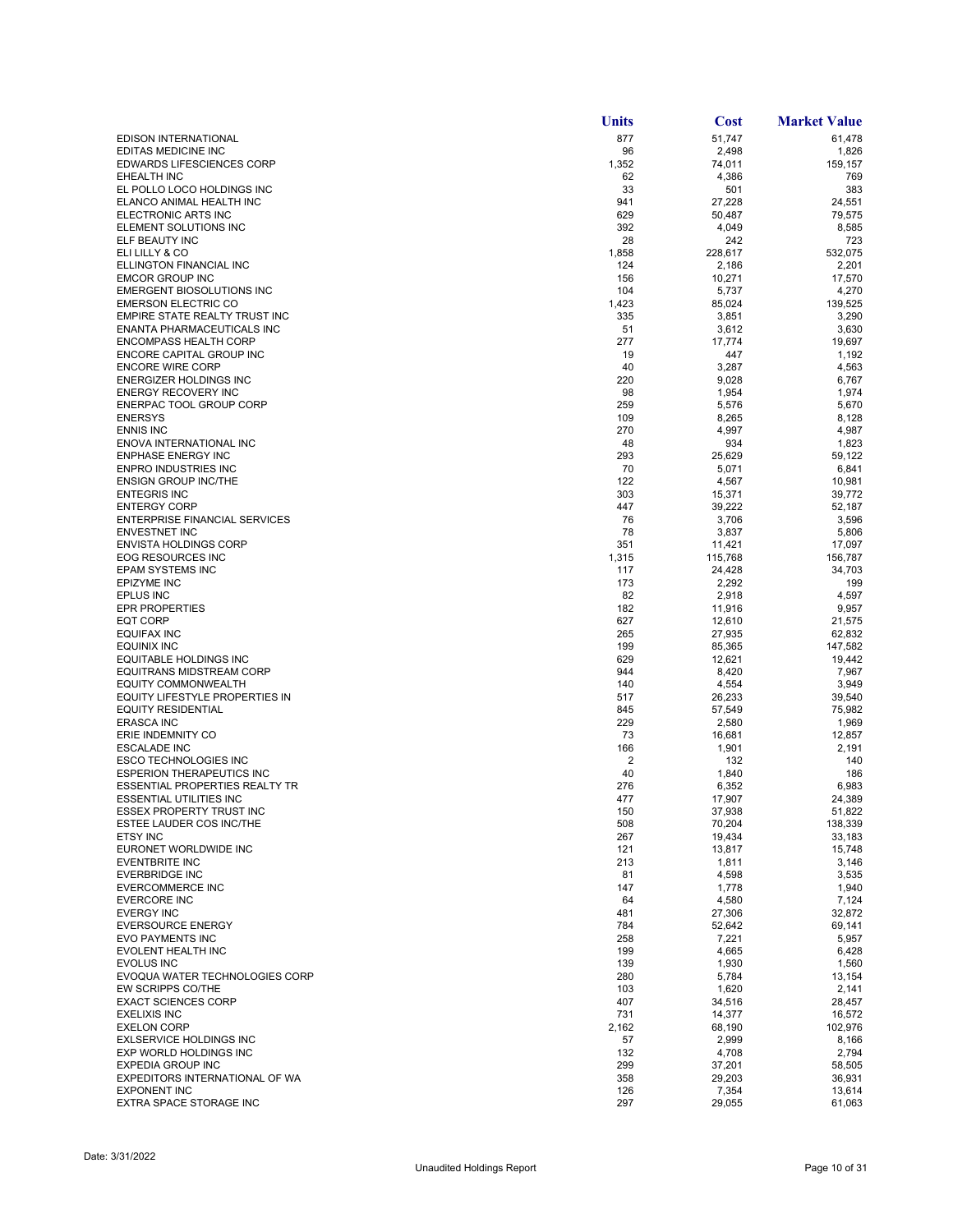| | Units | Cost | Market Value |
|---|---|---|---|
| EDISON INTERNATIONAL | 877 | 51,747 | 61,478 |
| EDITAS MEDICINE INC | 96 | 2,498 | 1,826 |
| EDWARDS LIFESCIENCES CORP | 1,352 | 74,011 | 159,157 |
| EHEALTH INC | 62 | 4,386 | 769 |
| EL POLLO LOCO HOLDINGS INC | 33 | 501 | 383 |
| ELANCO ANIMAL HEALTH INC | 941 | 27,228 | 24,551 |
| ELECTRONIC ARTS INC | 629 | 50,487 | 79,575 |
| ELEMENT SOLUTIONS INC | 392 | 4,049 | 8,585 |
| ELF BEAUTY INC | 28 | 242 | 723 |
| ELI LILLY & CO | 1,858 | 228,617 | 532,075 |
| ELLINGTON FINANCIAL INC | 124 | 2,186 | 2,201 |
| EMCOR GROUP INC | 156 | 10,271 | 17,570 |
| EMERGENT BIOSOLUTIONS INC | 104 | 5,737 | 4,270 |
| EMERSON ELECTRIC CO | 1,423 | 85,024 | 139,525 |
| EMPIRE STATE REALTY TRUST INC | 335 | 3,851 | 3,290 |
| ENANTA PHARMACEUTICALS INC | 51 | 3,612 | 3,630 |
| ENCOMPASS HEALTH CORP | 277 | 17,774 | 19,697 |
| ENCORE CAPITAL GROUP INC | 19 | 447 | 1,192 |
| ENCORE WIRE CORP | 40 | 3,287 | 4,563 |
| ENERGIZER HOLDINGS INC | 220 | 9,028 | 6,767 |
| ENERGY RECOVERY INC | 98 | 1,954 | 1,974 |
| ENERPAC TOOL GROUP CORP | 259 | 5,576 | 5,670 |
| ENERSYS | 109 | 8,265 | 8,128 |
| ENNIS INC | 270 | 4,997 | 4,987 |
| ENOVA INTERNATIONAL INC | 48 | 934 | 1,823 |
| ENPHASE ENERGY INC | 293 | 25,629 | 59,122 |
| ENPRO INDUSTRIES INC | 70 | 5,071 | 6,841 |
| ENSIGN GROUP INC/THE | 122 | 4,567 | 10,981 |
| ENTEGRIS INC | 303 | 15,371 | 39,772 |
| ENTERGY CORP | 447 | 39,222 | 52,187 |
| ENTERPRISE FINANCIAL SERVICES | 76 | 3,706 | 3,596 |
| ENVESTNET INC | 78 | 3,837 | 5,806 |
| ENVISTA HOLDINGS CORP | 351 | 11,421 | 17,097 |
| EOG RESOURCES INC | 1,315 | 115,768 | 156,787 |
| EPAM SYSTEMS INC | 117 | 24,428 | 34,703 |
| EPIZYME INC | 173 | 2,292 | 199 |
| EPLUS INC | 82 | 2,918 | 4,597 |
| EPR PROPERTIES | 182 | 11,916 | 9,957 |
| EQT CORP | 627 | 12,610 | 21,575 |
| EQUIFAX INC | 265 | 27,935 | 62,832 |
| EQUINIX INC | 199 | 85,365 | 147,582 |
| EQUITABLE HOLDINGS INC | 629 | 12,621 | 19,442 |
| EQUITRANS MIDSTREAM CORP | 944 | 8,420 | 7,967 |
| EQUITY COMMONWEALTH | 140 | 4,554 | 3,949 |
| EQUITY LIFESTYLE PROPERTIES IN | 517 | 26,233 | 39,540 |
| EQUITY RESIDENTIAL | 845 | 57,549 | 75,982 |
| ERASCA INC | 229 | 2,580 | 1,969 |
| ERIE INDEMNITY CO | 73 | 16,681 | 12,857 |
| ESCALADE INC | 166 | 1,901 | 2,191 |
| ESCO TECHNOLOGIES INC | 2 | 132 | 140 |
| ESPERION THERAPEUTICS INC | 40 | 1,840 | 186 |
| ESSENTIAL PROPERTIES REALTY TR | 276 | 6,352 | 6,983 |
| ESSENTIAL UTILITIES INC | 477 | 17,907 | 24,389 |
| ESSEX PROPERTY TRUST INC | 150 | 37,938 | 51,822 |
| ESTEE LAUDER COS INC/THE | 508 | 70,204 | 138,339 |
| ETSY INC | 267 | 19,434 | 33,183 |
| EURONET WORLDWIDE INC | 121 | 13,817 | 15,748 |
| EVENTBRITE INC | 213 | 1,811 | 3,146 |
| EVERBRIDGE INC | 81 | 4,598 | 3,535 |
| EVERCOMMERCE INC | 147 | 1,778 | 1,940 |
| EVERCORE INC | 64 | 4,580 | 7,124 |
| EVERGY INC | 481 | 27,306 | 32,872 |
| EVERSOURCE ENERGY | 784 | 52,642 | 69,141 |
| EVO PAYMENTS INC | 258 | 7,221 | 5,957 |
| EVOLENT HEALTH INC | 199 | 4,665 | 6,428 |
| EVOLUS INC | 139 | 1,930 | 1,560 |
| EVOQUA WATER TECHNOLOGIES CORP | 280 | 5,784 | 13,154 |
| EW SCRIPPS CO/THE | 103 | 1,620 | 2,141 |
| EXACT SCIENCES CORP | 407 | 34,516 | 28,457 |
| EXELIXIS INC | 731 | 14,377 | 16,572 |
| EXELON CORP | 2,162 | 68,190 | 102,976 |
| EXLSERVICE HOLDINGS INC | 57 | 2,999 | 8,166 |
| EXP WORLD HOLDINGS INC | 132 | 4,708 | 2,794 |
| EXPEDIA GROUP INC | 299 | 37,201 | 58,505 |
| EXPEDITORS INTERNATIONAL OF WA | 358 | 29,203 | 36,931 |
| EXPONENT INC | 126 | 7,354 | 13,614 |
| EXTRA SPACE STORAGE INC | 297 | 29,055 | 61,063 |

Date: 3/31/2022

Unaudited Holdings Report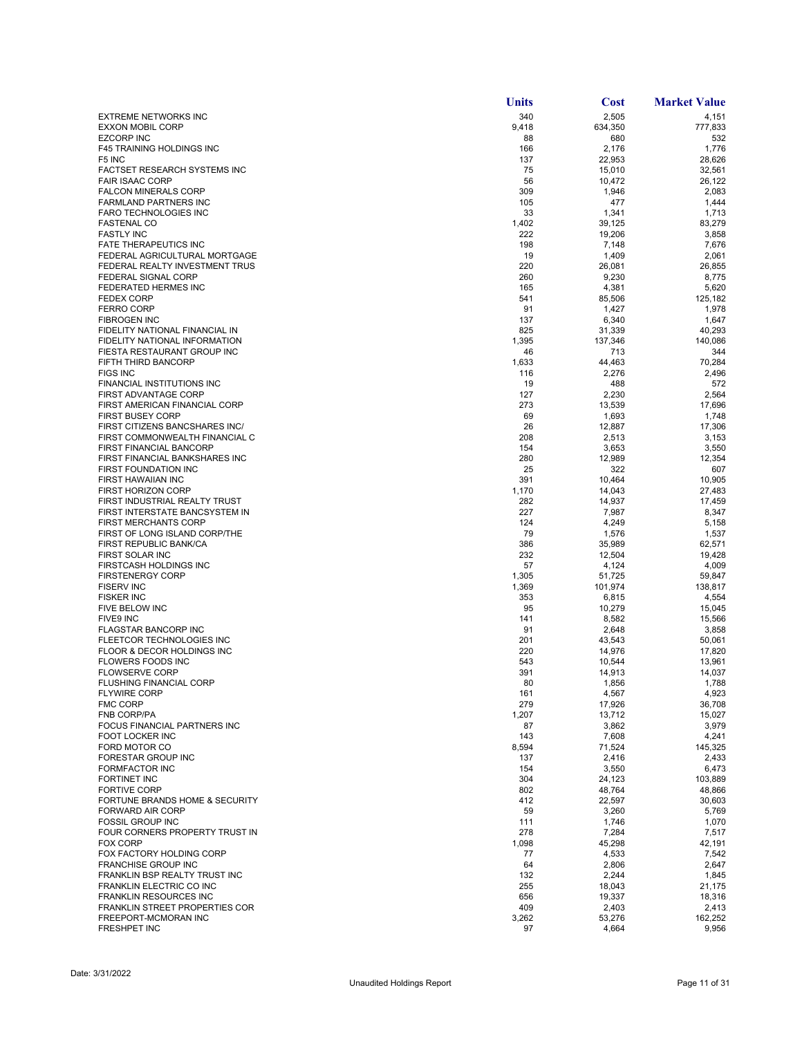|  | Units | Cost | Market Value |
|---|---|---|---|
| EXTREME NETWORKS INC | 340 | 2,505 | 4,151 |
| EXXON MOBIL CORP | 9,418 | 634,350 | 777,833 |
| EZCORP INC | 88 | 680 | 532 |
| F45 TRAINING HOLDINGS INC | 166 | 2,176 | 1,776 |
| F5 INC | 137 | 22,953 | 28,626 |
| FACTSET RESEARCH SYSTEMS INC | 75 | 15,010 | 32,561 |
| FAIR ISAAC CORP | 56 | 10,472 | 26,122 |
| FALCON MINERALS CORP | 309 | 1,946 | 2,083 |
| FARMLAND PARTNERS INC | 105 | 477 | 1,444 |
| FARO TECHNOLOGIES INC | 33 | 1,341 | 1,713 |
| FASTENAL CO | 1,402 | 39,125 | 83,279 |
| FASTLY INC | 222 | 19,206 | 3,858 |
| FATE THERAPEUTICS INC | 198 | 7,148 | 7,676 |
| FEDERAL AGRICULTURAL MORTGAGE | 19 | 1,409 | 2,061 |
| FEDERAL REALTY INVESTMENT TRUS | 220 | 26,081 | 26,855 |
| FEDERAL SIGNAL CORP | 260 | 9,230 | 8,775 |
| FEDERATED HERMES INC | 165 | 4,381 | 5,620 |
| FEDEX CORP | 541 | 85,506 | 125,182 |
| FERRO CORP | 91 | 1,427 | 1,978 |
| FIBROGEN INC | 137 | 6,340 | 1,647 |
| FIDELITY NATIONAL FINANCIAL IN | 825 | 31,339 | 40,293 |
| FIDELITY NATIONAL INFORMATION | 1,395 | 137,346 | 140,086 |
| FIESTA RESTAURANT GROUP INC | 46 | 713 | 344 |
| FIFTH THIRD BANCORP | 1,633 | 44,463 | 70,284 |
| FIGS INC | 116 | 2,276 | 2,496 |
| FINANCIAL INSTITUTIONS INC | 19 | 488 | 572 |
| FIRST ADVANTAGE CORP | 127 | 2,230 | 2,564 |
| FIRST AMERICAN FINANCIAL CORP | 273 | 13,539 | 17,696 |
| FIRST BUSEY CORP | 69 | 1,693 | 1,748 |
| FIRST CITIZENS BANCSHARES INC/ | 26 | 12,887 | 17,306 |
| FIRST COMMONWEALTH FINANCIAL C | 208 | 2,513 | 3,153 |
| FIRST FINANCIAL BANCORP | 154 | 3,653 | 3,550 |
| FIRST FINANCIAL BANKSHARES INC | 280 | 12,989 | 12,354 |
| FIRST FOUNDATION INC | 25 | 322 | 607 |
| FIRST HAWAIIAN INC | 391 | 10,464 | 10,905 |
| FIRST HORIZON CORP | 1,170 | 14,043 | 27,483 |
| FIRST INDUSTRIAL REALTY TRUST | 282 | 14,937 | 17,459 |
| FIRST INTERSTATE BANCSYSTEM IN | 227 | 7,987 | 8,347 |
| FIRST MERCHANTS CORP | 124 | 4,249 | 5,158 |
| FIRST OF LONG ISLAND CORP/THE | 79 | 1,576 | 1,537 |
| FIRST REPUBLIC BANK/CA | 386 | 35,989 | 62,571 |
| FIRST SOLAR INC | 232 | 12,504 | 19,428 |
| FIRSTCASH HOLDINGS INC | 57 | 4,124 | 4,009 |
| FIRSTENERGY CORP | 1,305 | 51,725 | 59,847 |
| FISERV INC | 1,369 | 101,974 | 138,817 |
| FISKER INC | 353 | 6,815 | 4,554 |
| FIVE BELOW INC | 95 | 10,279 | 15,045 |
| FIVE9 INC | 141 | 8,582 | 15,566 |
| FLAGSTAR BANCORP INC | 91 | 2,648 | 3,858 |
| FLEETCOR TECHNOLOGIES INC | 201 | 43,543 | 50,061 |
| FLOOR & DECOR HOLDINGS INC | 220 | 14,976 | 17,820 |
| FLOWERS FOODS INC | 543 | 10,544 | 13,961 |
| FLOWSERVE CORP | 391 | 14,913 | 14,037 |
| FLUSHING FINANCIAL CORP | 80 | 1,856 | 1,788 |
| FLYWIRE CORP | 161 | 4,567 | 4,923 |
| FMC CORP | 279 | 17,926 | 36,708 |
| FNB CORP/PA | 1,207 | 13,712 | 15,027 |
| FOCUS FINANCIAL PARTNERS INC | 87 | 3,862 | 3,979 |
| FOOT LOCKER INC | 143 | 7,608 | 4,241 |
| FORD MOTOR CO | 8,594 | 71,524 | 145,325 |
| FORESTAR GROUP INC | 137 | 2,416 | 2,433 |
| FORMFACTOR INC | 154 | 3,550 | 6,473 |
| FORTINET INC | 304 | 24,123 | 103,889 |
| FORTIVE CORP | 802 | 48,764 | 48,866 |
| FORTUNE BRANDS HOME & SECURITY | 412 | 22,597 | 30,603 |
| FORWARD AIR CORP | 59 | 3,260 | 5,769 |
| FOSSIL GROUP INC | 111 | 1,746 | 1,070 |
| FOUR CORNERS PROPERTY TRUST IN | 278 | 7,284 | 7,517 |
| FOX CORP | 1,098 | 45,298 | 42,191 |
| FOX FACTORY HOLDING CORP | 77 | 4,533 | 7,542 |
| FRANCHISE GROUP INC | 64 | 2,806 | 2,647 |
| FRANKLIN BSP REALTY TRUST INC | 132 | 2,244 | 1,845 |
| FRANKLIN ELECTRIC CO INC | 255 | 18,043 | 21,175 |
| FRANKLIN RESOURCES INC | 656 | 19,337 | 18,316 |
| FRANKLIN STREET PROPERTIES COR | 409 | 2,403 | 2,413 |
| FREEPORT-MCMORAN INC | 3,262 | 53,276 | 162,252 |
| FRESHPET INC | 97 | 4,664 | 9,956 |

Date: 3/31/2022

Unaudited Holdings Report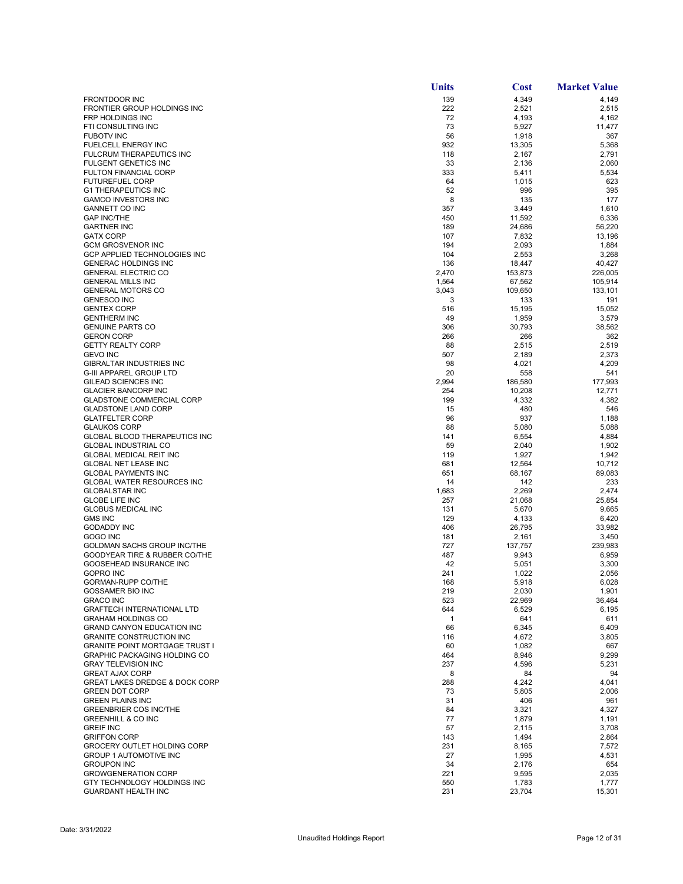|  | Units | Cost | Market Value |
|---|---|---|---|
| FRONTDOOR INC | 139 | 4,349 | 4,149 |
| FRONTIER GROUP HOLDINGS INC | 222 | 2,521 | 2,515 |
| FRP HOLDINGS INC | 72 | 4,193 | 4,162 |
| FTI CONSULTING INC | 73 | 5,927 | 11,477 |
| FUBOTV INC | 56 | 1,918 | 367 |
| FUELCELL ENERGY INC | 932 | 13,305 | 5,368 |
| FULCRUM THERAPEUTICS INC | 118 | 2,167 | 2,791 |
| FULGENT GENETICS INC | 33 | 2,136 | 2,060 |
| FULTON FINANCIAL CORP | 333 | 5,411 | 5,534 |
| FUTUREFUEL CORP | 64 | 1,015 | 623 |
| G1 THERAPEUTICS INC | 52 | 996 | 395 |
| GAMCO INVESTORS INC | 8 | 135 | 177 |
| GANNETT CO INC | 357 | 3,449 | 1,610 |
| GAP INC/THE | 450 | 11,592 | 6,336 |
| GARTNER INC | 189 | 24,686 | 56,220 |
| GATX CORP | 107 | 7,832 | 13,196 |
| GCM GROSVENOR INC | 194 | 2,093 | 1,884 |
| GCP APPLIED TECHNOLOGIES INC | 104 | 2,553 | 3,268 |
| GENERAC HOLDINGS INC | 136 | 18,447 | 40,427 |
| GENERAL ELECTRIC CO | 2,470 | 153,873 | 226,005 |
| GENERAL MILLS INC | 1,564 | 67,562 | 105,914 |
| GENERAL MOTORS CO | 3,043 | 109,650 | 133,101 |
| GENESCO INC | 3 | 133 | 191 |
| GENTEX CORP | 516 | 15,195 | 15,052 |
| GENTHERM INC | 49 | 1,959 | 3,579 |
| GENUINE PARTS CO | 306 | 30,793 | 38,562 |
| GERON CORP | 266 | 266 | 362 |
| GETTY REALTY CORP | 88 | 2,515 | 2,519 |
| GEVO INC | 507 | 2,189 | 2,373 |
| GIBRALTAR INDUSTRIES INC | 98 | 4,021 | 4,209 |
| G-III APPAREL GROUP LTD | 20 | 558 | 541 |
| GILEAD SCIENCES INC | 2,994 | 186,580 | 177,993 |
| GLACIER BANCORP INC | 254 | 10,208 | 12,771 |
| GLADSTONE COMMERCIAL CORP | 199 | 4,332 | 4,382 |
| GLADSTONE LAND CORP | 15 | 480 | 546 |
| GLATFELTER CORP | 96 | 937 | 1,188 |
| GLAUKOS CORP | 88 | 5,080 | 5,088 |
| GLOBAL BLOOD THERAPEUTICS INC | 141 | 6,554 | 4,884 |
| GLOBAL INDUSTRIAL CO | 59 | 2,040 | 1,902 |
| GLOBAL MEDICAL REIT INC | 119 | 1,927 | 1,942 |
| GLOBAL NET LEASE INC | 681 | 12,564 | 10,712 |
| GLOBAL PAYMENTS INC | 651 | 68,167 | 89,083 |
| GLOBAL WATER RESOURCES INC | 14 | 142 | 233 |
| GLOBALSTAR INC | 1,683 | 2,269 | 2,474 |
| GLOBE LIFE INC | 257 | 21,068 | 25,854 |
| GLOBUS MEDICAL INC | 131 | 5,670 | 9,665 |
| GMS INC | 129 | 4,133 | 6,420 |
| GODADDY INC | 406 | 26,795 | 33,982 |
| GOGO INC | 181 | 2,161 | 3,450 |
| GOLDMAN SACHS GROUP INC/THE | 727 | 137,757 | 239,983 |
| GOODYEAR TIRE & RUBBER CO/THE | 487 | 9,943 | 6,959 |
| GOOSEHEAD INSURANCE INC | 42 | 5,051 | 3,300 |
| GOPRO INC | 241 | 1,022 | 2,056 |
| GORMAN-RUPP CO/THE | 168 | 5,918 | 6,028 |
| GOSSAMER BIO INC | 219 | 2,030 | 1,901 |
| GRACO INC | 523 | 22,969 | 36,464 |
| GRAFTECH INTERNATIONAL LTD | 644 | 6,529 | 6,195 |
| GRAHAM HOLDINGS CO | 1 | 641 | 611 |
| GRAND CANYON EDUCATION INC | 66 | 6,345 | 6,409 |
| GRANITE CONSTRUCTION INC | 116 | 4,672 | 3,805 |
| GRANITE POINT MORTGAGE TRUST I | 60 | 1,082 | 667 |
| GRAPHIC PACKAGING HOLDING CO | 464 | 8,946 | 9,299 |
| GRAY TELEVISION INC | 237 | 4,596 | 5,231 |
| GREAT AJAX CORP | 8 | 84 | 94 |
| GREAT LAKES DREDGE & DOCK CORP | 288 | 4,242 | 4,041 |
| GREEN DOT CORP | 73 | 5,805 | 2,006 |
| GREEN PLAINS INC | 31 | 406 | 961 |
| GREENBRIER COS INC/THE | 84 | 3,321 | 4,327 |
| GREENHILL & CO INC | 77 | 1,879 | 1,191 |
| GREIF INC | 57 | 2,115 | 3,708 |
| GRIFFON CORP | 143 | 1,494 | 2,864 |
| GROCERY OUTLET HOLDING CORP | 231 | 8,165 | 7,572 |
| GROUP 1 AUTOMOTIVE INC | 27 | 1,995 | 4,531 |
| GROUPON INC | 34 | 2,176 | 654 |
| GROWGENERATION CORP | 221 | 9,595 | 2,035 |
| GTY TECHNOLOGY HOLDINGS INC | 550 | 1,783 | 1,777 |
| GUARDANT HEALTH INC | 231 | 23,704 | 15,301 |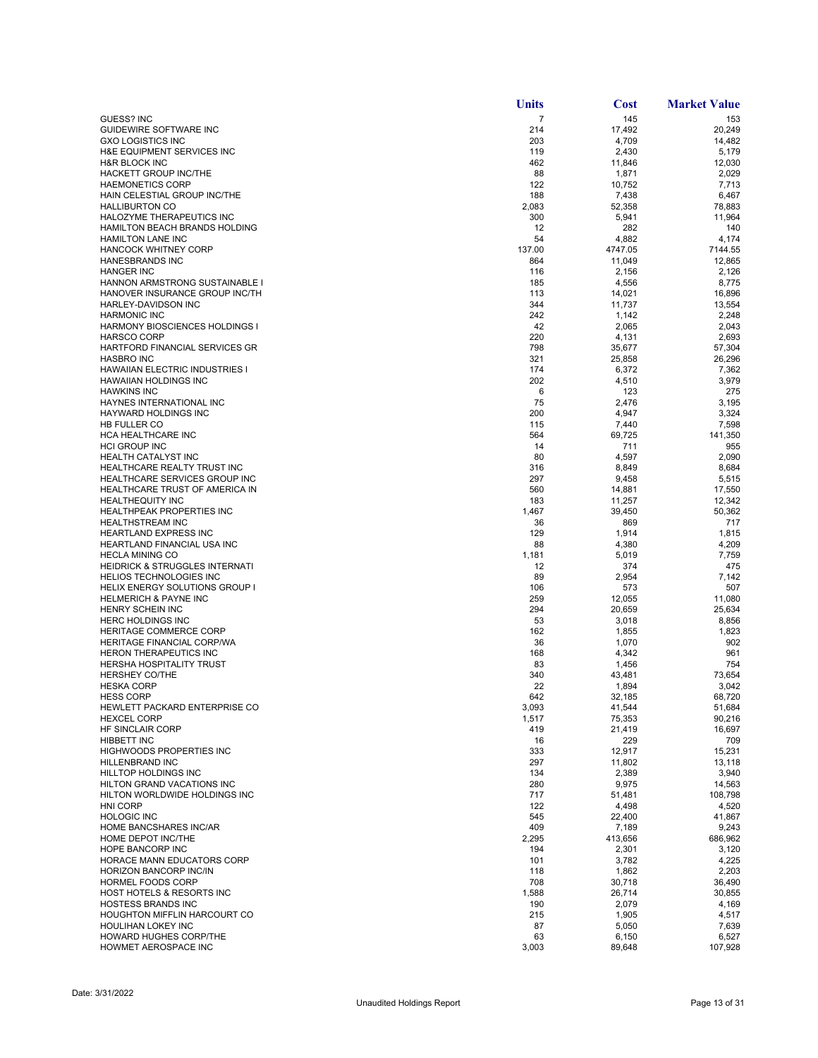| | Units | Cost | Market Value |
|---|---|---|---|
| GUESS? INC | 7 | 145 | 153 |
| GUIDEWIRE SOFTWARE INC | 214 | 17,492 | 20,249 |
| GXO LOGISTICS INC | 203 | 4,709 | 14,482 |
| H&E EQUIPMENT SERVICES INC | 119 | 2,430 | 5,179 |
| H&R BLOCK INC | 462 | 11,846 | 12,030 |
| HACKETT GROUP INC/THE | 88 | 1,871 | 2,029 |
| HAEMONETICS CORP | 122 | 10,752 | 7,713 |
| HAIN CELESTIAL GROUP INC/THE | 188 | 7,438 | 6,467 |
| HALLIBURTON CO | 2,083 | 52,358 | 78,883 |
| HALOZYME THERAPEUTICS INC | 300 | 5,941 | 11,964 |
| HAMILTON BEACH BRANDS HOLDING | 12 | 282 | 140 |
| HAMILTON LANE INC | 54 | 4,882 | 4,174 |
| HANCOCK WHITNEY CORP | 137.00 | 4747.05 | 7144.55 |
| HANESBRANDS INC | 864 | 11,049 | 12,865 |
| HANGER INC | 116 | 2,156 | 2,126 |
| HANNON ARMSTRONG SUSTAINABLE I | 185 | 4,556 | 8,775 |
| HANOVER INSURANCE GROUP INC/TH | 113 | 14,021 | 16,896 |
| HARLEY-DAVIDSON INC | 344 | 11,737 | 13,554 |
| HARMONIC INC | 242 | 1,142 | 2,248 |
| HARMONY BIOSCIENCES HOLDINGS I | 42 | 2,065 | 2,043 |
| HARSCO CORP | 220 | 4,131 | 2,693 |
| HARTFORD FINANCIAL SERVICES GR | 798 | 35,677 | 57,304 |
| HASBRO INC | 321 | 25,858 | 26,296 |
| HAWAIIAN ELECTRIC INDUSTRIES I | 174 | 6,372 | 7,362 |
| HAWAIIAN HOLDINGS INC | 202 | 4,510 | 3,979 |
| HAWKINS INC | 6 | 123 | 275 |
| HAYNES INTERNATIONAL INC | 75 | 2,476 | 3,195 |
| HAYWARD HOLDINGS INC | 200 | 4,947 | 3,324 |
| HB FULLER CO | 115 | 7,440 | 7,598 |
| HCA HEALTHCARE INC | 564 | 69,725 | 141,350 |
| HCI GROUP INC | 14 | 711 | 955 |
| HEALTH CATALYST INC | 80 | 4,597 | 2,090 |
| HEALTHCARE REALTY TRUST INC | 316 | 8,849 | 8,684 |
| HEALTHCARE SERVICES GROUP INC | 297 | 9,458 | 5,515 |
| HEALTHCARE TRUST OF AMERICA IN | 560 | 14,881 | 17,550 |
| HEALTHEQUITY INC | 183 | 11,257 | 12,342 |
| HEALTHPEAK PROPERTIES INC | 1,467 | 39,450 | 50,362 |
| HEALTHSTREAM INC | 36 | 869 | 717 |
| HEARTLAND EXPRESS INC | 129 | 1,914 | 1,815 |
| HEARTLAND FINANCIAL USA INC | 88 | 4,380 | 4,209 |
| HECLA MINING CO | 1,181 | 5,019 | 7,759 |
| HEIDRICK & STRUGGLES INTERNATI | 12 | 374 | 475 |
| HELIOS TECHNOLOGIES INC | 89 | 2,954 | 7,142 |
| HELIX ENERGY SOLUTIONS GROUP I | 106 | 573 | 507 |
| HELMERICH & PAYNE INC | 259 | 12,055 | 11,080 |
| HENRY SCHEIN INC | 294 | 20,659 | 25,634 |
| HERC HOLDINGS INC | 53 | 3,018 | 8,856 |
| HERITAGE COMMERCE CORP | 162 | 1,855 | 1,823 |
| HERITAGE FINANCIAL CORP/WA | 36 | 1,070 | 902 |
| HERON THERAPEUTICS INC | 168 | 4,342 | 961 |
| HERSHA HOSPITALITY TRUST | 83 | 1,456 | 754 |
| HERSHEY CO/THE | 340 | 43,481 | 73,654 |
| HESKA CORP | 22 | 1,894 | 3,042 |
| HESS CORP | 642 | 32,185 | 68,720 |
| HEWLETT PACKARD ENTERPRISE CO | 3,093 | 41,544 | 51,684 |
| HEXCEL CORP | 1,517 | 75,353 | 90,216 |
| HF SINCLAIR CORP | 419 | 21,419 | 16,697 |
| HIBBETT INC | 16 | 229 | 709 |
| HIGHWOODS PROPERTIES INC | 333 | 12,917 | 15,231 |
| HILLENBRAND INC | 297 | 11,802 | 13,118 |
| HILLTOP HOLDINGS INC | 134 | 2,389 | 3,940 |
| HILTON GRAND VACATIONS INC | 280 | 9,975 | 14,563 |
| HILTON WORLDWIDE HOLDINGS INC | 717 | 51,481 | 108,798 |
| HNI CORP | 122 | 4,498 | 4,520 |
| HOLOGIC INC | 545 | 22,400 | 41,867 |
| HOME BANCSHARES INC/AR | 409 | 7,189 | 9,243 |
| HOME DEPOT INC/THE | 2,295 | 413,656 | 686,962 |
| HOPE BANCORP INC | 194 | 2,301 | 3,120 |
| HORACE MANN EDUCATORS CORP | 101 | 3,782 | 4,225 |
| HORIZON BANCORP INC/IN | 118 | 1,862 | 2,203 |
| HORMEL FOODS CORP | 708 | 30,718 | 36,490 |
| HOST HOTELS & RESORTS INC | 1,588 | 26,714 | 30,855 |
| HOSTESS BRANDS INC | 190 | 2,079 | 4,169 |
| HOUGHTON MIFFLIN HARCOURT CO | 215 | 1,905 | 4,517 |
| HOULIHAN LOKEY INC | 87 | 5,050 | 7,639 |
| HOWARD HUGHES CORP/THE | 63 | 6,150 | 6,527 |
| HOWMET AEROSPACE INC | 3,003 | 89,648 | 107,928 |

Date: 3/31/2022

Unaudited Holdings Report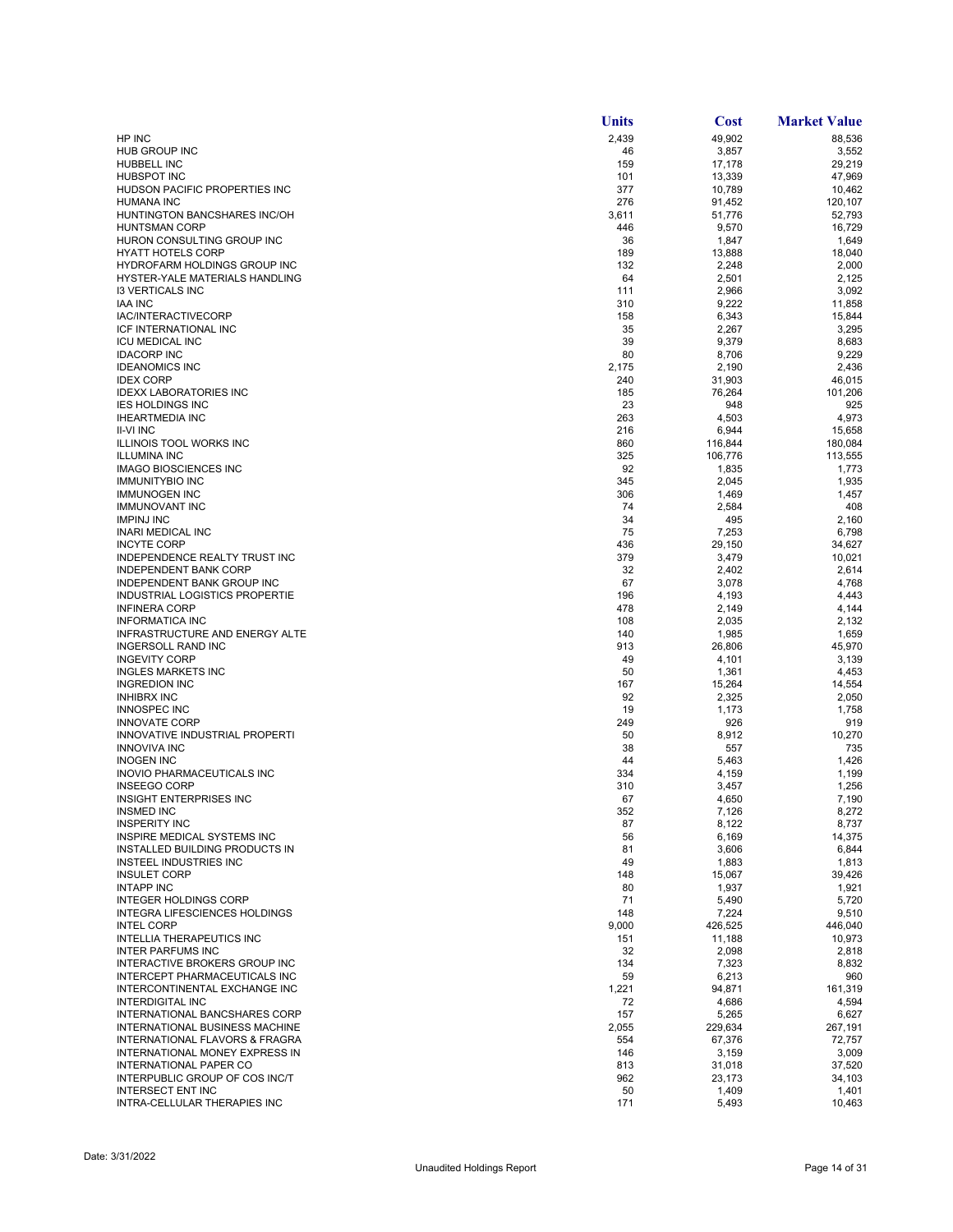| | Units | Cost | Market Value |
|---|---|---|---|
| HP INC | 2,439 | 49,902 | 88,536 |
| HUB GROUP INC | 46 | 3,857 | 3,552 |
| HUBBELL INC | 159 | 17,178 | 29,219 |
| HUBSPOT INC | 101 | 13,339 | 47,969 |
| HUDSON PACIFIC PROPERTIES INC | 377 | 10,789 | 10,462 |
| HUMANA INC | 276 | 91,452 | 120,107 |
| HUNTINGTON BANCSHARES INC/OH | 3,611 | 51,776 | 52,793 |
| HUNTSMAN CORP | 446 | 9,570 | 16,729 |
| HURON CONSULTING GROUP INC | 36 | 1,847 | 1,649 |
| HYATT HOTELS CORP | 189 | 13,888 | 18,040 |
| HYDROFARM HOLDINGS GROUP INC | 132 | 2,248 | 2,000 |
| HYSTER-YALE MATERIALS HANDLING | 64 | 2,501 | 2,125 |
| I3 VERTICALS INC | 111 | 2,966 | 3,092 |
| IAA INC | 310 | 9,222 | 11,858 |
| IAC/INTERACTIVECORP | 158 | 6,343 | 15,844 |
| ICF INTERNATIONAL INC | 35 | 2,267 | 3,295 |
| ICU MEDICAL INC | 39 | 9,379 | 8,683 |
| IDACORP INC | 80 | 8,706 | 9,229 |
| IDEANOMICS INC | 2,175 | 2,190 | 2,436 |
| IDEX CORP | 240 | 31,903 | 46,015 |
| IDEXX LABORATORIES INC | 185 | 76,264 | 101,206 |
| IES HOLDINGS INC | 23 | 948 | 925 |
| IHEARTMEDIA INC | 263 | 4,503 | 4,973 |
| II-VI INC | 216 | 6,944 | 15,658 |
| ILLINOIS TOOL WORKS INC | 860 | 116,844 | 180,084 |
| ILLUMINA INC | 325 | 106,776 | 113,555 |
| IMAGO BIOSCIENCES INC | 92 | 1,835 | 1,773 |
| IMMUNITYBIO INC | 345 | 2,045 | 1,935 |
| IMMUNOGEN INC | 306 | 1,469 | 1,457 |
| IMMUNOVANT INC | 74 | 2,584 | 408 |
| IMPINJ INC | 34 | 495 | 2,160 |
| INARI MEDICAL INC | 75 | 7,253 | 6,798 |
| INCYTE CORP | 436 | 29,150 | 34,627 |
| INDEPENDENCE REALTY TRUST INC | 379 | 3,479 | 10,021 |
| INDEPENDENT BANK CORP | 32 | 2,402 | 2,614 |
| INDEPENDENT BANK GROUP INC | 67 | 3,078 | 4,768 |
| INDUSTRIAL LOGISTICS PROPERTIE | 196 | 4,193 | 4,443 |
| INFINERA CORP | 478 | 2,149 | 4,144 |
| INFORMATICA INC | 108 | 2,035 | 2,132 |
| INFRASTRUCTURE AND ENERGY ALTE | 140 | 1,985 | 1,659 |
| INGERSOLL RAND INC | 913 | 26,806 | 45,970 |
| INGEVITY CORP | 49 | 4,101 | 3,139 |
| INGLES MARKETS INC | 50 | 1,361 | 4,453 |
| INGREDION INC | 167 | 15,264 | 14,554 |
| INHIBRX INC | 92 | 2,325 | 2,050 |
| INNOSPEC INC | 19 | 1,173 | 1,758 |
| INNOVATE CORP | 249 | 926 | 919 |
| INNOVATIVE INDUSTRIAL PROPERTI | 50 | 8,912 | 10,270 |
| INNOVIVA INC | 38 | 557 | 735 |
| INOGEN INC | 44 | 5,463 | 1,426 |
| INOVIO PHARMACEUTICALS INC | 334 | 4,159 | 1,199 |
| INSEEGO CORP | 310 | 3,457 | 1,256 |
| INSIGHT ENTERPRISES INC | 67 | 4,650 | 7,190 |
| INSMED INC | 352 | 7,126 | 8,272 |
| INSPERITY INC | 87 | 8,122 | 8,737 |
| INSPIRE MEDICAL SYSTEMS INC | 56 | 6,169 | 14,375 |
| INSTALLED BUILDING PRODUCTS IN | 81 | 3,606 | 6,844 |
| INSTEEL INDUSTRIES INC | 49 | 1,883 | 1,813 |
| INSULET CORP | 148 | 15,067 | 39,426 |
| INTAPP INC | 80 | 1,937 | 1,921 |
| INTEGER HOLDINGS CORP | 71 | 5,490 | 5,720 |
| INTEGRA LIFESCIENCES HOLDINGS | 148 | 7,224 | 9,510 |
| INTEL CORP | 9,000 | 426,525 | 446,040 |
| INTELLIA THERAPEUTICS INC | 151 | 11,188 | 10,973 |
| INTER PARFUMS INC | 32 | 2,098 | 2,818 |
| INTERACTIVE BROKERS GROUP INC | 134 | 7,323 | 8,832 |
| INTERCEPT PHARMACEUTICALS INC | 59 | 6,213 | 960 |
| INTERCONTINENTAL EXCHANGE INC | 1,221 | 94,871 | 161,319 |
| INTERDIGITAL INC | 72 | 4,686 | 4,594 |
| INTERNATIONAL BANCSHARES CORP | 157 | 5,265 | 6,627 |
| INTERNATIONAL BUSINESS MACHINE | 2,055 | 229,634 | 267,191 |
| INTERNATIONAL FLAVORS & FRAGRA | 554 | 67,376 | 72,757 |
| INTERNATIONAL MONEY EXPRESS IN | 146 | 3,159 | 3,009 |
| INTERNATIONAL PAPER CO | 813 | 31,018 | 37,520 |
| INTERPUBLIC GROUP OF COS INC/T | 962 | 23,173 | 34,103 |
| INTERSECT ENT INC | 50 | 1,409 | 1,401 |
| INTRA-CELLULAR THERAPIES INC | 171 | 5,493 | 10,463 |

Date: 3/31/2022

Unaudited Holdings Report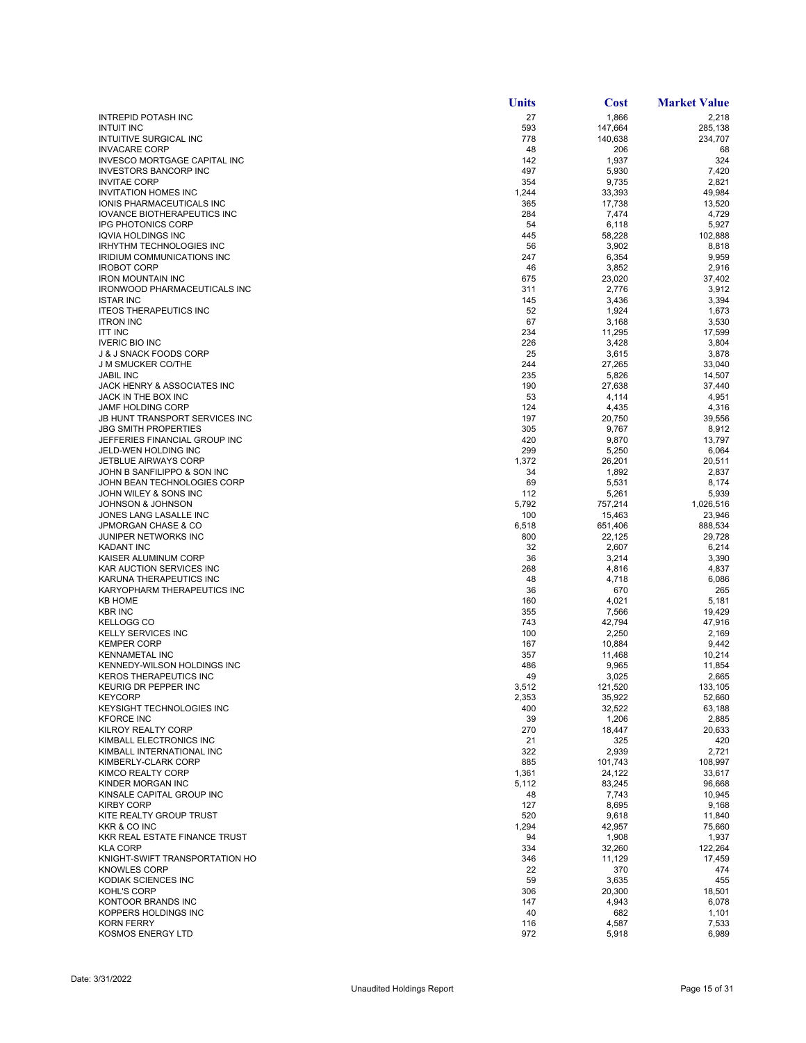| | Units | Cost | Market Value |
|---|---|---|---|
| INTREPID POTASH INC | 27 | 1,866 | 2,218 |
| INTUIT INC | 593 | 147,664 | 285,138 |
| INTUITIVE SURGICAL INC | 778 | 140,638 | 234,707 |
| INVACARE CORP | 48 | 206 | 68 |
| INVESCO MORTGAGE CAPITAL INC | 142 | 1,937 | 324 |
| INVESTORS BANCORP INC | 497 | 5,930 | 7,420 |
| INVITAE CORP | 354 | 9,735 | 2,821 |
| INVITATION HOMES INC | 1,244 | 33,393 | 49,984 |
| IONIS PHARMACEUTICALS INC | 365 | 17,738 | 13,520 |
| IOVANCE BIOTHERAPEUTICS INC | 284 | 7,474 | 4,729 |
| IPG PHOTONICS CORP | 54 | 6,118 | 5,927 |
| IQVIA HOLDINGS INC | 445 | 58,228 | 102,888 |
| IRHYTHM TECHNOLOGIES INC | 56 | 3,902 | 8,818 |
| IRIDIUM COMMUNICATIONS INC | 247 | 6,354 | 9,959 |
| IROBOT CORP | 46 | 3,852 | 2,916 |
| IRON MOUNTAIN INC | 675 | 23,020 | 37,402 |
| IRONWOOD PHARMACEUTICALS INC | 311 | 2,776 | 3,912 |
| ISTAR INC | 145 | 3,436 | 3,394 |
| ITEOS THERAPEUTICS INC | 52 | 1,924 | 1,673 |
| ITRON INC | 67 | 3,168 | 3,530 |
| ITT INC | 234 | 11,295 | 17,599 |
| IVERIC BIO INC | 226 | 3,428 | 3,804 |
| J & J SNACK FOODS CORP | 25 | 3,615 | 3,878 |
| J M SMUCKER CO/THE | 244 | 27,265 | 33,040 |
| JABIL INC | 235 | 5,826 | 14,507 |
| JACK HENRY & ASSOCIATES INC | 190 | 27,638 | 37,440 |
| JACK IN THE BOX INC | 53 | 4,114 | 4,951 |
| JAMF HOLDING CORP | 124 | 4,435 | 4,316 |
| JB HUNT TRANSPORT SERVICES INC | 197 | 20,750 | 39,556 |
| JBG SMITH PROPERTIES | 305 | 9,767 | 8,912 |
| JEFFERIES FINANCIAL GROUP INC | 420 | 9,870 | 13,797 |
| JELD-WEN HOLDING INC | 299 | 5,250 | 6,064 |
| JETBLUE AIRWAYS CORP | 1,372 | 26,201 | 20,511 |
| JOHN B SANFILIPPO & SON INC | 34 | 1,892 | 2,837 |
| JOHN BEAN TECHNOLOGIES CORP | 69 | 5,531 | 8,174 |
| JOHN WILEY & SONS INC | 112 | 5,261 | 5,939 |
| JOHNSON & JOHNSON | 5,792 | 757,214 | 1,026,516 |
| JONES LANG LASALLE INC | 100 | 15,463 | 23,946 |
| JPMORGAN CHASE & CO | 6,518 | 651,406 | 888,534 |
| JUNIPER NETWORKS INC | 800 | 22,125 | 29,728 |
| KADANT INC | 32 | 2,607 | 6,214 |
| KAISER ALUMINUM CORP | 36 | 3,214 | 3,390 |
| KAR AUCTION SERVICES INC | 268 | 4,816 | 4,837 |
| KARUNA THERAPEUTICS INC | 48 | 4,718 | 6,086 |
| KARYOPHARM THERAPEUTICS INC | 36 | 670 | 265 |
| KB HOME | 160 | 4,021 | 5,181 |
| KBR INC | 355 | 7,566 | 19,429 |
| KELLOGG CO | 743 | 42,794 | 47,916 |
| KELLY SERVICES INC | 100 | 2,250 | 2,169 |
| KEMPER CORP | 167 | 10,884 | 9,442 |
| KENNAMETAL INC | 357 | 11,468 | 10,214 |
| KENNEDY-WILSON HOLDINGS INC | 486 | 9,965 | 11,854 |
| KEROS THERAPEUTICS INC | 49 | 3,025 | 2,665 |
| KEURIG DR PEPPER INC | 3,512 | 121,520 | 133,105 |
| KEYCORP | 2,353 | 35,922 | 52,660 |
| KEYSIGHT TECHNOLOGIES INC | 400 | 32,522 | 63,188 |
| KFORCE INC | 39 | 1,206 | 2,885 |
| KILROY REALTY CORP | 270 | 18,447 | 20,633 |
| KIMBALL ELECTRONICS INC | 21 | 325 | 420 |
| KIMBALL INTERNATIONAL INC | 322 | 2,939 | 2,721 |
| KIMBERLY-CLARK CORP | 885 | 101,743 | 108,997 |
| KIMCO REALTY CORP | 1,361 | 24,122 | 33,617 |
| KINDER MORGAN INC | 5,112 | 83,245 | 96,668 |
| KINSALE CAPITAL GROUP INC | 48 | 7,743 | 10,945 |
| KIRBY CORP | 127 | 8,695 | 9,168 |
| KITE REALTY GROUP TRUST | 520 | 9,618 | 11,840 |
| KKR & CO INC | 1,294 | 42,957 | 75,660 |
| KKR REAL ESTATE FINANCE TRUST | 94 | 1,908 | 1,937 |
| KLA CORP | 334 | 32,260 | 122,264 |
| KNIGHT-SWIFT TRANSPORTATION HO | 346 | 11,129 | 17,459 |
| KNOWLES CORP | 22 | 370 | 474 |
| KODIAK SCIENCES INC | 59 | 3,635 | 455 |
| KOHL'S CORP | 306 | 20,300 | 18,501 |
| KONTOOR BRANDS INC | 147 | 4,943 | 6,078 |
| KOPPERS HOLDINGS INC | 40 | 682 | 1,101 |
| KORN FERRY | 116 | 4,587 | 7,533 |
| KOSMOS ENERGY LTD | 972 | 5,918 | 6,989 |

Date: 3/31/2022

Unaudited Holdings Report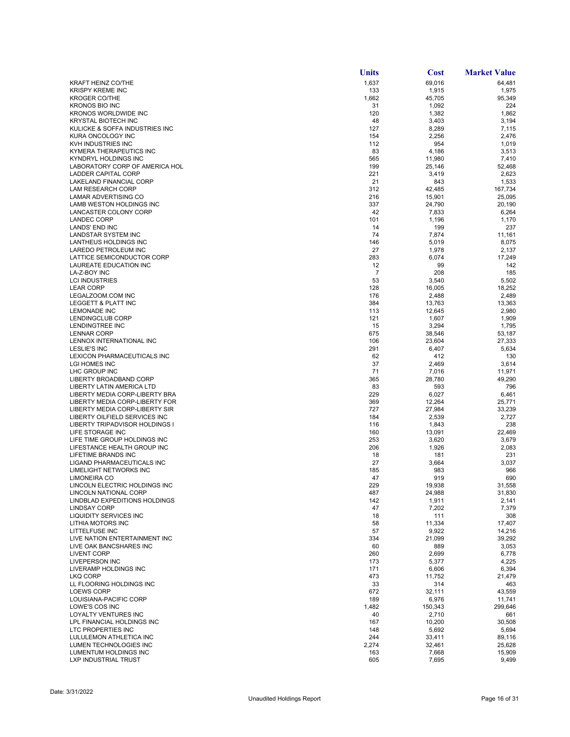| | Units | Cost | Market Value |
|---|---|---|---|
| KRAFT HEINZ CO/THE | 1,637 | 69,016 | 64,481 |
| KRISPY KREME INC | 133 | 1,915 | 1,975 |
| KROGER CO/THE | 1,662 | 45,705 | 95,349 |
| KRONOS BIO INC | 31 | 1,092 | 224 |
| KRONOS WORLDWIDE INC | 120 | 1,382 | 1,862 |
| KRYSTAL BIOTECH INC | 48 | 3,403 | 3,194 |
| KULICKE & SOFFA INDUSTRIES INC | 127 | 8,289 | 7,115 |
| KURA ONCOLOGY INC | 154 | 2,256 | 2,476 |
| KVH INDUSTRIES INC | 112 | 954 | 1,019 |
| KYMERA THERAPEUTICS INC | 83 | 4,186 | 3,513 |
| KYNDRYL HOLDINGS INC | 565 | 11,980 | 7,410 |
| LABORATORY CORP OF AMERICA HOL | 199 | 25,146 | 52,468 |
| LADDER CAPITAL CORP | 221 | 3,419 | 2,623 |
| LAKELAND FINANCIAL CORP | 21 | 843 | 1,533 |
| LAM RESEARCH CORP | 312 | 42,485 | 167,734 |
| LAMAR ADVERTISING CO | 216 | 15,901 | 25,095 |
| LAMB WESTON HOLDINGS INC | 337 | 24,790 | 20,190 |
| LANCASTER COLONY CORP | 42 | 7,833 | 6,264 |
| LANDEC CORP | 101 | 1,196 | 1,170 |
| LANDS' END INC | 14 | 199 | 237 |
| LANDSTAR SYSTEM INC | 74 | 7,874 | 11,161 |
| LANTHEUS HOLDINGS INC | 146 | 5,019 | 8,075 |
| LAREDO PETROLEUM INC | 27 | 1,978 | 2,137 |
| LATTICE SEMICONDUCTOR CORP | 283 | 6,074 | 17,249 |
| LAUREATE EDUCATION INC | 12 | 99 | 142 |
| LA-Z-BOY INC | 7 | 208 | 185 |
| LCI INDUSTRIES | 53 | 3,540 | 5,502 |
| LEAR CORP | 128 | 16,005 | 18,252 |
| LEGALZOOM.COM INC | 176 | 2,488 | 2,489 |
| LEGGETT & PLATT INC | 384 | 13,763 | 13,363 |
| LEMONADE INC | 113 | 12,645 | 2,980 |
| LENDINGCLUB CORP | 121 | 1,607 | 1,909 |
| LENDINGTREE INC | 15 | 3,294 | 1,795 |
| LENNAR CORP | 675 | 38,546 | 53,187 |
| LENNOX INTERNATIONAL INC | 106 | 23,604 | 27,333 |
| LESLIE'S INC | 291 | 6,407 | 5,634 |
| LEXICON PHARMACEUTICALS INC | 62 | 412 | 130 |
| LGI HOMES INC | 37 | 2,469 | 3,614 |
| LHC GROUP INC | 71 | 7,016 | 11,971 |
| LIBERTY BROADBAND CORP | 365 | 28,780 | 49,290 |
| LIBERTY LATIN AMERICA LTD | 83 | 593 | 796 |
| LIBERTY MEDIA CORP-LIBERTY BRA | 229 | 6,027 | 6,461 |
| LIBERTY MEDIA CORP-LIBERTY FOR | 369 | 12,264 | 25,771 |
| LIBERTY MEDIA CORP-LIBERTY SIR | 727 | 27,984 | 33,239 |
| LIBERTY OILFIELD SERVICES INC | 184 | 2,539 | 2,727 |
| LIBERTY TRIPADVISOR HOLDINGS I | 116 | 1,843 | 238 |
| LIFE STORAGE INC | 160 | 13,091 | 22,469 |
| LIFE TIME GROUP HOLDINGS INC | 253 | 3,620 | 3,679 |
| LIFESTANCE HEALTH GROUP INC | 206 | 1,926 | 2,083 |
| LIFETIME BRANDS INC | 18 | 181 | 231 |
| LIGAND PHARMACEUTICALS INC | 27 | 3,664 | 3,037 |
| LIMELIGHT NETWORKS INC | 185 | 983 | 966 |
| LIMONEIRA CO | 47 | 919 | 690 |
| LINCOLN ELECTRIC HOLDINGS INC | 229 | 19,938 | 31,558 |
| LINCOLN NATIONAL CORP | 487 | 24,988 | 31,830 |
| LINDBLAD EXPEDITIONS HOLDINGS | 142 | 1,911 | 2,141 |
| LINDSAY CORP | 47 | 7,202 | 7,379 |
| LIQUIDITY SERVICES INC | 18 | 111 | 308 |
| LITHIA MOTORS INC | 58 | 11,334 | 17,407 |
| LITTELFUSE INC | 57 | 9,922 | 14,216 |
| LIVE NATION ENTERTAINMENT INC | 334 | 21,099 | 39,292 |
| LIVE OAK BANCSHARES INC | 60 | 889 | 3,053 |
| LIVENT CORP | 260 | 2,699 | 6,778 |
| LIVEPERSON INC | 173 | 5,377 | 4,225 |
| LIVERAMP HOLDINGS INC | 171 | 6,606 | 6,394 |
| LKQ CORP | 473 | 11,752 | 21,479 |
| LL FLOORING HOLDINGS INC | 33 | 314 | 463 |
| LOEWS CORP | 672 | 32,111 | 43,559 |
| LOUISIANA-PACIFIC CORP | 189 | 6,976 | 11,741 |
| LOWE'S COS INC | 1,482 | 150,343 | 299,646 |
| LOYALTY VENTURES INC | 40 | 2,710 | 661 |
| LPL FINANCIAL HOLDINGS INC | 167 | 10,200 | 30,508 |
| LTC PROPERTIES INC | 148 | 5,692 | 5,694 |
| LULULEMON ATHLETICA INC | 244 | 33,411 | 89,116 |
| LUMEN TECHNOLOGIES INC | 2,274 | 32,461 | 25,628 |
| LUMENTUM HOLDINGS INC | 163 | 7,668 | 15,909 |
| LXP INDUSTRIAL TRUST | 605 | 7,695 | 9,499 |

Date: 3/31/2022

Unaudited Holdings Report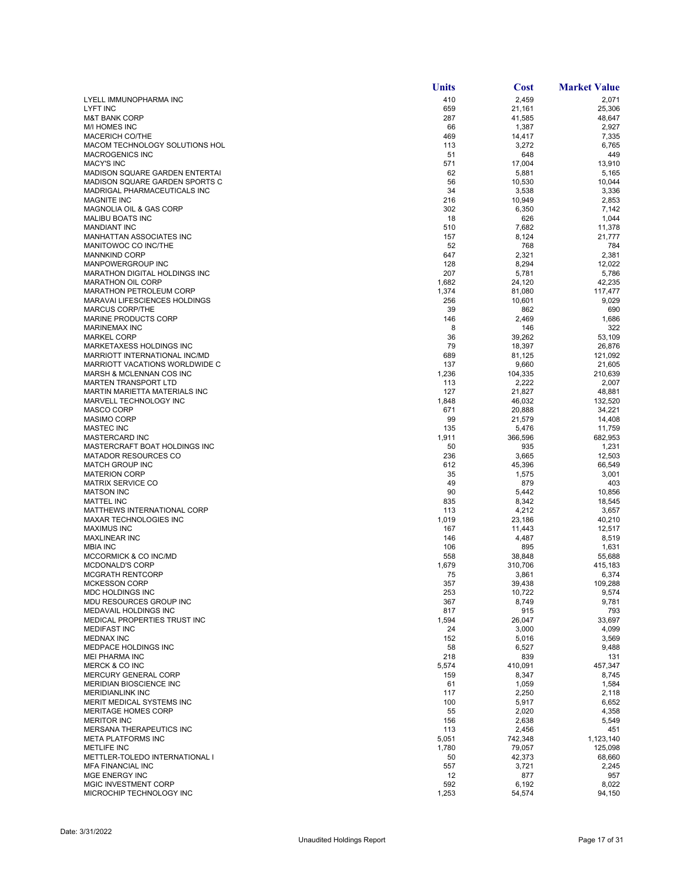| | Units | Cost | Market Value |
|---|---|---|---|
| LYELL IMMUNOPHARMA INC | 410 | 2,459 | 2,071 |
| LYFT INC | 659 | 21,161 | 25,306 |
| M&T BANK CORP | 287 | 41,585 | 48,647 |
| M/I HOMES INC | 66 | 1,387 | 2,927 |
| MACERICH CO/THE | 469 | 14,417 | 7,335 |
| MACOM TECHNOLOGY SOLUTIONS HOL | 113 | 3,272 | 6,765 |
| MACROGENICS INC | 51 | 648 | 449 |
| MACY'S INC | 571 | 17,004 | 13,910 |
| MADISON SQUARE GARDEN ENTERTAI | 62 | 5,881 | 5,165 |
| MADISON SQUARE GARDEN SPORTS C | 56 | 10,530 | 10,044 |
| MADRIGAL PHARMACEUTICALS INC | 34 | 3,538 | 3,336 |
| MAGNITE INC | 216 | 10,949 | 2,853 |
| MAGNOLIA OIL & GAS CORP | 302 | 6,350 | 7,142 |
| MALIBU BOATS INC | 18 | 626 | 1,044 |
| MANDIANT INC | 510 | 7,682 | 11,378 |
| MANHATTAN ASSOCIATES INC | 157 | 8,124 | 21,777 |
| MANITOWOC CO INC/THE | 52 | 768 | 784 |
| MANNKIND CORP | 647 | 2,321 | 2,381 |
| MANPOWERGROUP INC | 128 | 8,294 | 12,022 |
| MARATHON DIGITAL HOLDINGS INC | 207 | 5,781 | 5,786 |
| MARATHON OIL CORP | 1,682 | 24,120 | 42,235 |
| MARATHON PETROLEUM CORP | 1,374 | 81,080 | 117,477 |
| MARAVAI LIFESCIENCES HOLDINGS | 256 | 10,601 | 9,029 |
| MARCUS CORP/THE | 39 | 862 | 690 |
| MARINE PRODUCTS CORP | 146 | 2,469 | 1,686 |
| MARINEMAX INC | 8 | 146 | 322 |
| MARKEL CORP | 36 | 39,262 | 53,109 |
| MARKETAXESS HOLDINGS INC | 79 | 18,397 | 26,876 |
| MARRIOTT INTERNATIONAL INC/MD | 689 | 81,125 | 121,092 |
| MARRIOTT VACATIONS WORLDWIDE C | 137 | 9,660 | 21,605 |
| MARSH & MCLENNAN COS INC | 1,236 | 104,335 | 210,639 |
| MARTEN TRANSPORT LTD | 113 | 2,222 | 2,007 |
| MARTIN MARIETTA MATERIALS INC | 127 | 21,827 | 48,881 |
| MARVELL TECHNOLOGY INC | 1,848 | 46,032 | 132,520 |
| MASCO CORP | 671 | 20,888 | 34,221 |
| MASIMO CORP | 99 | 21,579 | 14,408 |
| MASTEC INC | 135 | 5,476 | 11,759 |
| MASTERCARD INC | 1,911 | 366,596 | 682,953 |
| MASTERCRAFT BOAT HOLDINGS INC | 50 | 935 | 1,231 |
| MATADOR RESOURCES CO | 236 | 3,665 | 12,503 |
| MATCH GROUP INC | 612 | 45,396 | 66,549 |
| MATERION CORP | 35 | 1,575 | 3,001 |
| MATRIX SERVICE CO | 49 | 879 | 403 |
| MATSON INC | 90 | 5,442 | 10,856 |
| MATTEL INC | 835 | 8,342 | 18,545 |
| MATTHEWS INTERNATIONAL CORP | 113 | 4,212 | 3,657 |
| MAXAR TECHNOLOGIES INC | 1,019 | 23,186 | 40,210 |
| MAXIMUS INC | 167 | 11,443 | 12,517 |
| MAXLINEAR INC | 146 | 4,487 | 8,519 |
| MBIA INC | 106 | 895 | 1,631 |
| MCCORMICK & CO INC/MD | 558 | 38,848 | 55,688 |
| MCDONALD'S CORP | 1,679 | 310,706 | 415,183 |
| MCGRATH RENTCORP | 75 | 3,861 | 6,374 |
| MCKESSON CORP | 357 | 39,438 | 109,288 |
| MDC HOLDINGS INC | 253 | 10,722 | 9,574 |
| MDU RESOURCES GROUP INC | 367 | 8,749 | 9,781 |
| MEDAVAIL HOLDINGS INC | 817 | 915 | 793 |
| MEDICAL PROPERTIES TRUST INC | 1,594 | 26,047 | 33,697 |
| MEDIFAST INC | 24 | 3,000 | 4,099 |
| MEDNAX INC | 152 | 5,016 | 3,569 |
| MEDPACE HOLDINGS INC | 58 | 6,527 | 9,488 |
| MEI PHARMA INC | 218 | 839 | 131 |
| MERCK & CO INC | 5,574 | 410,091 | 457,347 |
| MERCURY GENERAL CORP | 159 | 8,347 | 8,745 |
| MERIDIAN BIOSCIENCE INC | 61 | 1,059 | 1,584 |
| MERIDIANLINK INC | 117 | 2,250 | 2,118 |
| MERIT MEDICAL SYSTEMS INC | 100 | 5,917 | 6,652 |
| MERITAGE HOMES CORP | 55 | 2,020 | 4,358 |
| MERITOR INC | 156 | 2,638 | 5,549 |
| MERSANA THERAPEUTICS INC | 113 | 2,456 | 451 |
| META PLATFORMS INC | 5,051 | 742,348 | 1,123,140 |
| METLIFE INC | 1,780 | 79,057 | 125,098 |
| METTLER-TOLEDO INTERNATIONAL I | 50 | 42,373 | 68,660 |
| MFA FINANCIAL INC | 557 | 3,721 | 2,245 |
| MGE ENERGY INC | 12 | 877 | 957 |
| MGIC INVESTMENT CORP | 592 | 6,192 | 8,022 |
| MICROCHIP TECHNOLOGY INC | 1,253 | 54,574 | 94,150 |

Date: 3/31/2022

Unaudited Holdings Report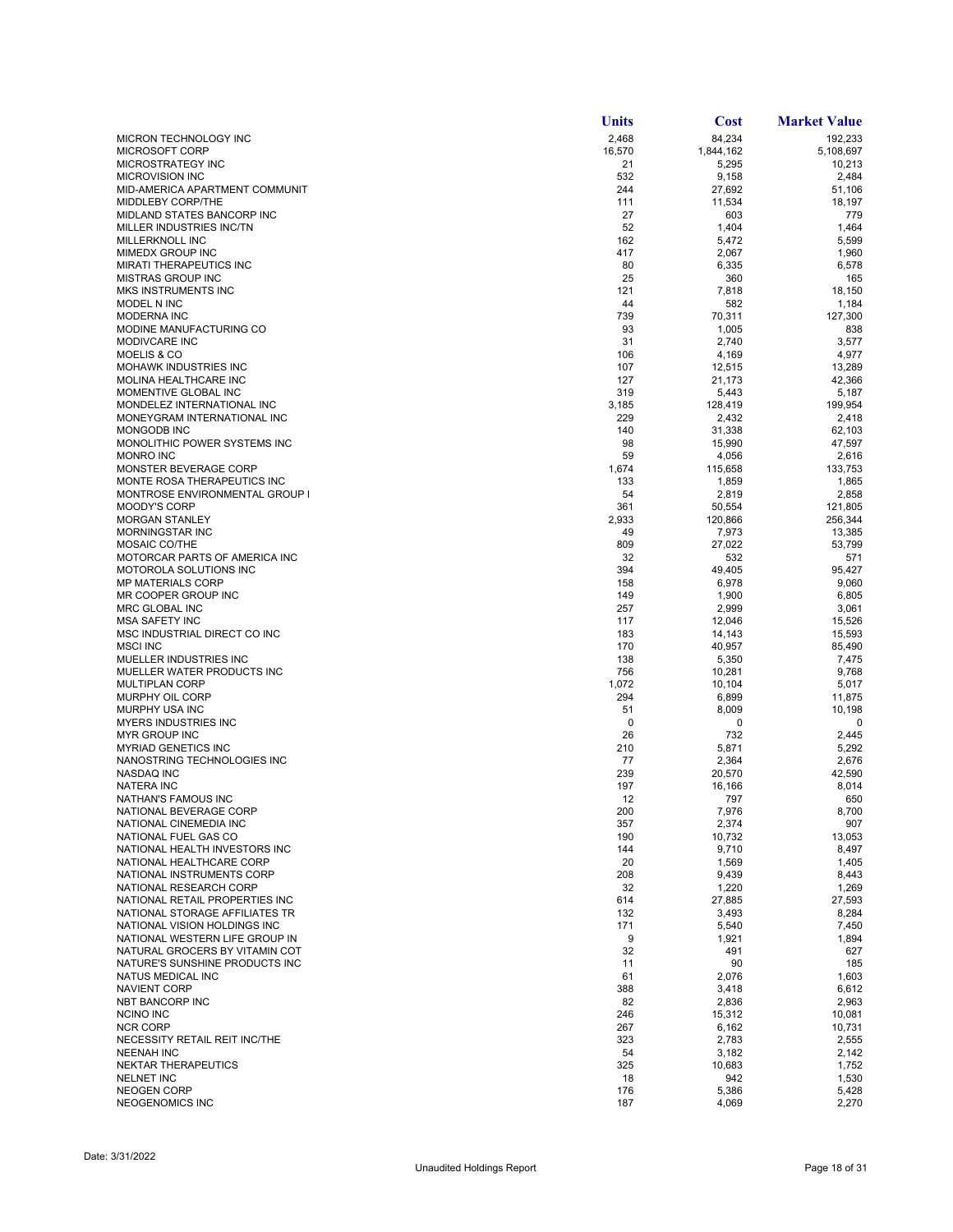| | Units | Cost | Market Value |
|---|---|---|---|
| MICRON TECHNOLOGY INC | 2,468 | 84,234 | 192,233 |
| MICROSOFT CORP | 16,570 | 1,844,162 | 5,108,697 |
| MICROSTRATEGY INC | 21 | 5,295 | 10,213 |
| MICROVISION INC | 532 | 9,158 | 2,484 |
| MID-AMERICA APARTMENT COMMUNIT | 244 | 27,692 | 51,106 |
| MIDDLEBY CORP/THE | 111 | 11,534 | 18,197 |
| MIDLAND STATES BANCORP INC | 27 | 603 | 779 |
| MILLER INDUSTRIES INC/TN | 52 | 1,404 | 1,464 |
| MILLERKNOLL INC | 162 | 5,472 | 5,599 |
| MIMEDX GROUP INC | 417 | 2,067 | 1,960 |
| MIRATI THERAPEUTICS INC | 80 | 6,335 | 6,578 |
| MISTRAS GROUP INC | 25 | 360 | 165 |
| MKS INSTRUMENTS INC | 121 | 7,818 | 18,150 |
| MODEL N INC | 44 | 582 | 1,184 |
| MODERNA INC | 739 | 70,311 | 127,300 |
| MODINE MANUFACTURING CO | 93 | 1,005 | 838 |
| MODIVCARE INC | 31 | 2,740 | 3,577 |
| MOELIS & CO | 106 | 4,169 | 4,977 |
| MOHAWK INDUSTRIES INC | 107 | 12,515 | 13,289 |
| MOLINA HEALTHCARE INC | 127 | 21,173 | 42,366 |
| MOMENTIVE GLOBAL INC | 319 | 5,443 | 5,187 |
| MONDELEZ INTERNATIONAL INC | 3,185 | 128,419 | 199,954 |
| MONEYGRAM INTERNATIONAL INC | 229 | 2,432 | 2,418 |
| MONGODB INC | 140 | 31,338 | 62,103 |
| MONOLITHIC POWER SYSTEMS INC | 98 | 15,990 | 47,597 |
| MONRO INC | 59 | 4,056 | 2,616 |
| MONSTER BEVERAGE CORP | 1,674 | 115,658 | 133,753 |
| MONTE ROSA THERAPEUTICS INC | 133 | 1,859 | 1,865 |
| MONTROSE ENVIRONMENTAL GROUP I | 54 | 2,819 | 2,858 |
| MOODY'S CORP | 361 | 50,554 | 121,805 |
| MORGAN STANLEY | 2,933 | 120,866 | 256,344 |
| MORNINGSTAR INC | 49 | 7,973 | 13,385 |
| MOSAIC CO/THE | 809 | 27,022 | 53,799 |
| MOTORCAR PARTS OF AMERICA INC | 32 | 532 | 571 |
| MOTOROLA SOLUTIONS INC | 394 | 49,405 | 95,427 |
| MP MATERIALS CORP | 158 | 6,978 | 9,060 |
| MR COOPER GROUP INC | 149 | 1,900 | 6,805 |
| MRC GLOBAL INC | 257 | 2,999 | 3,061 |
| MSA SAFETY INC | 117 | 12,046 | 15,526 |
| MSC INDUSTRIAL DIRECT CO INC | 183 | 14,143 | 15,593 |
| MSCI INC | 170 | 40,957 | 85,490 |
| MUELLER INDUSTRIES INC | 138 | 5,350 | 7,475 |
| MUELLER WATER PRODUCTS INC | 756 | 10,281 | 9,768 |
| MULTIPLAN CORP | 1,072 | 10,104 | 5,017 |
| MURPHY OIL CORP | 294 | 6,899 | 11,875 |
| MURPHY USA INC | 51 | 8,009 | 10,198 |
| MYERS INDUSTRIES INC | 0 | 0 | 0 |
| MYR GROUP INC | 26 | 732 | 2,445 |
| MYRIAD GENETICS INC | 210 | 5,871 | 5,292 |
| NANOSTRING TECHNOLOGIES INC | 77 | 2,364 | 2,676 |
| NASDAQ INC | 239 | 20,570 | 42,590 |
| NATERA INC | 197 | 16,166 | 8,014 |
| NATHAN'S FAMOUS INC | 12 | 797 | 650 |
| NATIONAL BEVERAGE CORP | 200 | 7,976 | 8,700 |
| NATIONAL CINEMEDIA INC | 357 | 2,374 | 907 |
| NATIONAL FUEL GAS CO | 190 | 10,732 | 13,053 |
| NATIONAL HEALTH INVESTORS INC | 144 | 9,710 | 8,497 |
| NATIONAL HEALTHCARE CORP | 20 | 1,569 | 1,405 |
| NATIONAL INSTRUMENTS CORP | 208 | 9,439 | 8,443 |
| NATIONAL RESEARCH CORP | 32 | 1,220 | 1,269 |
| NATIONAL RETAIL PROPERTIES INC | 614 | 27,885 | 27,593 |
| NATIONAL STORAGE AFFILIATES TR | 132 | 3,493 | 8,284 |
| NATIONAL VISION HOLDINGS INC | 171 | 5,540 | 7,450 |
| NATIONAL WESTERN LIFE GROUP IN | 9 | 1,921 | 1,894 |
| NATURAL GROCERS BY VITAMIN COT | 32 | 491 | 627 |
| NATURE'S SUNSHINE PRODUCTS INC | 11 | 90 | 185 |
| NATUS MEDICAL INC | 61 | 2,076 | 1,603 |
| NAVIENT CORP | 388 | 3,418 | 6,612 |
| NBT BANCORP INC | 82 | 2,836 | 2,963 |
| NCINO INC | 246 | 15,312 | 10,081 |
| NCR CORP | 267 | 6,162 | 10,731 |
| NECESSITY RETAIL REIT INC/THE | 323 | 2,783 | 2,555 |
| NEENAH INC | 54 | 3,182 | 2,142 |
| NEKTAR THERAPEUTICS | 325 | 10,683 | 1,752 |
| NELNET INC | 18 | 942 | 1,530 |
| NEOGEN CORP | 176 | 5,386 | 5,428 |
| NEOGENOMICS INC | 187 | 4,069 | 2,270 |

Date: 3/31/2022

Unaudited Holdings Report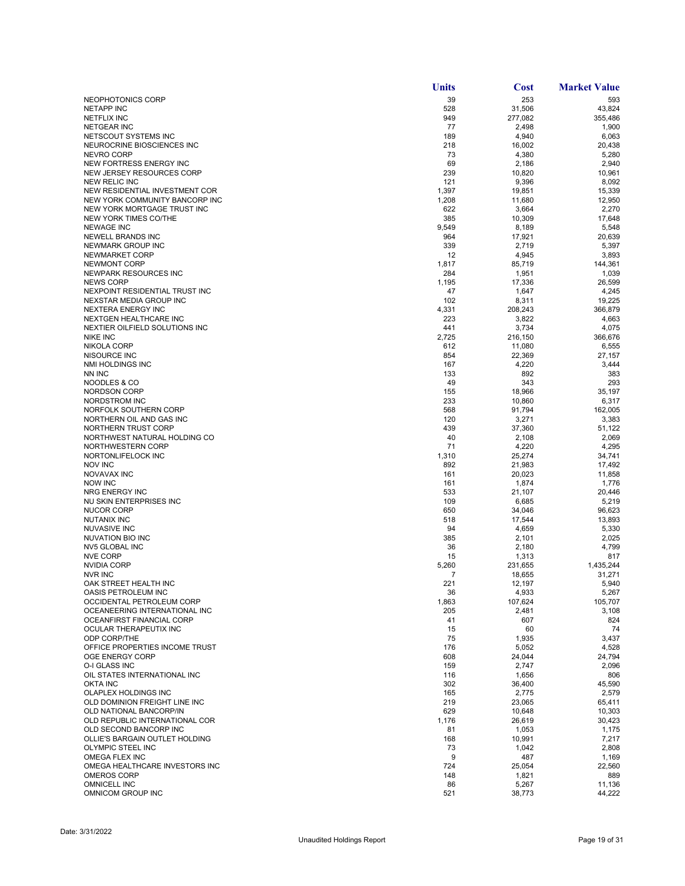| | Units | Cost | Market Value |
|---|---|---|---|
| NEOPHOTONICS CORP | 39 | 253 | 593 |
| NETAPP INC | 528 | 31,506 | 43,824 |
| NETFLIX INC | 949 | 277,082 | 355,486 |
| NETGEAR INC | 77 | 2,498 | 1,900 |
| NETSCOUT SYSTEMS INC | 189 | 4,940 | 6,063 |
| NEUROCRINE BIOSCIENCES INC | 218 | 16,002 | 20,438 |
| NEVRO CORP | 73 | 4,380 | 5,280 |
| NEW FORTRESS ENERGY INC | 69 | 2,186 | 2,940 |
| NEW JERSEY RESOURCES CORP | 239 | 10,820 | 10,961 |
| NEW RELIC INC | 121 | 9,396 | 8,092 |
| NEW RESIDENTIAL INVESTMENT COR | 1,397 | 19,851 | 15,339 |
| NEW YORK COMMUNITY BANCORP INC | 1,208 | 11,680 | 12,950 |
| NEW YORK MORTGAGE TRUST INC | 622 | 3,664 | 2,270 |
| NEW YORK TIMES CO/THE | 385 | 10,309 | 17,648 |
| NEWAGE INC | 9,549 | 8,189 | 5,548 |
| NEWELL BRANDS INC | 964 | 17,921 | 20,639 |
| NEWMARK GROUP INC | 339 | 2,719 | 5,397 |
| NEWMARKET CORP | 12 | 4,945 | 3,893 |
| NEWMONT CORP | 1,817 | 85,719 | 144,361 |
| NEWPARK RESOURCES INC | 284 | 1,951 | 1,039 |
| NEWS CORP | 1,195 | 17,336 | 26,599 |
| NEXPOINT RESIDENTIAL TRUST INC | 47 | 1,647 | 4,245 |
| NEXSTAR MEDIA GROUP INC | 102 | 8,311 | 19,225 |
| NEXTERA ENERGY INC | 4,331 | 208,243 | 366,879 |
| NEXTGEN HEALTHCARE INC | 223 | 3,822 | 4,663 |
| NEXTIER OILFIELD SOLUTIONS INC | 441 | 3,734 | 4,075 |
| NIKE INC | 2,725 | 216,150 | 366,676 |
| NIKOLA CORP | 612 | 11,080 | 6,555 |
| NISOURCE INC | 854 | 22,369 | 27,157 |
| NMI HOLDINGS INC | 167 | 4,220 | 3,444 |
| NN INC | 133 | 892 | 383 |
| NOODLES & CO | 49 | 343 | 293 |
| NORDSON CORP | 155 | 18,966 | 35,197 |
| NORDSTROM INC | 233 | 10,860 | 6,317 |
| NORFOLK SOUTHERN CORP | 568 | 91,794 | 162,005 |
| NORTHERN OIL AND GAS INC | 120 | 3,271 | 3,383 |
| NORTHERN TRUST CORP | 439 | 37,360 | 51,122 |
| NORTHWEST NATURAL HOLDING CO | 40 | 2,108 | 2,069 |
| NORTHWESTERN CORP | 71 | 4,220 | 4,295 |
| NORTONLIFELOCK INC | 1,310 | 25,274 | 34,741 |
| NOV INC | 892 | 21,983 | 17,492 |
| NOVAVAX INC | 161 | 20,023 | 11,858 |
| NOW INC | 161 | 1,874 | 1,776 |
| NRG ENERGY INC | 533 | 21,107 | 20,446 |
| NU SKIN ENTERPRISES INC | 109 | 6,685 | 5,219 |
| NUCOR CORP | 650 | 34,046 | 96,623 |
| NUTANIX INC | 518 | 17,544 | 13,893 |
| NUVASIVE INC | 94 | 4,659 | 5,330 |
| NUVATION BIO INC | 385 | 2,101 | 2,025 |
| NV5 GLOBAL INC | 36 | 2,180 | 4,799 |
| NVE CORP | 15 | 1,313 | 817 |
| NVIDIA CORP | 5,260 | 231,655 | 1,435,244 |
| NVR INC | 7 | 18,655 | 31,271 |
| OAK STREET HEALTH INC | 221 | 12,197 | 5,940 |
| OASIS PETROLEUM INC | 36 | 4,933 | 5,267 |
| OCCIDENTAL PETROLEUM CORP | 1,863 | 107,624 | 105,707 |
| OCEANEERING INTERNATIONAL INC | 205 | 2,481 | 3,108 |
| OCEANFIRST FINANCIAL CORP | 41 | 607 | 824 |
| OCULAR THERAPEUTIX INC | 15 | 60 | 74 |
| ODP CORP/THE | 75 | 1,935 | 3,437 |
| OFFICE PROPERTIES INCOME TRUST | 176 | 5,052 | 4,528 |
| OGE ENERGY CORP | 608 | 24,044 | 24,794 |
| O-I GLASS INC | 159 | 2,747 | 2,096 |
| OIL STATES INTERNATIONAL INC | 116 | 1,656 | 806 |
| OKTA INC | 302 | 36,400 | 45,590 |
| OLAPLEX HOLDINGS INC | 165 | 2,775 | 2,579 |
| OLD DOMINION FREIGHT LINE INC | 219 | 23,065 | 65,411 |
| OLD NATIONAL BANCORP/IN | 629 | 10,648 | 10,303 |
| OLD REPUBLIC INTERNATIONAL COR | 1,176 | 26,619 | 30,423 |
| OLD SECOND BANCORP INC | 81 | 1,053 | 1,175 |
| OLLIE'S BARGAIN OUTLET HOLDING | 168 | 10,991 | 7,217 |
| OLYMPIC STEEL INC | 73 | 1,042 | 2,808 |
| OMEGA FLEX INC | 9 | 487 | 1,169 |
| OMEGA HEALTHCARE INVESTORS INC | 724 | 25,054 | 22,560 |
| OMEROS CORP | 148 | 1,821 | 889 |
| OMNICELL INC | 86 | 5,267 | 11,136 |
| OMNICOM GROUP INC | 521 | 38,773 | 44,222 |

Date: 3/31/2022

Unaudited Holdings Report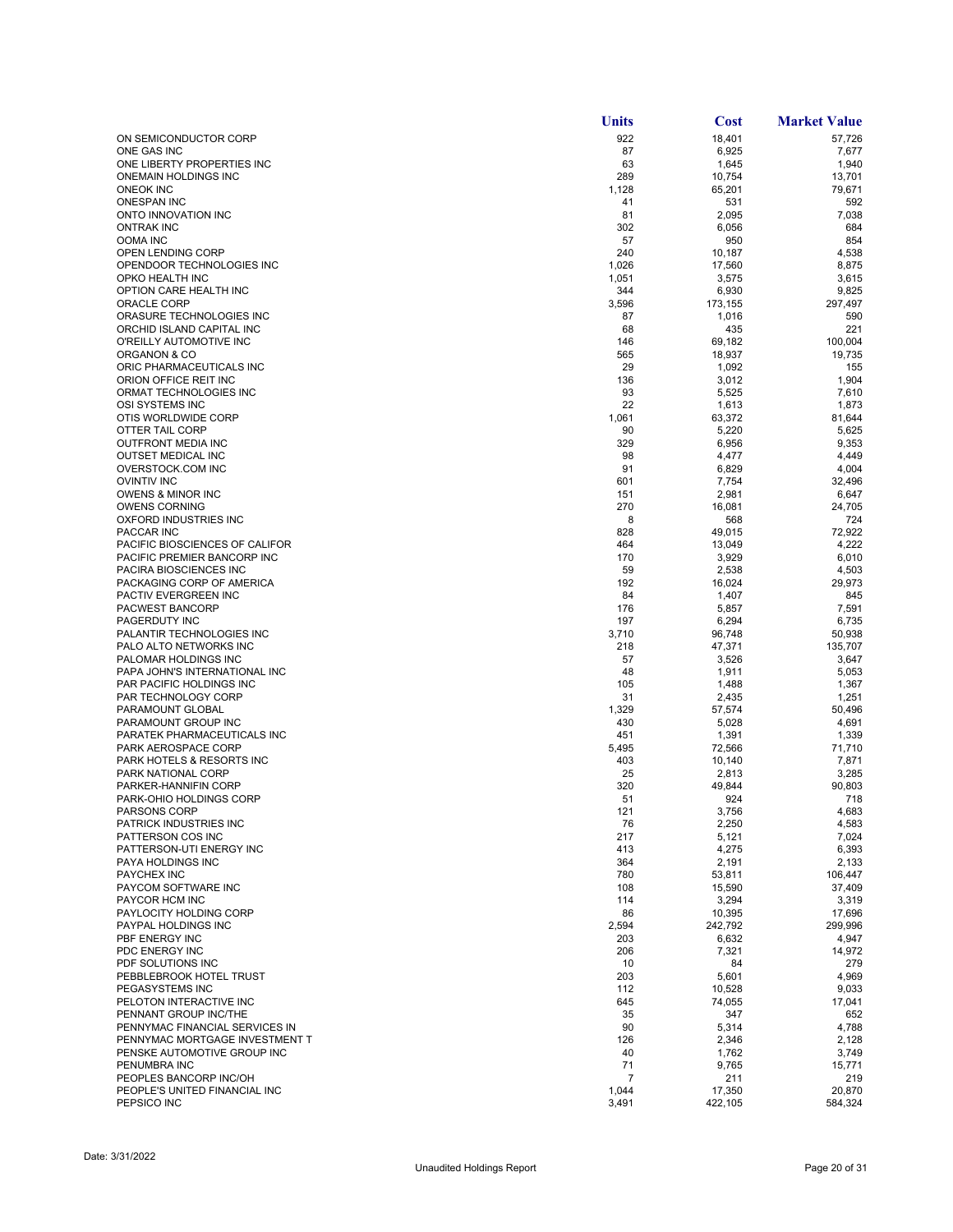| | Units | Cost | Market Value |
|---|---|---|---|
| ON SEMICONDUCTOR CORP | 922 | 18,401 | 57,726 |
| ONE GAS INC | 87 | 6,925 | 7,677 |
| ONE LIBERTY PROPERTIES INC | 63 | 1,645 | 1,940 |
| ONEMAIN HOLDINGS INC | 289 | 10,754 | 13,701 |
| ONEOK INC | 1,128 | 65,201 | 79,671 |
| ONESPAN INC | 41 | 531 | 592 |
| ONTO INNOVATION INC | 81 | 2,095 | 7,038 |
| ONTRAK INC | 302 | 6,056 | 684 |
| OOMA INC | 57 | 950 | 854 |
| OPEN LENDING CORP | 240 | 10,187 | 4,538 |
| OPENDOOR TECHNOLOGIES INC | 1,026 | 17,560 | 8,875 |
| OPKO HEALTH INC | 1,051 | 3,575 | 3,615 |
| OPTION CARE HEALTH INC | 344 | 6,930 | 9,825 |
| ORACLE CORP | 3,596 | 173,155 | 297,497 |
| ORASURE TECHNOLOGIES INC | 87 | 1,016 | 590 |
| ORCHID ISLAND CAPITAL INC | 68 | 435 | 221 |
| O'REILLY AUTOMOTIVE INC | 146 | 69,182 | 100,004 |
| ORGANON & CO | 565 | 18,937 | 19,735 |
| ORIC PHARMACEUTICALS INC | 29 | 1,092 | 155 |
| ORION OFFICE REIT INC | 136 | 3,012 | 1,904 |
| ORMAT TECHNOLOGIES INC | 93 | 5,525 | 7,610 |
| OSI SYSTEMS INC | 22 | 1,613 | 1,873 |
| OTIS WORLDWIDE CORP | 1,061 | 63,372 | 81,644 |
| OTTER TAIL CORP | 90 | 5,220 | 5,625 |
| OUTFRONT MEDIA INC | 329 | 6,956 | 9,353 |
| OUTSET MEDICAL INC | 98 | 4,477 | 4,449 |
| OVERSTOCK.COM INC | 91 | 6,829 | 4,004 |
| OVINTIV INC | 601 | 7,754 | 32,496 |
| OWENS & MINOR INC | 151 | 2,981 | 6,647 |
| OWENS CORNING | 270 | 16,081 | 24,705 |
| OXFORD INDUSTRIES INC | 8 | 568 | 724 |
| PACCAR INC | 828 | 49,015 | 72,922 |
| PACIFIC BIOSCIENCES OF CALIFOR | 464 | 13,049 | 4,222 |
| PACIFIC PREMIER BANCORP INC | 170 | 3,929 | 6,010 |
| PACIRA BIOSCIENCES INC | 59 | 2,538 | 4,503 |
| PACKAGING CORP OF AMERICA | 192 | 16,024 | 29,973 |
| PACTIV EVERGREEN INC | 84 | 1,407 | 845 |
| PACWEST BANCORP | 176 | 5,857 | 7,591 |
| PAGERDUTY INC | 197 | 6,294 | 6,735 |
| PALANTIR TECHNOLOGIES INC | 3,710 | 96,748 | 50,938 |
| PALO ALTO NETWORKS INC | 218 | 47,371 | 135,707 |
| PALOMAR HOLDINGS INC | 57 | 3,526 | 3,647 |
| PAPA JOHN'S INTERNATIONAL INC | 48 | 1,911 | 5,053 |
| PAR PACIFIC HOLDINGS INC | 105 | 1,488 | 1,367 |
| PAR TECHNOLOGY CORP | 31 | 2,435 | 1,251 |
| PARAMOUNT GLOBAL | 1,329 | 57,574 | 50,496 |
| PARAMOUNT GROUP INC | 430 | 5,028 | 4,691 |
| PARATEK PHARMACEUTICALS INC | 451 | 1,391 | 1,339 |
| PARK AEROSPACE CORP | 5,495 | 72,566 | 71,710 |
| PARK HOTELS & RESORTS INC | 403 | 10,140 | 7,871 |
| PARK NATIONAL CORP | 25 | 2,813 | 3,285 |
| PARKER-HANNIFIN CORP | 320 | 49,844 | 90,803 |
| PARK-OHIO HOLDINGS CORP | 51 | 924 | 718 |
| PARSONS CORP | 121 | 3,756 | 4,683 |
| PATRICK INDUSTRIES INC | 76 | 2,250 | 4,583 |
| PATTERSON COS INC | 217 | 5,121 | 7,024 |
| PATTERSON-UTI ENERGY INC | 413 | 4,275 | 6,393 |
| PAYA HOLDINGS INC | 364 | 2,191 | 2,133 |
| PAYCHEX INC | 780 | 53,811 | 106,447 |
| PAYCOM SOFTWARE INC | 108 | 15,590 | 37,409 |
| PAYCOR HCM INC | 114 | 3,294 | 3,319 |
| PAYLOCITY HOLDING CORP | 86 | 10,395 | 17,696 |
| PAYPAL HOLDINGS INC | 2,594 | 242,792 | 299,996 |
| PBF ENERGY INC | 203 | 6,632 | 4,947 |
| PDC ENERGY INC | 206 | 7,321 | 14,972 |
| PDF SOLUTIONS INC | 10 | 84 | 279 |
| PEBBLEBROOK HOTEL TRUST | 203 | 5,601 | 4,969 |
| PEGASYSTEMS INC | 112 | 10,528 | 9,033 |
| PELOTON INTERACTIVE INC | 645 | 74,055 | 17,041 |
| PENNANT GROUP INC/THE | 35 | 347 | 652 |
| PENNYMAC FINANCIAL SERVICES IN | 90 | 5,314 | 4,788 |
| PENNYMAC MORTGAGE INVESTMENT T | 126 | 2,346 | 2,128 |
| PENSKE AUTOMOTIVE GROUP INC | 40 | 1,762 | 3,749 |
| PENUMBRA INC | 71 | 9,765 | 15,771 |
| PEOPLES BANCORP INC/OH | 7 | 211 | 219 |
| PEOPLE'S UNITED FINANCIAL INC | 1,044 | 17,350 | 20,870 |
| PEPSICO INC | 3,491 | 422,105 | 584,324 |

Date: 3/31/2022

Unaudited Holdings Report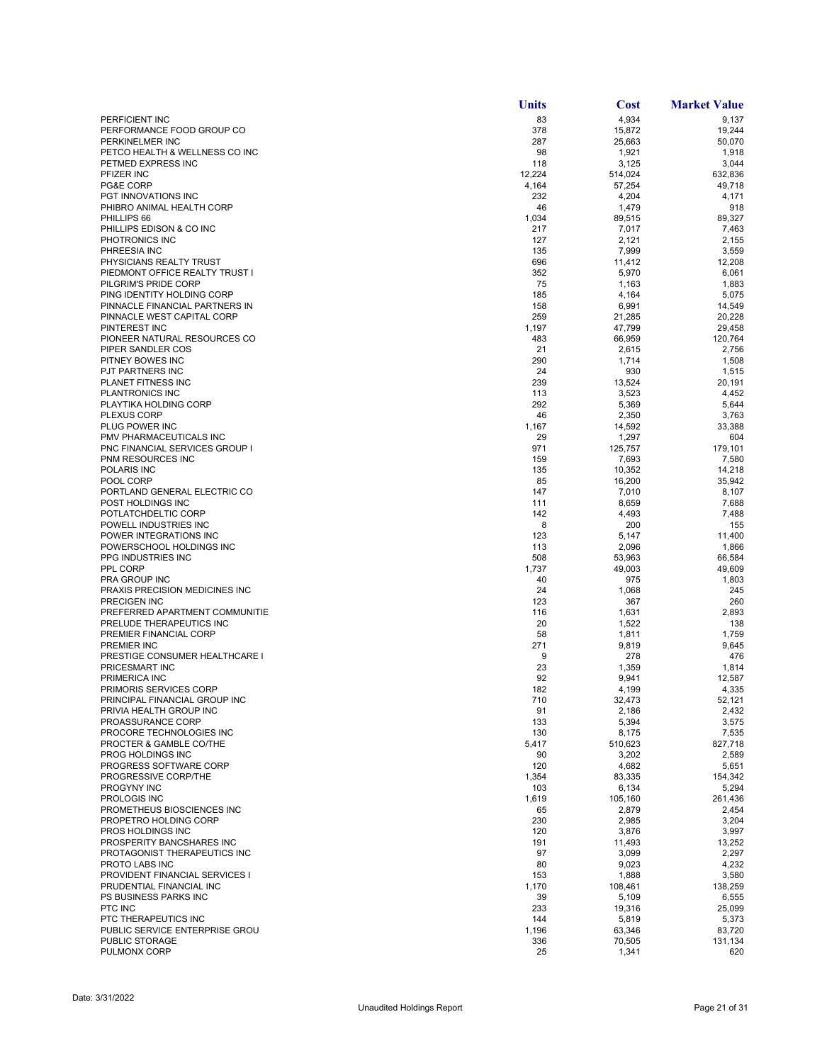| | Units | Cost | Market Value |
|---|---|---|---|
| PERFICIENT INC | 83 | 4,934 | 9,137 |
| PERFORMANCE FOOD GROUP CO | 378 | 15,872 | 19,244 |
| PERKINELMER INC | 287 | 25,663 | 50,070 |
| PETCO HEALTH & WELLNESS CO INC | 98 | 1,921 | 1,918 |
| PETMED EXPRESS INC | 118 | 3,125 | 3,044 |
| PFIZER INC | 12,224 | 514,024 | 632,836 |
| PG&E CORP | 4,164 | 57,254 | 49,718 |
| PGT INNOVATIONS INC | 232 | 4,204 | 4,171 |
| PHIBRO ANIMAL HEALTH CORP | 46 | 1,479 | 918 |
| PHILLIPS 66 | 1,034 | 89,515 | 89,327 |
| PHILLIPS EDISON & CO INC | 217 | 7,017 | 7,463 |
| PHOTRONICS INC | 127 | 2,121 | 2,155 |
| PHREESIA INC | 135 | 7,999 | 3,559 |
| PHYSICIANS REALTY TRUST | 696 | 11,412 | 12,208 |
| PIEDMONT OFFICE REALTY TRUST I | 352 | 5,970 | 6,061 |
| PILGRIM'S PRIDE CORP | 75 | 1,163 | 1,883 |
| PING IDENTITY HOLDING CORP | 185 | 4,164 | 5,075 |
| PINNACLE FINANCIAL PARTNERS IN | 158 | 6,991 | 14,549 |
| PINNACLE WEST CAPITAL CORP | 259 | 21,285 | 20,228 |
| PINTEREST INC | 1,197 | 47,799 | 29,458 |
| PIONEER NATURAL RESOURCES CO | 483 | 66,959 | 120,764 |
| PIPER SANDLER COS | 21 | 2,615 | 2,756 |
| PITNEY BOWES INC | 290 | 1,714 | 1,508 |
| PJT PARTNERS INC | 24 | 930 | 1,515 |
| PLANET FITNESS INC | 239 | 13,524 | 20,191 |
| PLANTRONICS INC | 113 | 3,523 | 4,452 |
| PLAYTIKA HOLDING CORP | 292 | 5,369 | 5,644 |
| PLEXUS CORP | 46 | 2,350 | 3,763 |
| PLUG POWER INC | 1,167 | 14,592 | 33,388 |
| PMV PHARMACEUTICALS INC | 29 | 1,297 | 604 |
| PNC FINANCIAL SERVICES GROUP I | 971 | 125,757 | 179,101 |
| PNM RESOURCES INC | 159 | 7,693 | 7,580 |
| POLARIS INC | 135 | 10,352 | 14,218 |
| POOL CORP | 85 | 16,200 | 35,942 |
| PORTLAND GENERAL ELECTRIC CO | 147 | 7,010 | 8,107 |
| POST HOLDINGS INC | 111 | 8,659 | 7,688 |
| POTLATCHDELTIC CORP | 142 | 4,493 | 7,488 |
| POWELL INDUSTRIES INC | 8 | 200 | 155 |
| POWER INTEGRATIONS INC | 123 | 5,147 | 11,400 |
| POWERSCHOOL HOLDINGS INC | 113 | 2,096 | 1,866 |
| PPG INDUSTRIES INC | 508 | 53,963 | 66,584 |
| PPL CORP | 1,737 | 49,003 | 49,609 |
| PRA GROUP INC | 40 | 975 | 1,803 |
| PRAXIS PRECISION MEDICINES INC | 24 | 1,068 | 245 |
| PRECIGEN INC | 123 | 367 | 260 |
| PREFERRED APARTMENT COMMUNITIE | 116 | 1,631 | 2,893 |
| PRELUDE THERAPEUTICS INC | 20 | 1,522 | 138 |
| PREMIER FINANCIAL CORP | 58 | 1,811 | 1,759 |
| PREMIER INC | 271 | 9,819 | 9,645 |
| PRESTIGE CONSUMER HEALTHCARE I | 9 | 278 | 476 |
| PRICESMART INC | 23 | 1,359 | 1,814 |
| PRIMERICA INC | 92 | 9,941 | 12,587 |
| PRIMORIS SERVICES CORP | 182 | 4,199 | 4,335 |
| PRINCIPAL FINANCIAL GROUP INC | 710 | 32,473 | 52,121 |
| PRIVIA HEALTH GROUP INC | 91 | 2,186 | 2,432 |
| PROASSURANCE CORP | 133 | 5,394 | 3,575 |
| PROCORE TECHNOLOGIES INC | 130 | 8,175 | 7,535 |
| PROCTER & GAMBLE CO/THE | 5,417 | 510,623 | 827,718 |
| PROG HOLDINGS INC | 90 | 3,202 | 2,589 |
| PROGRESS SOFTWARE CORP | 120 | 4,682 | 5,651 |
| PROGRESSIVE CORP/THE | 1,354 | 83,335 | 154,342 |
| PROGYNY INC | 103 | 6,134 | 5,294 |
| PROLOGIS INC | 1,619 | 105,160 | 261,436 |
| PROMETHEUS BIOSCIENCES INC | 65 | 2,879 | 2,454 |
| PROPETRO HOLDING CORP | 230 | 2,985 | 3,204 |
| PROS HOLDINGS INC | 120 | 3,876 | 3,997 |
| PROSPERITY BANCSHARES INC | 191 | 11,493 | 13,252 |
| PROTAGONIST THERAPEUTICS INC | 97 | 3,099 | 2,297 |
| PROTO LABS INC | 80 | 9,023 | 4,232 |
| PROVIDENT FINANCIAL SERVICES I | 153 | 1,888 | 3,580 |
| PRUDENTIAL FINANCIAL INC | 1,170 | 108,461 | 138,259 |
| PS BUSINESS PARKS INC | 39 | 5,109 | 6,555 |
| PTC INC | 233 | 19,316 | 25,099 |
| PTC THERAPEUTICS INC | 144 | 5,819 | 5,373 |
| PUBLIC SERVICE ENTERPRISE GROU | 1,196 | 63,346 | 83,720 |
| PUBLIC STORAGE | 336 | 70,505 | 131,134 |
| PULMONX CORP | 25 | 1,341 | 620 |

Date: 3/31/2022

Unaudited Holdings Report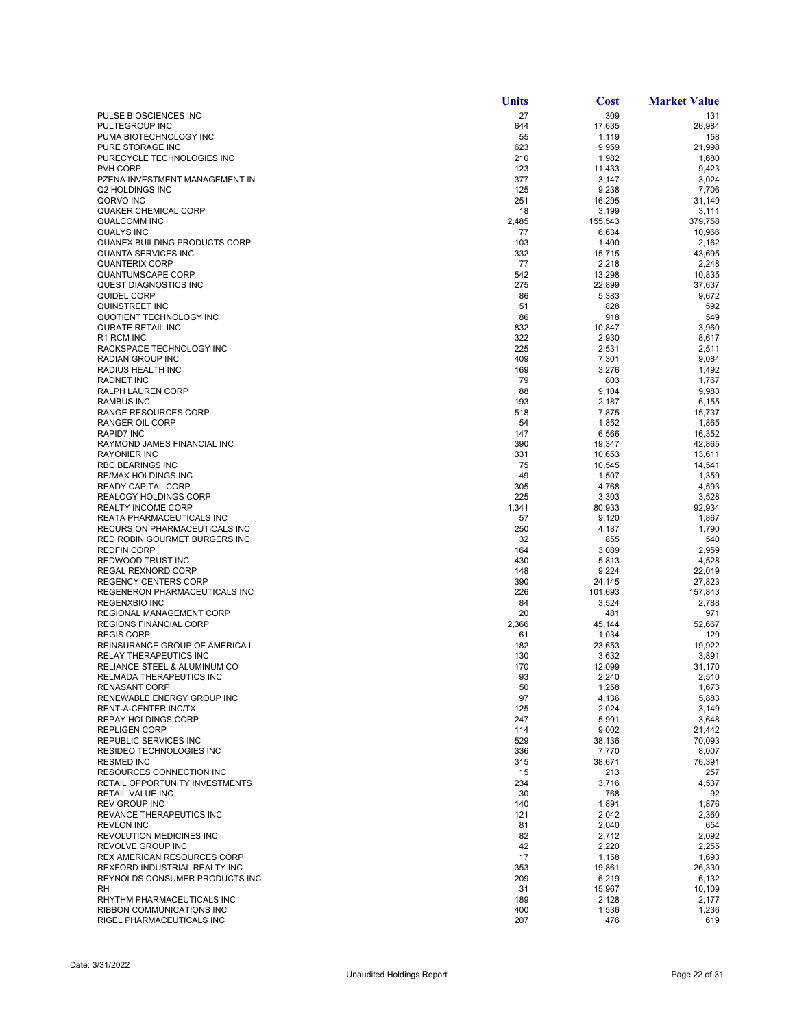| | Units | Cost | Market Value |
|---|---|---|---|
| PULSE BIOSCIENCES INC | 27 | 309 | 131 |
| PULTEGROUP INC | 644 | 17,635 | 26,984 |
| PUMA BIOTECHNOLOGY INC | 55 | 1,119 | 158 |
| PURE STORAGE INC | 623 | 9,959 | 21,998 |
| PURECYCLE TECHNOLOGIES INC | 210 | 1,982 | 1,680 |
| PVH CORP | 123 | 11,433 | 9,423 |
| PZENA INVESTMENT MANAGEMENT IN | 377 | 3,147 | 3,024 |
| Q2 HOLDINGS INC | 125 | 9,238 | 7,706 |
| QORVO INC | 251 | 16,295 | 31,149 |
| QUAKER CHEMICAL CORP | 18 | 3,199 | 3,111 |
| QUALCOMM INC | 2,485 | 155,543 | 379,758 |
| QUALYS INC | 77 | 6,634 | 10,966 |
| QUANEX BUILDING PRODUCTS CORP | 103 | 1,400 | 2,162 |
| QUANTA SERVICES INC | 332 | 15,715 | 43,695 |
| QUANTERIX CORP | 77 | 2,218 | 2,248 |
| QUANTUMSCAPE CORP | 542 | 13,298 | 10,835 |
| QUEST DIAGNOSTICS INC | 275 | 22,899 | 37,637 |
| QUIDEL CORP | 86 | 5,383 | 9,672 |
| QUINSTREET INC | 51 | 828 | 592 |
| QUOTIENT TECHNOLOGY INC | 86 | 918 | 549 |
| QURATE RETAIL INC | 832 | 10,847 | 3,960 |
| R1 RCM INC | 322 | 2,930 | 8,617 |
| RACKSPACE TECHNOLOGY INC | 225 | 2,531 | 2,511 |
| RADIAN GROUP INC | 409 | 7,301 | 9,084 |
| RADIUS HEALTH INC | 169 | 3,276 | 1,492 |
| RADNET INC | 79 | 803 | 1,767 |
| RALPH LAUREN CORP | 88 | 9,104 | 9,983 |
| RAMBUS INC | 193 | 2,187 | 6,155 |
| RANGE RESOURCES CORP | 518 | 7,875 | 15,737 |
| RANGER OIL CORP | 54 | 1,852 | 1,865 |
| RAPID7 INC | 147 | 6,566 | 16,352 |
| RAYMOND JAMES FINANCIAL INC | 390 | 19,347 | 42,865 |
| RAYONIER INC | 331 | 10,653 | 13,611 |
| RBC BEARINGS INC | 75 | 10,545 | 14,541 |
| RE/MAX HOLDINGS INC | 49 | 1,507 | 1,359 |
| READY CAPITAL CORP | 305 | 4,768 | 4,593 |
| REALOGY HOLDINGS CORP | 225 | 3,303 | 3,528 |
| REALTY INCOME CORP | 1,341 | 80,933 | 92,934 |
| REATA PHARMACEUTICALS INC | 57 | 9,120 | 1,867 |
| RECURSION PHARMACEUTICALS INC | 250 | 4,187 | 1,790 |
| RED ROBIN GOURMET BURGERS INC | 32 | 855 | 540 |
| REDFIN CORP | 164 | 3,089 | 2,959 |
| REDWOOD TRUST INC | 430 | 5,813 | 4,528 |
| REGAL REXNORD CORP | 148 | 9,224 | 22,019 |
| REGENCY CENTERS CORP | 390 | 24,145 | 27,823 |
| REGENERON PHARMACEUTICALS INC | 226 | 101,693 | 157,843 |
| REGENXBIO INC | 84 | 3,524 | 2,788 |
| REGIONAL MANAGEMENT CORP | 20 | 481 | 971 |
| REGIONS FINANCIAL CORP | 2,366 | 45,144 | 52,667 |
| REGIS CORP | 61 | 1,034 | 129 |
| REINSURANCE GROUP OF AMERICA I | 182 | 23,653 | 19,922 |
| RELAY THERAPEUTICS INC | 130 | 3,632 | 3,891 |
| RELIANCE STEEL & ALUMINUM CO | 170 | 12,099 | 31,170 |
| RELMADA THERAPEUTICS INC | 93 | 2,240 | 2,510 |
| RENASANT CORP | 50 | 1,258 | 1,673 |
| RENEWABLE ENERGY GROUP INC | 97 | 4,136 | 5,883 |
| RENT-A-CENTER INC/TX | 125 | 2,024 | 3,149 |
| REPAY HOLDINGS CORP | 247 | 5,991 | 3,648 |
| REPLIGEN CORP | 114 | 9,002 | 21,442 |
| REPUBLIC SERVICES INC | 529 | 38,136 | 70,093 |
| RESIDEO TECHNOLOGIES INC | 336 | 7,770 | 8,007 |
| RESMED INC | 315 | 38,671 | 76,391 |
| RESOURCES CONNECTION INC | 15 | 213 | 257 |
| RETAIL OPPORTUNITY INVESTMENTS | 234 | 3,716 | 4,537 |
| RETAIL VALUE INC | 30 | 768 | 92 |
| REV GROUP INC | 140 | 1,891 | 1,876 |
| REVANCE THERAPEUTICS INC | 121 | 2,042 | 2,360 |
| REVLON INC | 81 | 2,040 | 654 |
| REVOLUTION MEDICINES INC | 82 | 2,712 | 2,092 |
| REVOLVE GROUP INC | 42 | 2,220 | 2,255 |
| REX AMERICAN RESOURCES CORP | 17 | 1,158 | 1,693 |
| REXFORD INDUSTRIAL REALTY INC | 353 | 19,861 | 26,330 |
| REYNOLDS CONSUMER PRODUCTS INC | 209 | 6,219 | 6,132 |
| RH | 31 | 15,967 | 10,109 |
| RHYTHM PHARMACEUTICALS INC | 189 | 2,128 | 2,177 |
| RIBBON COMMUNICATIONS INC | 400 | 1,536 | 1,236 |
| RIGEL PHARMACEUTICALS INC | 207 | 476 | 619 |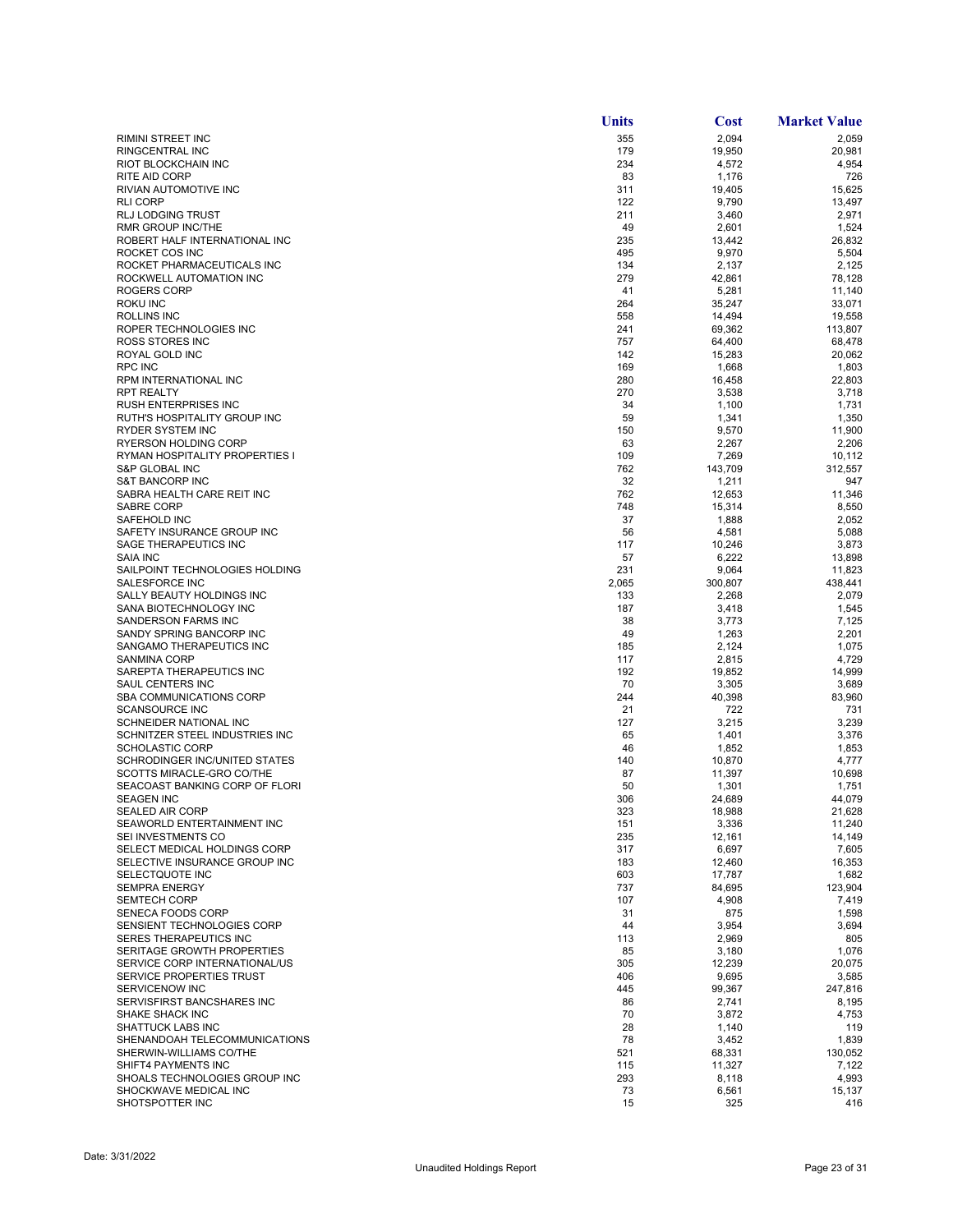| | Units | Cost | Market Value |
|---|---|---|---|
| RIMINI STREET INC | 355 | 2,094 | 2,059 |
| RINGCENTRAL INC | 179 | 19,950 | 20,981 |
| RIOT BLOCKCHAIN INC | 234 | 4,572 | 4,954 |
| RITE AID CORP | 83 | 1,176 | 726 |
| RIVIAN AUTOMOTIVE INC | 311 | 19,405 | 15,625 |
| RLI CORP | 122 | 9,790 | 13,497 |
| RLJ LODGING TRUST | 211 | 3,460 | 2,971 |
| RMR GROUP INC/THE | 49 | 2,601 | 1,524 |
| ROBERT HALF INTERNATIONAL INC | 235 | 13,442 | 26,832 |
| ROCKET COS INC | 495 | 9,970 | 5,504 |
| ROCKET PHARMACEUTICALS INC | 134 | 2,137 | 2,125 |
| ROCKWELL AUTOMATION INC | 279 | 42,861 | 78,128 |
| ROGERS CORP | 41 | 5,281 | 11,140 |
| ROKU INC | 264 | 35,247 | 33,071 |
| ROLLINS INC | 558 | 14,494 | 19,558 |
| ROPER TECHNOLOGIES INC | 241 | 69,362 | 113,807 |
| ROSS STORES INC | 757 | 64,400 | 68,478 |
| ROYAL GOLD INC | 142 | 15,283 | 20,062 |
| RPC INC | 169 | 1,668 | 1,803 |
| RPM INTERNATIONAL INC | 280 | 16,458 | 22,803 |
| RPT REALTY | 270 | 3,538 | 3,718 |
| RUSH ENTERPRISES INC | 34 | 1,100 | 1,731 |
| RUTH'S HOSPITALITY GROUP INC | 59 | 1,341 | 1,350 |
| RYDER SYSTEM INC | 150 | 9,570 | 11,900 |
| RYERSON HOLDING CORP | 63 | 2,267 | 2,206 |
| RYMAN HOSPITALITY PROPERTIES I | 109 | 7,269 | 10,112 |
| S&P GLOBAL INC | 762 | 143,709 | 312,557 |
| S&T BANCORP INC | 32 | 1,211 | 947 |
| SABRA HEALTH CARE REIT INC | 762 | 12,653 | 11,346 |
| SABRE CORP | 748 | 15,314 | 8,550 |
| SAFEHOLD INC | 37 | 1,888 | 2,052 |
| SAFETY INSURANCE GROUP INC | 56 | 4,581 | 5,088 |
| SAGE THERAPEUTICS INC | 117 | 10,246 | 3,873 |
| SAIA INC | 57 | 6,222 | 13,898 |
| SAILPOINT TECHNOLOGIES HOLDING | 231 | 9,064 | 11,823 |
| SALESFORCE INC | 2,065 | 300,807 | 438,441 |
| SALLY BEAUTY HOLDINGS INC | 133 | 2,268 | 2,079 |
| SANA BIOTECHNOLOGY INC | 187 | 3,418 | 1,545 |
| SANDERSON FARMS INC | 38 | 3,773 | 7,125 |
| SANDY SPRING BANCORP INC | 49 | 1,263 | 2,201 |
| SANGAMO THERAPEUTICS INC | 185 | 2,124 | 1,075 |
| SANMINA CORP | 117 | 2,815 | 4,729 |
| SAREPTA THERAPEUTICS INC | 192 | 19,852 | 14,999 |
| SAUL CENTERS INC | 70 | 3,305 | 3,689 |
| SBA COMMUNICATIONS CORP | 244 | 40,398 | 83,960 |
| SCANSOURCE INC | 21 | 722 | 731 |
| SCHNEIDER NATIONAL INC | 127 | 3,215 | 3,239 |
| SCHNITZER STEEL INDUSTRIES INC | 65 | 1,401 | 3,376 |
| SCHOLASTIC CORP | 46 | 1,852 | 1,853 |
| SCHRODINGER INC/UNITED STATES | 140 | 10,870 | 4,777 |
| SCOTTS MIRACLE-GRO CO/THE | 87 | 11,397 | 10,698 |
| SEACOAST BANKING CORP OF FLORI | 50 | 1,301 | 1,751 |
| SEAGEN INC | 306 | 24,689 | 44,079 |
| SEALED AIR CORP | 323 | 18,988 | 21,628 |
| SEAWORLD ENTERTAINMENT INC | 151 | 3,336 | 11,240 |
| SEI INVESTMENTS CO | 235 | 12,161 | 14,149 |
| SELECT MEDICAL HOLDINGS CORP | 317 | 6,697 | 7,605 |
| SELECTIVE INSURANCE GROUP INC | 183 | 12,460 | 16,353 |
| SELECTQUOTE INC | 603 | 17,787 | 1,682 |
| SEMPRA ENERGY | 737 | 84,695 | 123,904 |
| SEMTECH CORP | 107 | 4,908 | 7,419 |
| SENECA FOODS CORP | 31 | 875 | 1,598 |
| SENSIENT TECHNOLOGIES CORP | 44 | 3,954 | 3,694 |
| SERES THERAPEUTICS INC | 113 | 2,969 | 805 |
| SERITAGE GROWTH PROPERTIES | 85 | 3,180 | 1,076 |
| SERVICE CORP INTERNATIONAL/US | 305 | 12,239 | 20,075 |
| SERVICE PROPERTIES TRUST | 406 | 9,695 | 3,585 |
| SERVICENOW INC | 445 | 99,367 | 247,816 |
| SERVISFIRST BANCSHARES INC | 86 | 2,741 | 8,195 |
| SHAKE SHACK INC | 70 | 3,872 | 4,753 |
| SHATTUCK LABS INC | 28 | 1,140 | 119 |
| SHENANDOAH TELECOMMUNICATIONS | 78 | 3,452 | 1,839 |
| SHERWIN-WILLIAMS CO/THE | 521 | 68,331 | 130,052 |
| SHIFT4 PAYMENTS INC | 115 | 11,327 | 7,122 |
| SHOALS TECHNOLOGIES GROUP INC | 293 | 8,118 | 4,993 |
| SHOCKWAVE MEDICAL INC | 73 | 6,561 | 15,137 |
| SHOTSPOTTER INC | 15 | 325 | 416 |

Date: 3/31/2022

Unaudited Holdings Report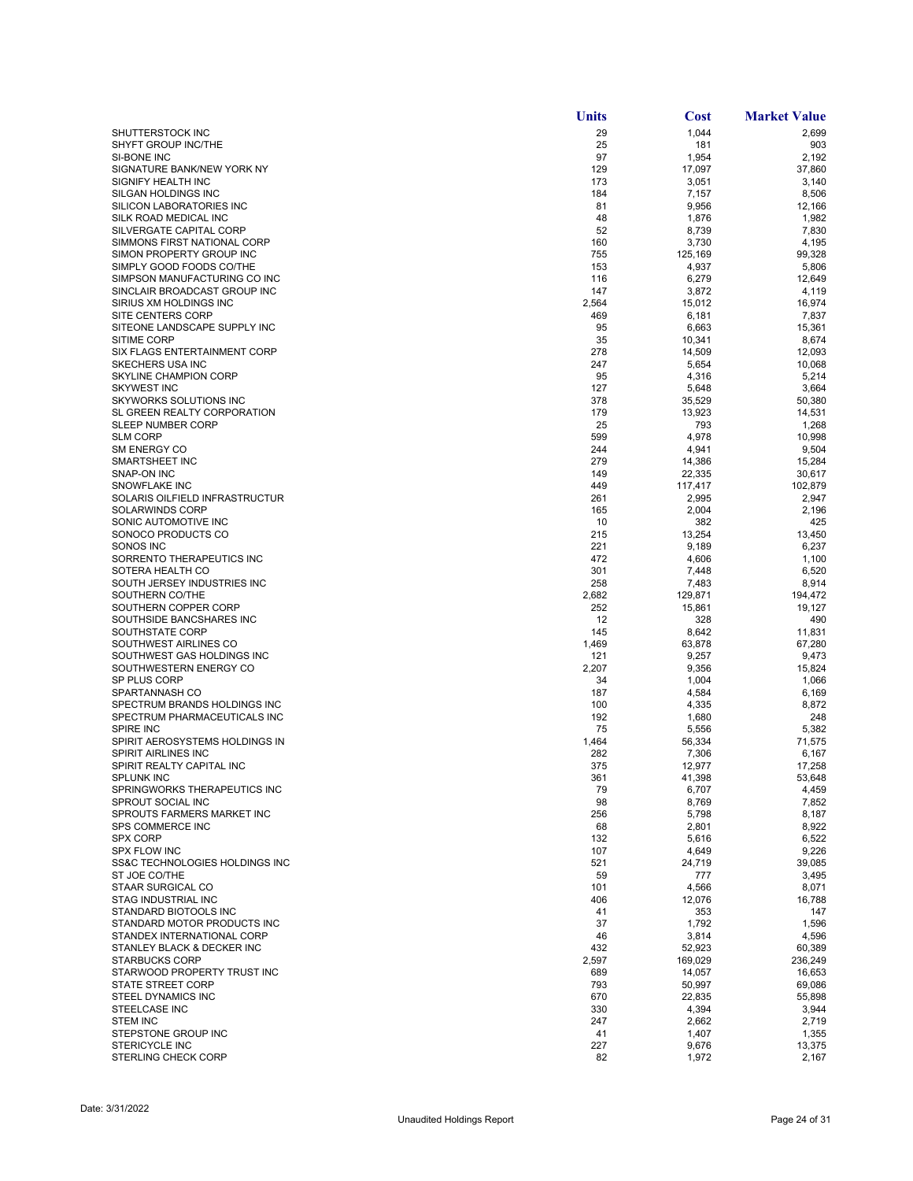| | Units | Cost | Market Value |
|---|---|---|---|
| SHUTTERSTOCK INC | 29 | 1,044 | 2,699 |
| SHYFT GROUP INC/THE | 25 | 181 | 903 |
| SI-BONE INC | 97 | 1,954 | 2,192 |
| SIGNATURE BANK/NEW YORK NY | 129 | 17,097 | 37,860 |
| SIGNIFY HEALTH INC | 173 | 3,051 | 3,140 |
| SILGAN HOLDINGS INC | 184 | 7,157 | 8,506 |
| SILICON LABORATORIES INC | 81 | 9,956 | 12,166 |
| SILK ROAD MEDICAL INC | 48 | 1,876 | 1,982 |
| SILVERGATE CAPITAL CORP | 52 | 8,739 | 7,830 |
| SIMMONS FIRST NATIONAL CORP | 160 | 3,730 | 4,195 |
| SIMON PROPERTY GROUP INC | 755 | 125,169 | 99,328 |
| SIMPLY GOOD FOODS CO/THE | 153 | 4,937 | 5,806 |
| SIMPSON MANUFACTURING CO INC | 116 | 6,279 | 12,649 |
| SINCLAIR BROADCAST GROUP INC | 147 | 3,872 | 4,119 |
| SIRIUS XM HOLDINGS INC | 2,564 | 15,012 | 16,974 |
| SITE CENTERS CORP | 469 | 6,181 | 7,837 |
| SITEONE LANDSCAPE SUPPLY INC | 95 | 6,663 | 15,361 |
| SITIME CORP | 35 | 10,341 | 8,674 |
| SIX FLAGS ENTERTAINMENT CORP | 278 | 14,509 | 12,093 |
| SKECHERS USA INC | 247 | 5,654 | 10,068 |
| SKYLINE CHAMPION CORP | 95 | 4,316 | 5,214 |
| SKYWEST INC | 127 | 5,648 | 3,664 |
| SKYWORKS SOLUTIONS INC | 378 | 35,529 | 50,380 |
| SL GREEN REALTY CORPORATION | 179 | 13,923 | 14,531 |
| SLEEP NUMBER CORP | 25 | 793 | 1,268 |
| SLM CORP | 599 | 4,978 | 10,998 |
| SM ENERGY CO | 244 | 4,941 | 9,504 |
| SMARTSHEET INC | 279 | 14,386 | 15,284 |
| SNAP-ON INC | 149 | 22,335 | 30,617 |
| SNOWFLAKE INC | 449 | 117,417 | 102,879 |
| SOLARIS OILFIELD INFRASTRUCTUR | 261 | 2,995 | 2,947 |
| SOLARWINDS CORP | 165 | 2,004 | 2,196 |
| SONIC AUTOMOTIVE INC | 10 | 382 | 425 |
| SONOCO PRODUCTS CO | 215 | 13,254 | 13,450 |
| SONOS INC | 221 | 9,189 | 6,237 |
| SORRENTO THERAPEUTICS INC | 472 | 4,606 | 1,100 |
| SOTERA HEALTH CO | 301 | 7,448 | 6,520 |
| SOUTH JERSEY INDUSTRIES INC | 258 | 7,483 | 8,914 |
| SOUTHERN CO/THE | 2,682 | 129,871 | 194,472 |
| SOUTHERN COPPER CORP | 252 | 15,861 | 19,127 |
| SOUTHSIDE BANCSHARES INC | 12 | 328 | 490 |
| SOUTHSTATE CORP | 145 | 8,642 | 11,831 |
| SOUTHWEST AIRLINES CO | 1,469 | 63,878 | 67,280 |
| SOUTHWEST GAS HOLDINGS INC | 121 | 9,257 | 9,473 |
| SOUTHWESTERN ENERGY CO | 2,207 | 9,356 | 15,824 |
| SP PLUS CORP | 34 | 1,004 | 1,066 |
| SPARTANNASH CO | 187 | 4,584 | 6,169 |
| SPECTRUM BRANDS HOLDINGS INC | 100 | 4,335 | 8,872 |
| SPECTRUM PHARMACEUTICALS INC | 192 | 1,680 | 248 |
| SPIRE INC | 75 | 5,556 | 5,382 |
| SPIRIT AEROSYSTEMS HOLDINGS IN | 1,464 | 56,334 | 71,575 |
| SPIRIT AIRLINES INC | 282 | 7,306 | 6,167 |
| SPIRIT REALTY CAPITAL INC | 375 | 12,977 | 17,258 |
| SPLUNK INC | 361 | 41,398 | 53,648 |
| SPRINGWORKS THERAPEUTICS INC | 79 | 6,707 | 4,459 |
| SPROUT SOCIAL INC | 98 | 8,769 | 7,852 |
| SPROUTS FARMERS MARKET INC | 256 | 5,798 | 8,187 |
| SPS COMMERCE INC | 68 | 2,801 | 8,922 |
| SPX CORP | 132 | 5,616 | 6,522 |
| SPX FLOW INC | 107 | 4,649 | 9,226 |
| SS&C TECHNOLOGIES HOLDINGS INC | 521 | 24,719 | 39,085 |
| ST JOE CO/THE | 59 | 777 | 3,495 |
| STAAR SURGICAL CO | 101 | 4,566 | 8,071 |
| STAG INDUSTRIAL INC | 406 | 12,076 | 16,788 |
| STANDARD BIOTOOLS INC | 41 | 353 | 147 |
| STANDARD MOTOR PRODUCTS INC | 37 | 1,792 | 1,596 |
| STANDEX INTERNATIONAL CORP | 46 | 3,814 | 4,596 |
| STANLEY BLACK & DECKER INC | 432 | 52,923 | 60,389 |
| STARBUCKS CORP | 2,597 | 169,029 | 236,249 |
| STARWOOD PROPERTY TRUST INC | 689 | 14,057 | 16,653 |
| STATE STREET CORP | 793 | 50,997 | 69,086 |
| STEEL DYNAMICS INC | 670 | 22,835 | 55,898 |
| STEELCASE INC | 330 | 4,394 | 3,944 |
| STEM INC | 247 | 2,662 | 2,719 |
| STEPSTONE GROUP INC | 41 | 1,407 | 1,355 |
| STERICYCLE INC | 227 | 9,676 | 13,375 |
| STERLING CHECK CORP | 82 | 1,972 | 2,167 |

Date: 3/31/2022

Unaudited Holdings Report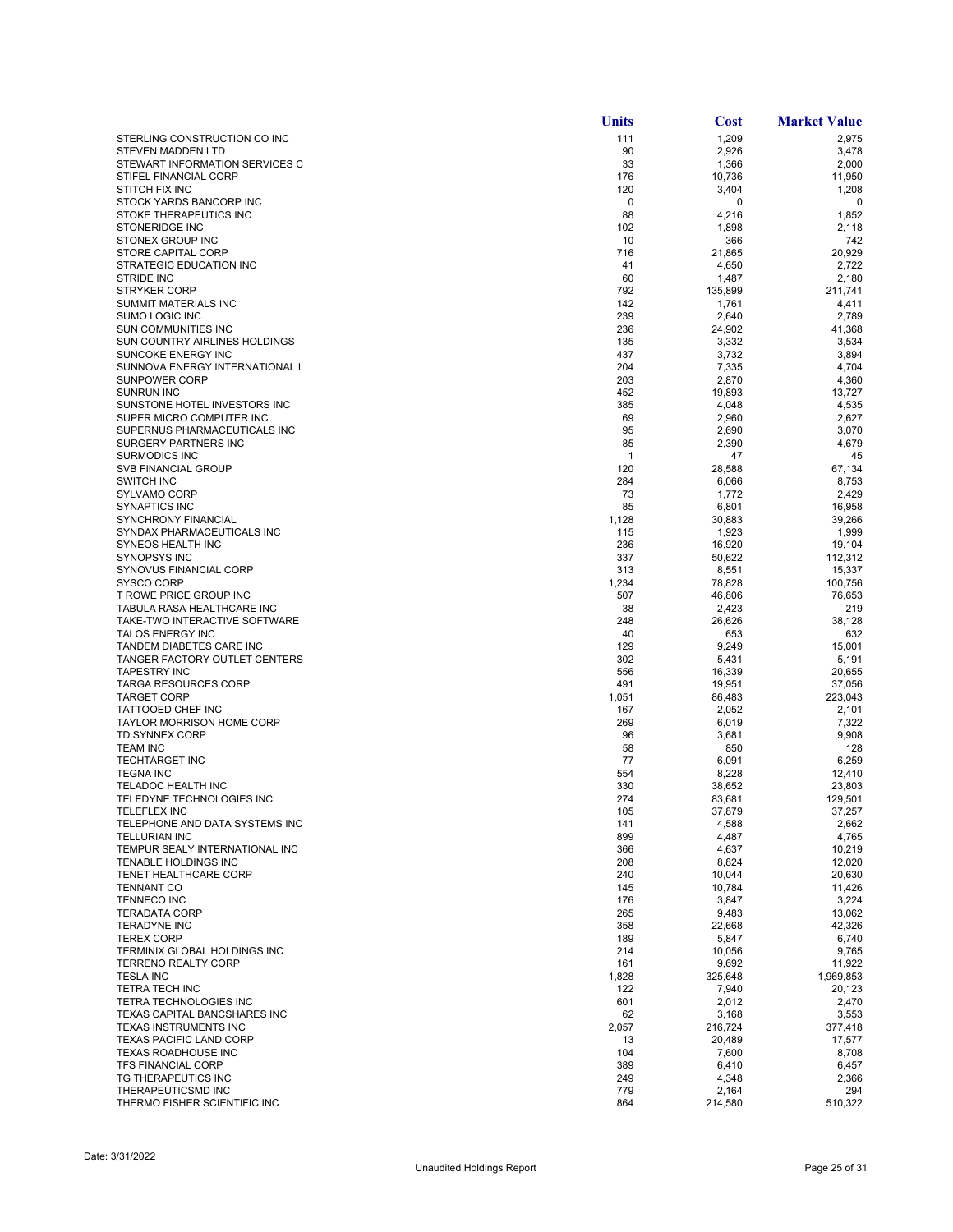| | Units | Cost | Market Value |
|---|---|---|---|
| STERLING CONSTRUCTION CO INC | 111 | 1,209 | 2,975 |
| STEVEN MADDEN LTD | 90 | 2,926 | 3,478 |
| STEWART INFORMATION SERVICES C | 33 | 1,366 | 2,000 |
| STIFEL FINANCIAL CORP | 176 | 10,736 | 11,950 |
| STITCH FIX INC | 120 | 3,404 | 1,208 |
| STOCK YARDS BANCORP INC | 0 | 0 | 0 |
| STOKE THERAPEUTICS INC | 88 | 4,216 | 1,852 |
| STONERIDGE INC | 102 | 1,898 | 2,118 |
| STONEX GROUP INC | 10 | 366 | 742 |
| STORE CAPITAL CORP | 716 | 21,865 | 20,929 |
| STRATEGIC EDUCATION INC | 41 | 4,650 | 2,722 |
| STRIDE INC | 60 | 1,487 | 2,180 |
| STRYKER CORP | 792 | 135,899 | 211,741 |
| SUMMIT MATERIALS INC | 142 | 1,761 | 4,411 |
| SUMO LOGIC INC | 239 | 2,640 | 2,789 |
| SUN COMMUNITIES INC | 236 | 24,902 | 41,368 |
| SUN COUNTRY AIRLINES HOLDINGS | 135 | 3,332 | 3,534 |
| SUNCOKE ENERGY INC | 437 | 3,732 | 3,894 |
| SUNNOVA ENERGY INTERNATIONAL I | 204 | 7,335 | 4,704 |
| SUNPOWER CORP | 203 | 2,870 | 4,360 |
| SUNRUN INC | 452 | 19,893 | 13,727 |
| SUNSTONE HOTEL INVESTORS INC | 385 | 4,048 | 4,535 |
| SUPER MICRO COMPUTER INC | 69 | 2,960 | 2,627 |
| SUPERNUS PHARMACEUTICALS INC | 95 | 2,690 | 3,070 |
| SURGERY PARTNERS INC | 85 | 2,390 | 4,679 |
| SURMODICS INC | 1 | 47 | 45 |
| SVB FINANCIAL GROUP | 120 | 28,588 | 67,134 |
| SWITCH INC | 284 | 6,066 | 8,753 |
| SYLVAMO CORP | 73 | 1,772 | 2,429 |
| SYNAPTICS INC | 85 | 6,801 | 16,958 |
| SYNCHRONY FINANCIAL | 1,128 | 30,883 | 39,266 |
| SYNDAX PHARMACEUTICALS INC | 115 | 1,923 | 1,999 |
| SYNEOS HEALTH INC | 236 | 16,920 | 19,104 |
| SYNOPSYS INC | 337 | 50,622 | 112,312 |
| SYNOVUS FINANCIAL CORP | 313 | 8,551 | 15,337 |
| SYSCO CORP | 1,234 | 78,828 | 100,756 |
| T ROWE PRICE GROUP INC | 507 | 46,806 | 76,653 |
| TABULA RASA HEALTHCARE INC | 38 | 2,423 | 219 |
| TAKE-TWO INTERACTIVE SOFTWARE | 248 | 26,626 | 38,128 |
| TALOS ENERGY INC | 40 | 653 | 632 |
| TANDEM DIABETES CARE INC | 129 | 9,249 | 15,001 |
| TANGER FACTORY OUTLET CENTERS | 302 | 5,431 | 5,191 |
| TAPESTRY INC | 556 | 16,339 | 20,655 |
| TARGA RESOURCES CORP | 491 | 19,951 | 37,056 |
| TARGET CORP | 1,051 | 86,483 | 223,043 |
| TATTOOED CHEF INC | 167 | 2,052 | 2,101 |
| TAYLOR MORRISON HOME CORP | 269 | 6,019 | 7,322 |
| TD SYNNEX CORP | 96 | 3,681 | 9,908 |
| TEAM INC | 58 | 850 | 128 |
| TECHTARGET INC | 77 | 6,091 | 6,259 |
| TEGNA INC | 554 | 8,228 | 12,410 |
| TELADOC HEALTH INC | 330 | 38,652 | 23,803 |
| TELEDYNE TECHNOLOGIES INC | 274 | 83,681 | 129,501 |
| TELEFLEX INC | 105 | 37,879 | 37,257 |
| TELEPHONE AND DATA SYSTEMS INC | 141 | 4,588 | 2,662 |
| TELLURIAN INC | 899 | 4,487 | 4,765 |
| TEMPUR SEALY INTERNATIONAL INC | 366 | 4,637 | 10,219 |
| TENABLE HOLDINGS INC | 208 | 8,824 | 12,020 |
| TENET HEALTHCARE CORP | 240 | 10,044 | 20,630 |
| TENNANT CO | 145 | 10,784 | 11,426 |
| TENNECO INC | 176 | 3,847 | 3,224 |
| TERADATA CORP | 265 | 9,483 | 13,062 |
| TERADYNE INC | 358 | 22,668 | 42,326 |
| TEREX CORP | 189 | 5,847 | 6,740 |
| TERMINIX GLOBAL HOLDINGS INC | 214 | 10,056 | 9,765 |
| TERRENO REALTY CORP | 161 | 9,692 | 11,922 |
| TESLA INC | 1,828 | 325,648 | 1,969,853 |
| TETRA TECH INC | 122 | 7,940 | 20,123 |
| TETRA TECHNOLOGIES INC | 601 | 2,012 | 2,470 |
| TEXAS CAPITAL BANCSHARES INC | 62 | 3,168 | 3,553 |
| TEXAS INSTRUMENTS INC | 2,057 | 216,724 | 377,418 |
| TEXAS PACIFIC LAND CORP | 13 | 20,489 | 17,577 |
| TEXAS ROADHOUSE INC | 104 | 7,600 | 8,708 |
| TFS FINANCIAL CORP | 389 | 6,410 | 6,457 |
| TG THERAPEUTICS INC | 249 | 4,348 | 2,366 |
| THERAPEUTICSMD INC | 779 | 2,164 | 294 |
| THERMO FISHER SCIENTIFIC INC | 864 | 214,580 | 510,322 |

Date: 3/31/2022

Unaudited Holdings Report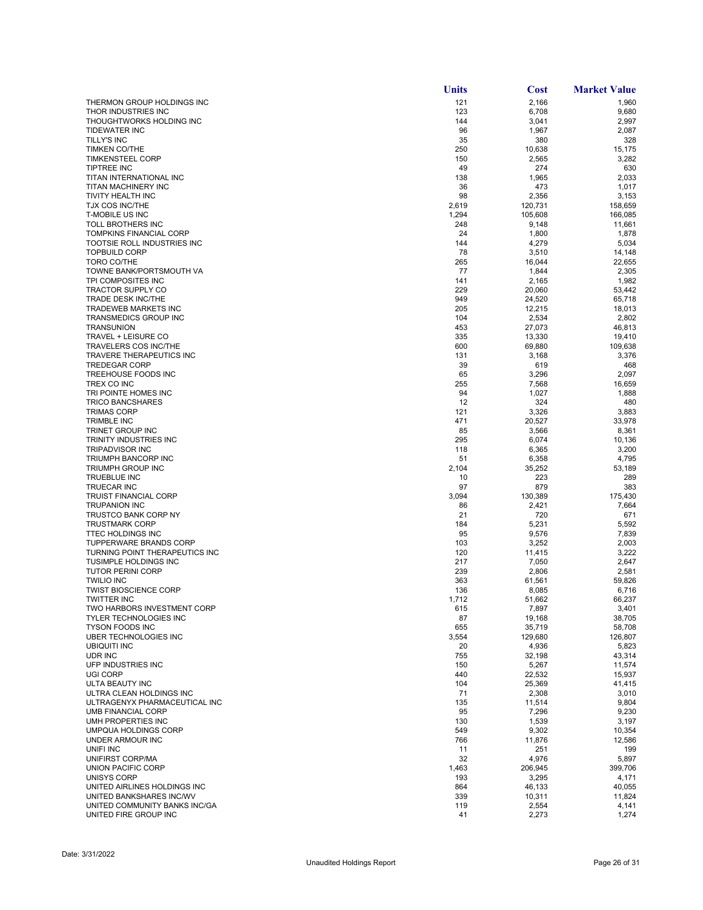| | Units | Cost | Market Value |
|---|---|---|---|
| THERMON GROUP HOLDINGS INC | 121 | 2,166 | 1,960 |
| THOR INDUSTRIES INC | 123 | 6,708 | 9,680 |
| THOUGHTWORKS HOLDING INC | 144 | 3,041 | 2,997 |
| TIDEWATER INC | 96 | 1,967 | 2,087 |
| TILLY'S INC | 35 | 380 | 328 |
| TIMKEN CO/THE | 250 | 10,638 | 15,175 |
| TIMKENSTEEL CORP | 150 | 2,565 | 3,282 |
| TIPTREE INC | 49 | 274 | 630 |
| TITAN INTERNATIONAL INC | 138 | 1,965 | 2,033 |
| TITAN MACHINERY INC | 36 | 473 | 1,017 |
| TIVITY HEALTH INC | 98 | 2,356 | 3,153 |
| TJX COS INC/THE | 2,619 | 120,731 | 158,659 |
| T-MOBILE US INC | 1,294 | 105,608 | 166,085 |
| TOLL BROTHERS INC | 248 | 9,148 | 11,661 |
| TOMPKINS FINANCIAL CORP | 24 | 1,800 | 1,878 |
| TOOTSIE ROLL INDUSTRIES INC | 144 | 4,279 | 5,034 |
| TOPBUILD CORP | 78 | 3,510 | 14,148 |
| TORO CO/THE | 265 | 16,044 | 22,655 |
| TOWNE BANK/PORTSMOUTH VA | 77 | 1,844 | 2,305 |
| TPI COMPOSITES INC | 141 | 2,165 | 1,982 |
| TRACTOR SUPPLY CO | 229 | 20,060 | 53,442 |
| TRADE DESK INC/THE | 949 | 24,520 | 65,718 |
| TRADEWEB MARKETS INC | 205 | 12,215 | 18,013 |
| TRANSMEDICS GROUP INC | 104 | 2,534 | 2,802 |
| TRANSUNION | 453 | 27,073 | 46,813 |
| TRAVEL + LEISURE CO | 335 | 13,330 | 19,410 |
| TRAVELERS COS INC/THE | 600 | 69,880 | 109,638 |
| TRAVERE THERAPEUTICS INC | 131 | 3,168 | 3,376 |
| TREDEGAR CORP | 39 | 619 | 468 |
| TREEHOUSE FOODS INC | 65 | 3,296 | 2,097 |
| TREX CO INC | 255 | 7,568 | 16,659 |
| TRI POINTE HOMES INC | 94 | 1,027 | 1,888 |
| TRICO BANCSHARES | 12 | 324 | 480 |
| TRIMAS CORP | 121 | 3,326 | 3,883 |
| TRIMBLE INC | 471 | 20,527 | 33,978 |
| TRINET GROUP INC | 85 | 3,566 | 8,361 |
| TRINITY INDUSTRIES INC | 295 | 6,074 | 10,136 |
| TRIPADVISOR INC | 118 | 6,365 | 3,200 |
| TRIUMPH BANCORP INC | 51 | 6,358 | 4,795 |
| TRIUMPH GROUP INC | 2,104 | 35,252 | 53,189 |
| TRUEBLUE INC | 10 | 223 | 289 |
| TRUECAR INC | 97 | 879 | 383 |
| TRUIST FINANCIAL CORP | 3,094 | 130,389 | 175,430 |
| TRUPANION INC | 86 | 2,421 | 7,664 |
| TRUSTCO BANK CORP NY | 21 | 720 | 671 |
| TRUSTMARK CORP | 184 | 5,231 | 5,592 |
| TTEC HOLDINGS INC | 95 | 9,576 | 7,839 |
| TUPPERWARE BRANDS CORP | 103 | 3,252 | 2,003 |
| TURNING POINT THERAPEUTICS INC | 120 | 11,415 | 3,222 |
| TUSIMPLE HOLDINGS INC | 217 | 7,050 | 2,647 |
| TUTOR PERINI CORP | 239 | 2,806 | 2,581 |
| TWILIO INC | 363 | 61,561 | 59,826 |
| TWIST BIOSCIENCE CORP | 136 | 8,085 | 6,716 |
| TWITTER INC | 1,712 | 51,662 | 66,237 |
| TWO HARBORS INVESTMENT CORP | 615 | 7,897 | 3,401 |
| TYLER TECHNOLOGIES INC | 87 | 19,168 | 38,705 |
| TYSON FOODS INC | 655 | 35,719 | 58,708 |
| UBER TECHNOLOGIES INC | 3,554 | 129,680 | 126,807 |
| UBIQUITI INC | 20 | 4,936 | 5,823 |
| UDR INC | 755 | 32,198 | 43,314 |
| UFP INDUSTRIES INC | 150 | 5,267 | 11,574 |
| UGI CORP | 440 | 22,532 | 15,937 |
| ULTA BEAUTY INC | 104 | 25,369 | 41,415 |
| ULTRA CLEAN HOLDINGS INC | 71 | 2,308 | 3,010 |
| ULTRAGENYX PHARMACEUTICAL INC | 135 | 11,514 | 9,804 |
| UMB FINANCIAL CORP | 95 | 7,296 | 9,230 |
| UMH PROPERTIES INC | 130 | 1,539 | 3,197 |
| UMPQUA HOLDINGS CORP | 549 | 9,302 | 10,354 |
| UNDER ARMOUR INC | 766 | 11,876 | 12,586 |
| UNIFI INC | 11 | 251 | 199 |
| UNIFIRST CORP/MA | 32 | 4,976 | 5,897 |
| UNION PACIFIC CORP | 1,463 | 206,945 | 399,706 |
| UNISYS CORP | 193 | 3,295 | 4,171 |
| UNITED AIRLINES HOLDINGS INC | 864 | 46,133 | 40,055 |
| UNITED BANKSHARES INC/WV | 339 | 10,311 | 11,824 |
| UNITED COMMUNITY BANKS INC/GA | 119 | 2,554 | 4,141 |
| UNITED FIRE GROUP INC | 41 | 2,273 | 1,274 |

Date: 3/31/2022

Unaudited Holdings Report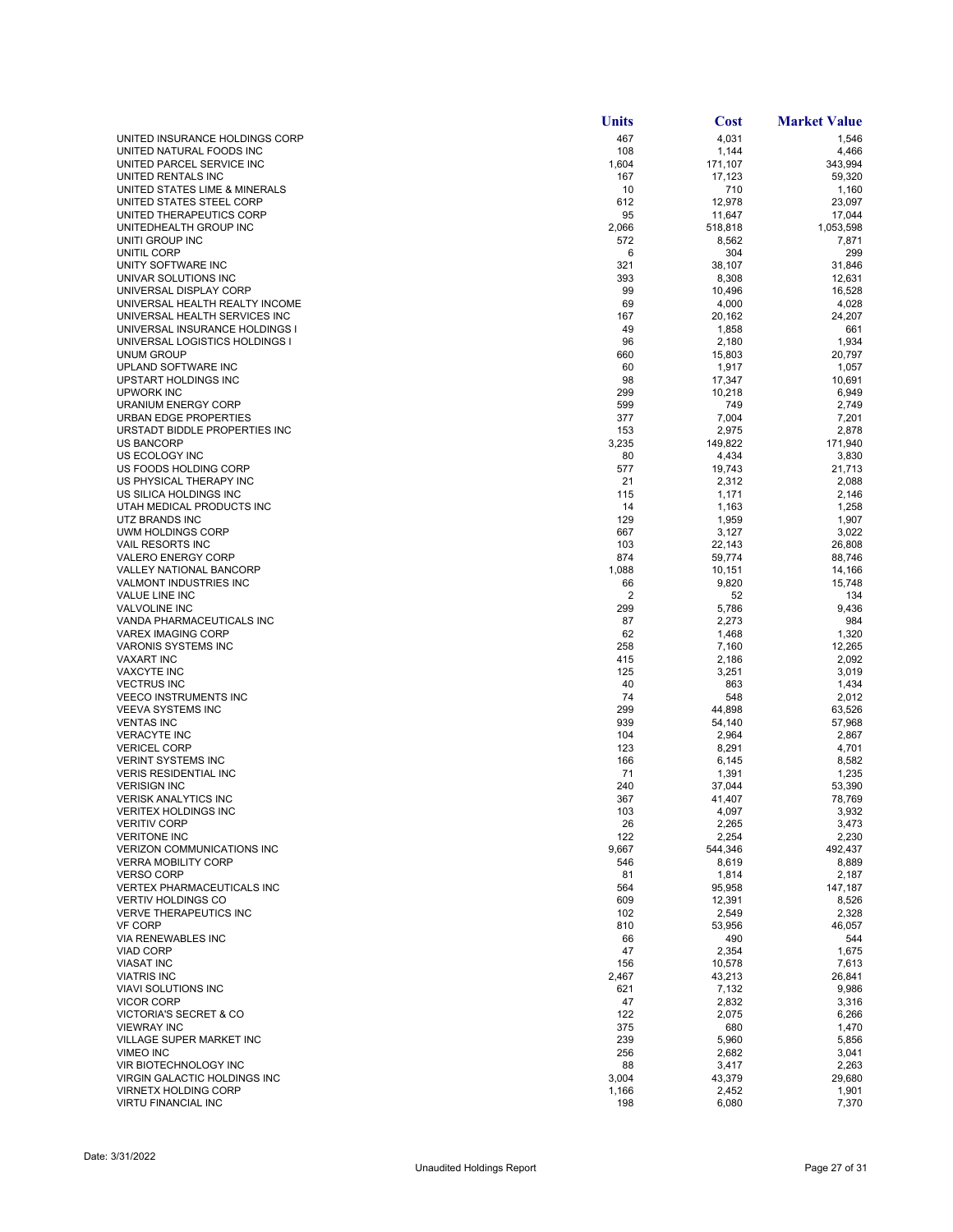| | Units | Cost | Market Value |
|---|---|---|---|
| UNITED INSURANCE HOLDINGS CORP | 467 | 4,031 | 1,546 |
| UNITED NATURAL FOODS INC | 108 | 1,144 | 4,466 |
| UNITED PARCEL SERVICE INC | 1,604 | 171,107 | 343,994 |
| UNITED RENTALS INC | 167 | 17,123 | 59,320 |
| UNITED STATES LIME & MINERALS | 10 | 710 | 1,160 |
| UNITED STATES STEEL CORP | 612 | 12,978 | 23,097 |
| UNITED THERAPEUTICS CORP | 95 | 11,647 | 17,044 |
| UNITEDHEALTH GROUP INC | 2,066 | 518,818 | 1,053,598 |
| UNITI GROUP INC | 572 | 8,562 | 7,871 |
| UNITIL CORP | 6 | 304 | 299 |
| UNITY SOFTWARE INC | 321 | 38,107 | 31,846 |
| UNIVAR SOLUTIONS INC | 393 | 8,308 | 12,631 |
| UNIVERSAL DISPLAY CORP | 99 | 10,496 | 16,528 |
| UNIVERSAL HEALTH REALTY INCOME | 69 | 4,000 | 4,028 |
| UNIVERSAL HEALTH SERVICES INC | 167 | 20,162 | 24,207 |
| UNIVERSAL INSURANCE HOLDINGS I | 49 | 1,858 | 661 |
| UNIVERSAL LOGISTICS HOLDINGS I | 96 | 2,180 | 1,934 |
| UNUM GROUP | 660 | 15,803 | 20,797 |
| UPLAND SOFTWARE INC | 60 | 1,917 | 1,057 |
| UPSTART HOLDINGS INC | 98 | 17,347 | 10,691 |
| UPWORK INC | 299 | 10,218 | 6,949 |
| URANIUM ENERGY CORP | 599 | 749 | 2,749 |
| URBAN EDGE PROPERTIES | 377 | 7,004 | 7,201 |
| URSTADT BIDDLE PROPERTIES INC | 153 | 2,975 | 2,878 |
| US BANCORP | 3,235 | 149,822 | 171,940 |
| US ECOLOGY INC | 80 | 4,434 | 3,830 |
| US FOODS HOLDING CORP | 577 | 19,743 | 21,713 |
| US PHYSICAL THERAPY INC | 21 | 2,312 | 2,088 |
| US SILICA HOLDINGS INC | 115 | 1,171 | 2,146 |
| UTAH MEDICAL PRODUCTS INC | 14 | 1,163 | 1,258 |
| UTZ BRANDS INC | 129 | 1,959 | 1,907 |
| UWM HOLDINGS CORP | 667 | 3,127 | 3,022 |
| VAIL RESORTS INC | 103 | 22,143 | 26,808 |
| VALERO ENERGY CORP | 874 | 59,774 | 88,746 |
| VALLEY NATIONAL BANCORP | 1,088 | 10,151 | 14,166 |
| VALMONT INDUSTRIES INC | 66 | 9,820 | 15,748 |
| VALUE LINE INC | 2 | 52 | 134 |
| VALVOLINE INC | 299 | 5,786 | 9,436 |
| VANDA PHARMACEUTICALS INC | 87 | 2,273 | 984 |
| VAREX IMAGING CORP | 62 | 1,468 | 1,320 |
| VARONIS SYSTEMS INC | 258 | 7,160 | 12,265 |
| VAXART INC | 415 | 2,186 | 2,092 |
| VAXCYTE INC | 125 | 3,251 | 3,019 |
| VECTRUS INC | 40 | 863 | 1,434 |
| VEECO INSTRUMENTS INC | 74 | 548 | 2,012 |
| VEEVA SYSTEMS INC | 299 | 44,898 | 63,526 |
| VENTAS INC | 939 | 54,140 | 57,968 |
| VERACYTE INC | 104 | 2,964 | 2,867 |
| VERICEL CORP | 123 | 8,291 | 4,701 |
| VERINT SYSTEMS INC | 166 | 6,145 | 8,582 |
| VERIS RESIDENTIAL INC | 71 | 1,391 | 1,235 |
| VERISIGN INC | 240 | 37,044 | 53,390 |
| VERISK ANALYTICS INC | 367 | 41,407 | 78,769 |
| VERITEX HOLDINGS INC | 103 | 4,097 | 3,932 |
| VERITIV CORP | 26 | 2,265 | 3,473 |
| VERITONE INC | 122 | 2,254 | 2,230 |
| VERIZON COMMUNICATIONS INC | 9,667 | 544,346 | 492,437 |
| VERRA MOBILITY CORP | 546 | 8,619 | 8,889 |
| VERSO CORP | 81 | 1,814 | 2,187 |
| VERTEX PHARMACEUTICALS INC | 564 | 95,958 | 147,187 |
| VERTIV HOLDINGS CO | 609 | 12,391 | 8,526 |
| VERVE THERAPEUTICS INC | 102 | 2,549 | 2,328 |
| VF CORP | 810 | 53,956 | 46,057 |
| VIA RENEWABLES INC | 66 | 490 | 544 |
| VIAD CORP | 47 | 2,354 | 1,675 |
| VIASAT INC | 156 | 10,578 | 7,613 |
| VIATRIS INC | 2,467 | 43,213 | 26,841 |
| VIAVI SOLUTIONS INC | 621 | 7,132 | 9,986 |
| VICOR CORP | 47 | 2,832 | 3,316 |
| VICTORIA'S SECRET & CO | 122 | 2,075 | 6,266 |
| VIEWRAY INC | 375 | 680 | 1,470 |
| VILLAGE SUPER MARKET INC | 239 | 5,960 | 5,856 |
| VIMEO INC | 256 | 2,682 | 3,041 |
| VIR BIOTECHNOLOGY INC | 88 | 3,417 | 2,263 |
| VIRGIN GALACTIC HOLDINGS INC | 3,004 | 43,379 | 29,680 |
| VIRNETX HOLDING CORP | 1,166 | 2,452 | 1,901 |
| VIRTU FINANCIAL INC | 198 | 6,080 | 7,370 |

Date: 3/31/2022

Unaudited Holdings Report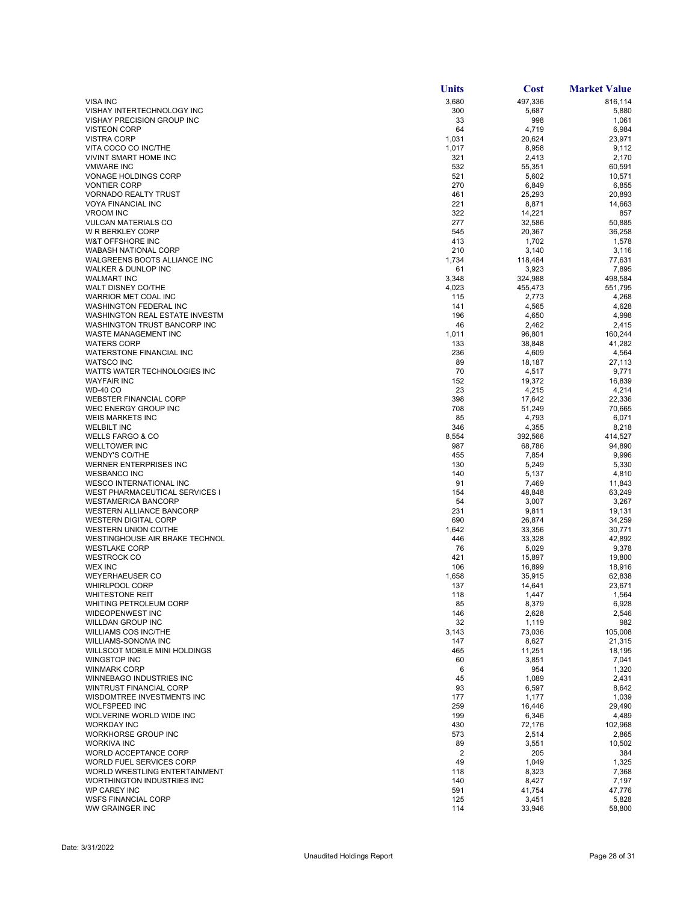| | Units | Cost | Market Value |
|---|---|---|---|
| VISA INC | 3,680 | 497,336 | 816,114 |
| VISHAY INTERTECHNOLOGY INC | 300 | 5,687 | 5,880 |
| VISHAY PRECISION GROUP INC | 33 | 998 | 1,061 |
| VISTEON CORP | 64 | 4,719 | 6,984 |
| VISTRA CORP | 1,031 | 20,624 | 23,971 |
| VITA COCO CO INC/THE | 1,017 | 8,958 | 9,112 |
| VIVINT SMART HOME INC | 321 | 2,413 | 2,170 |
| VMWARE INC | 532 | 55,351 | 60,591 |
| VONAGE HOLDINGS CORP | 521 | 5,602 | 10,571 |
| VONTIER CORP | 270 | 6,849 | 6,855 |
| VORNADO REALTY TRUST | 461 | 25,293 | 20,893 |
| VOYA FINANCIAL INC | 221 | 8,871 | 14,663 |
| VROOM INC | 322 | 14,221 | 857 |
| VULCAN MATERIALS CO | 277 | 32,586 | 50,885 |
| W R BERKLEY CORP | 545 | 20,367 | 36,258 |
| W&T OFFSHORE INC | 413 | 1,702 | 1,578 |
| WABASH NATIONAL CORP | 210 | 3,140 | 3,116 |
| WALGREENS BOOTS ALLIANCE INC | 1,734 | 118,484 | 77,631 |
| WALKER & DUNLOP INC | 61 | 3,923 | 7,895 |
| WALMART INC | 3,348 | 324,988 | 498,584 |
| WALT DISNEY CO/THE | 4,023 | 455,473 | 551,795 |
| WARRIOR MET COAL INC | 115 | 2,773 | 4,268 |
| WASHINGTON FEDERAL INC | 141 | 4,565 | 4,628 |
| WASHINGTON REAL ESTATE INVESTM | 196 | 4,650 | 4,998 |
| WASHINGTON TRUST BANCORP INC | 46 | 2,462 | 2,415 |
| WASTE MANAGEMENT INC | 1,011 | 96,801 | 160,244 |
| WATERS CORP | 133 | 38,848 | 41,282 |
| WATERSTONE FINANCIAL INC | 236 | 4,609 | 4,564 |
| WATSCO INC | 89 | 18,187 | 27,113 |
| WATTS WATER TECHNOLOGIES INC | 70 | 4,517 | 9,771 |
| WAYFAIR INC | 152 | 19,372 | 16,839 |
| WD-40 CO | 23 | 4,215 | 4,214 |
| WEBSTER FINANCIAL CORP | 398 | 17,642 | 22,336 |
| WEC ENERGY GROUP INC | 708 | 51,249 | 70,665 |
| WEIS MARKETS INC | 85 | 4,793 | 6,071 |
| WELBILT INC | 346 | 4,355 | 8,218 |
| WELLS FARGO & CO | 8,554 | 392,566 | 414,527 |
| WELLTOWER INC | 987 | 68,786 | 94,890 |
| WENDY'S CO/THE | 455 | 7,854 | 9,996 |
| WERNER ENTERPRISES INC | 130 | 5,249 | 5,330 |
| WESBANCO INC | 140 | 5,137 | 4,810 |
| WESCO INTERNATIONAL INC | 91 | 7,469 | 11,843 |
| WEST PHARMACEUTICAL SERVICES I | 154 | 48,848 | 63,249 |
| WESTAMERICA BANCORP | 54 | 3,007 | 3,267 |
| WESTERN ALLIANCE BANCORP | 231 | 9,811 | 19,131 |
| WESTERN DIGITAL CORP | 690 | 26,874 | 34,259 |
| WESTERN UNION CO/THE | 1,642 | 33,356 | 30,771 |
| WESTINGHOUSE AIR BRAKE TECHNOL | 446 | 33,328 | 42,892 |
| WESTLAKE CORP | 76 | 5,029 | 9,378 |
| WESTROCK CO | 421 | 15,897 | 19,800 |
| WEX INC | 106 | 16,899 | 18,916 |
| WEYERHAEUSER CO | 1,658 | 35,915 | 62,838 |
| WHIRLPOOL CORP | 137 | 14,641 | 23,671 |
| WHITESTONE REIT | 118 | 1,447 | 1,564 |
| WHITING PETROLEUM CORP | 85 | 8,379 | 6,928 |
| WIDEOPENWEST INC | 146 | 2,628 | 2,546 |
| WILLDAN GROUP INC | 32 | 1,119 | 982 |
| WILLIAMS COS INC/THE | 3,143 | 73,036 | 105,008 |
| WILLIAMS-SONOMA INC | 147 | 8,627 | 21,315 |
| WILLSCOT MOBILE MINI HOLDINGS | 465 | 11,251 | 18,195 |
| WINGSTOP INC | 60 | 3,851 | 7,041 |
| WINMARK CORP | 6 | 954 | 1,320 |
| WINNEBAGO INDUSTRIES INC | 45 | 1,089 | 2,431 |
| WINTRUST FINANCIAL CORP | 93 | 6,597 | 8,642 |
| WISDOMTREE INVESTMENTS INC | 177 | 1,177 | 1,039 |
| WOLFSPEED INC | 259 | 16,446 | 29,490 |
| WOLVERINE WORLD WIDE INC | 199 | 6,346 | 4,489 |
| WORKDAY INC | 430 | 72,176 | 102,968 |
| WORKHORSE GROUP INC | 573 | 2,514 | 2,865 |
| WORKIVA INC | 89 | 3,551 | 10,502 |
| WORLD ACCEPTANCE CORP | 2 | 205 | 384 |
| WORLD FUEL SERVICES CORP | 49 | 1,049 | 1,325 |
| WORLD WRESTLING ENTERTAINMENT | 118 | 8,323 | 7,368 |
| WORTHINGTON INDUSTRIES INC | 140 | 8,427 | 7,197 |
| WP CAREY INC | 591 | 41,754 | 47,776 |
| WSFS FINANCIAL CORP | 125 | 3,451 | 5,828 |
| WW GRAINGER INC | 114 | 33,946 | 58,800 |

Date: 3/31/2022

Unaudited Holdings Report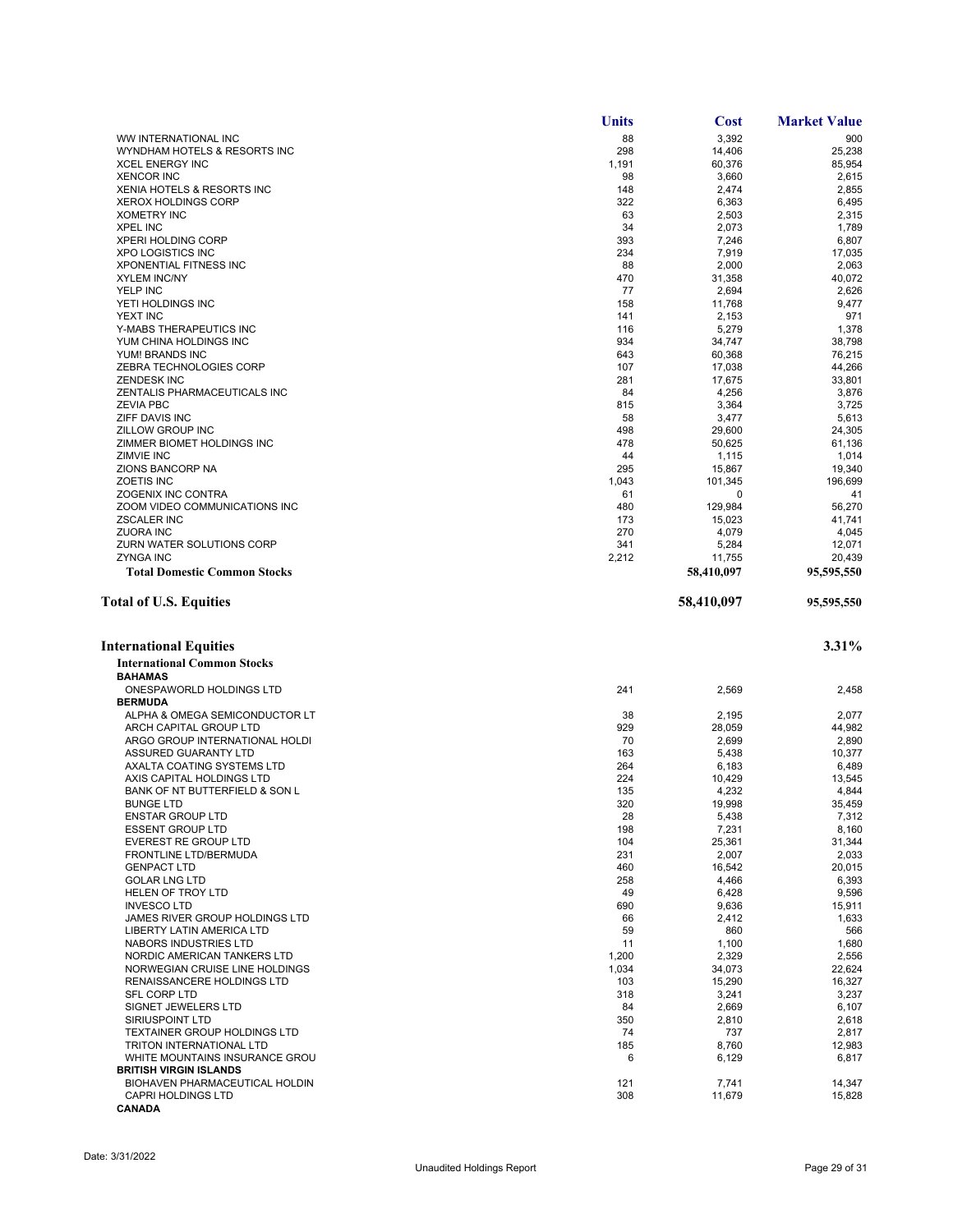| | Units | Cost | Market Value |
|---|---|---|---|
| WW INTERNATIONAL INC | 88 | 3,392 | 900 |
| WYNDHAM HOTELS & RESORTS INC | 298 | 14,406 | 25,238 |
| XCEL ENERGY INC | 1,191 | 60,376 | 85,954 |
| XENCOR INC | 98 | 3,660 | 2,615 |
| XENIA HOTELS & RESORTS INC | 148 | 2,474 | 2,855 |
| XEROX HOLDINGS CORP | 322 | 6,363 | 6,495 |
| XOMETRY INC | 63 | 2,503 | 2,315 |
| XPEL INC | 34 | 2,073 | 1,789 |
| XPERI HOLDING CORP | 393 | 7,246 | 6,807 |
| XPO LOGISTICS INC | 234 | 7,919 | 17,035 |
| XPONENTIAL FITNESS INC | 88 | 2,000 | 2,063 |
| XYLEM INC/NY | 470 | 31,358 | 40,072 |
| YELP INC | 77 | 2,694 | 2,626 |
| YETI HOLDINGS INC | 158 | 11,768 | 9,477 |
| YEXT INC | 141 | 2,153 | 971 |
| Y-MABS THERAPEUTICS INC | 116 | 5,279 | 1,378 |
| YUM CHINA HOLDINGS INC | 934 | 34,747 | 38,798 |
| YUM! BRANDS INC | 643 | 60,368 | 76,215 |
| ZEBRA TECHNOLOGIES CORP | 107 | 17,038 | 44,266 |
| ZENDESK INC | 281 | 17,675 | 33,801 |
| ZENTALIS PHARMACEUTICALS INC | 84 | 4,256 | 3,876 |
| ZEVIA PBC | 815 | 3,364 | 3,725 |
| ZIFF DAVIS INC | 58 | 3,477 | 5,613 |
| ZILLOW GROUP INC | 498 | 29,600 | 24,305 |
| ZIMMER BIOMET HOLDINGS INC | 478 | 50,625 | 61,136 |
| ZIMVIE INC | 44 | 1,115 | 1,014 |
| ZIONS BANCORP NA | 295 | 15,867 | 19,340 |
| ZOETIS INC | 1,043 | 101,345 | 196,699 |
| ZOGENIX INC CONTRA | 61 | 0 | 41 |
| ZOOM VIDEO COMMUNICATIONS INC | 480 | 129,984 | 56,270 |
| ZSCALER INC | 173 | 15,023 | 41,741 |
| ZUORA INC | 270 | 4,079 | 4,045 |
| ZURN WATER SOLUTIONS CORP | 341 | 5,284 | 12,071 |
| ZYNGA INC | 2,212 | 11,755 | 20,439 |
| **Total Domestic Common Stocks** | | **58,410,097** | **95,595,550** |
| **Total of U.S. Equities** | | **58,410,097** | **95,595,550** |
| **International Equities** | | | **3.31%** |
| **International Common Stocks** | | | |
| **BAHAMAS** | | | |
| ONESPAWORLD HOLDINGS LTD | 241 | 2,569 | 2,458 |
| **BERMUDA** | | | |
| ALPHA & OMEGA SEMICONDUCTOR LT | 38 | 2,195 | 2,077 |
| ARCH CAPITAL GROUP LTD | 929 | 28,059 | 44,982 |
| ARGO GROUP INTERNATIONAL HOLDI | 70 | 2,699 | 2,890 |
| ASSURED GUARANTY LTD | 163 | 5,438 | 10,377 |
| AXALTA COATING SYSTEMS LTD | 264 | 6,183 | 6,489 |
| AXIS CAPITAL HOLDINGS LTD | 224 | 10,429 | 13,545 |
| BANK OF NT BUTTERFIELD & SON L | 135 | 4,232 | 4,844 |
| BUNGE LTD | 320 | 19,998 | 35,459 |
| ENSTAR GROUP LTD | 28 | 5,438 | 7,312 |
| ESSENT GROUP LTD | 198 | 7,231 | 8,160 |
| EVEREST RE GROUP LTD | 104 | 25,361 | 31,344 |
| FRONTLINE LTD/BERMUDA | 231 | 2,007 | 2,033 |
| GENPACT LTD | 460 | 16,542 | 20,015 |
| GOLAR LNG LTD | 258 | 4,466 | 6,393 |
| HELEN OF TROY LTD | 49 | 6,428 | 9,596 |
| INVESCO LTD | 690 | 9,636 | 15,911 |
| JAMES RIVER GROUP HOLDINGS LTD | 66 | 2,412 | 1,633 |
| LIBERTY LATIN AMERICA LTD | 59 | 860 | 566 |
| NABORS INDUSTRIES LTD | 11 | 1,100 | 1,680 |
| NORDIC AMERICAN TANKERS LTD | 1,200 | 2,329 | 2,556 |
| NORWEGIAN CRUISE LINE HOLDINGS | 1,034 | 34,073 | 22,624 |
| RENAISSANCERE HOLDINGS LTD | 103 | 15,290 | 16,327 |
| SFL CORP LTD | 318 | 3,241 | 3,237 |
| SIGNET JEWELERS LTD | 84 | 2,669 | 6,107 |
| SIRIUSPOINT LTD | 350 | 2,810 | 2,618 |
| TEXTAINER GROUP HOLDINGS LTD | 74 | 737 | 2,817 |
| TRITON INTERNATIONAL LTD | 185 | 8,760 | 12,983 |
| WHITE MOUNTAINS INSURANCE GROU | 6 | 6,129 | 6,817 |
| **BRITISH VIRGIN ISLANDS** | | | |
| BIOHAVEN PHARMACEUTICAL HOLDIN | 121 | 7,741 | 14,347 |
| CAPRI HOLDINGS LTD | 308 | 11,679 | 15,828 |
| **CANADA** | | | |

Date: 3/31/2022

Unaudited Holdings Report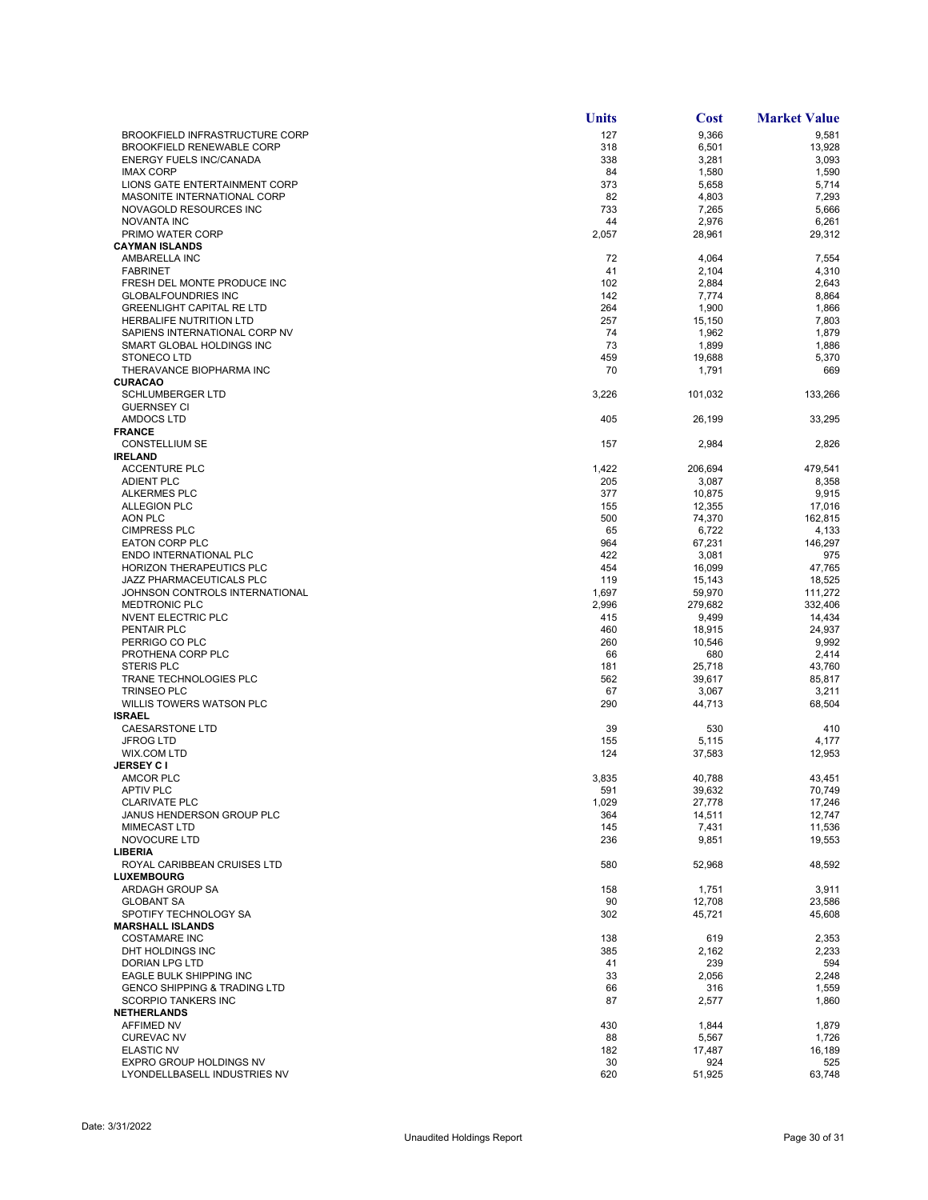| | Units | Cost | Market Value |
|---|---|---|---|
| BROOKFIELD INFRASTRUCTURE CORP | 127 | 9,366 | 9,581 |
| BROOKFIELD RENEWABLE CORP | 318 | 6,501 | 13,928 |
| ENERGY FUELS INC/CANADA | 338 | 3,281 | 3,093 |
| IMAX CORP | 84 | 1,580 | 1,590 |
| LIONS GATE ENTERTAINMENT CORP | 373 | 5,658 | 5,714 |
| MASONITE INTERNATIONAL CORP | 82 | 4,803 | 7,293 |
| NOVAGOLD RESOURCES INC | 733 | 7,265 | 5,666 |
| NOVANTA INC | 44 | 2,976 | 6,261 |
| PRIMO WATER CORP | 2,057 | 28,961 | 29,312 |
| **CAYMAN ISLANDS** | | | |
| AMBARELLA INC | 72 | 4,064 | 7,554 |
| FABRINET | 41 | 2,104 | 4,310 |
| FRESH DEL MONTE PRODUCE INC | 102 | 2,884 | 2,643 |
| GLOBALFOUNDRIES INC | 142 | 7,774 | 8,864 |
| GREENLIGHT CAPITAL RE LTD | 264 | 1,900 | 1,866 |
| HERBALIFE NUTRITION LTD | 257 | 15,150 | 7,803 |
| SAPIENS INTERNATIONAL CORP NV | 74 | 1,962 | 1,879 |
| SMART GLOBAL HOLDINGS INC | 73 | 1,899 | 1,886 |
| STONECO LTD | 459 | 19,688 | 5,370 |
| THERAVANCE BIOPHARMA INC | 70 | 1,791 | 669 |
| **CURACAO** | | | |
| SCHLUMBERGER LTD | 3,226 | 101,032 | 133,266 |
| GUERNSEY CI | | | |
| AMDOCS LTD | 405 | 26,199 | 33,295 |
| **FRANCE** | | | |
| CONSTELLIUM SE | 157 | 2,984 | 2,826 |
| **IRELAND** | | | |
| ACCENTURE PLC | 1,422 | 206,694 | 479,541 |
| ADIENT PLC | 205 | 3,087 | 8,358 |
| ALKERMES PLC | 377 | 10,875 | 9,915 |
| ALLEGION PLC | 155 | 12,355 | 17,016 |
| AON PLC | 500 | 74,370 | 162,815 |
| CIMPRESS PLC | 65 | 6,722 | 4,133 |
| EATON CORP PLC | 964 | 67,231 | 146,297 |
| ENDO INTERNATIONAL PLC | 422 | 3,081 | 975 |
| HORIZON THERAPEUTICS PLC | 454 | 16,099 | 47,765 |
| JAZZ PHARMACEUTICALS PLC | 119 | 15,143 | 18,525 |
| JOHNSON CONTROLS INTERNATIONAL | 1,697 | 59,970 | 111,272 |
| MEDTRONIC PLC | 2,996 | 279,682 | 332,406 |
| NVENT ELECTRIC PLC | 415 | 9,499 | 14,434 |
| PENTAIR PLC | 460 | 18,915 | 24,937 |
| PERRIGO CO PLC | 260 | 10,546 | 9,992 |
| PROTHENA CORP PLC | 66 | 680 | 2,414 |
| STERIS PLC | 181 | 25,718 | 43,760 |
| TRANE TECHNOLOGIES PLC | 562 | 39,617 | 85,817 |
| TRINSEO PLC | 67 | 3,067 | 3,211 |
| WILLIS TOWERS WATSON PLC | 290 | 44,713 | 68,504 |
| **ISRAEL** | | | |
| CAESARSTONE LTD | 39 | 530 | 410 |
| JFROG LTD | 155 | 5,115 | 4,177 |
| WIX.COM LTD | 124 | 37,583 | 12,953 |
| **JERSEY C I** | | | |
| AMCOR PLC | 3,835 | 40,788 | 43,451 |
| APTIV PLC | 591 | 39,632 | 70,749 |
| CLARIVATE PLC | 1,029 | 27,778 | 17,246 |
| JANUS HENDERSON GROUP PLC | 364 | 14,511 | 12,747 |
| MIMECAST LTD | 145 | 7,431 | 11,536 |
| NOVOCURE LTD | 236 | 9,851 | 19,553 |
| **LIBERIA** | | | |
| ROYAL CARIBBEAN CRUISES LTD | 580 | 52,968 | 48,592 |
| **LUXEMBOURG** | | | |
| ARDAGH GROUP SA | 158 | 1,751 | 3,911 |
| GLOBANT SA | 90 | 12,708 | 23,586 |
| SPOTIFY TECHNOLOGY SA | 302 | 45,721 | 45,608 |
| **MARSHALL ISLANDS** | | | |
| COSTAMARE INC | 138 | 619 | 2,353 |
| DHT HOLDINGS INC | 385 | 2,162 | 2,233 |
| DORIAN LPG LTD | 41 | 239 | 594 |
| EAGLE BULK SHIPPING INC | 33 | 2,056 | 2,248 |
| GENCO SHIPPING & TRADING LTD | 66 | 316 | 1,559 |
| SCORPIO TANKERS INC | 87 | 2,577 | 1,860 |
| **NETHERLANDS** | | | |
| AFFIMED NV | 430 | 1,844 | 1,879 |
| CUREVAC NV | 88 | 5,567 | 1,726 |
| ELASTIC NV | 182 | 17,487 | 16,189 |
| EXPRO GROUP HOLDINGS NV | 30 | 924 | 525 |
| LYONDELLBASELL INDUSTRIES NV | 620 | 51,925 | 63,748 |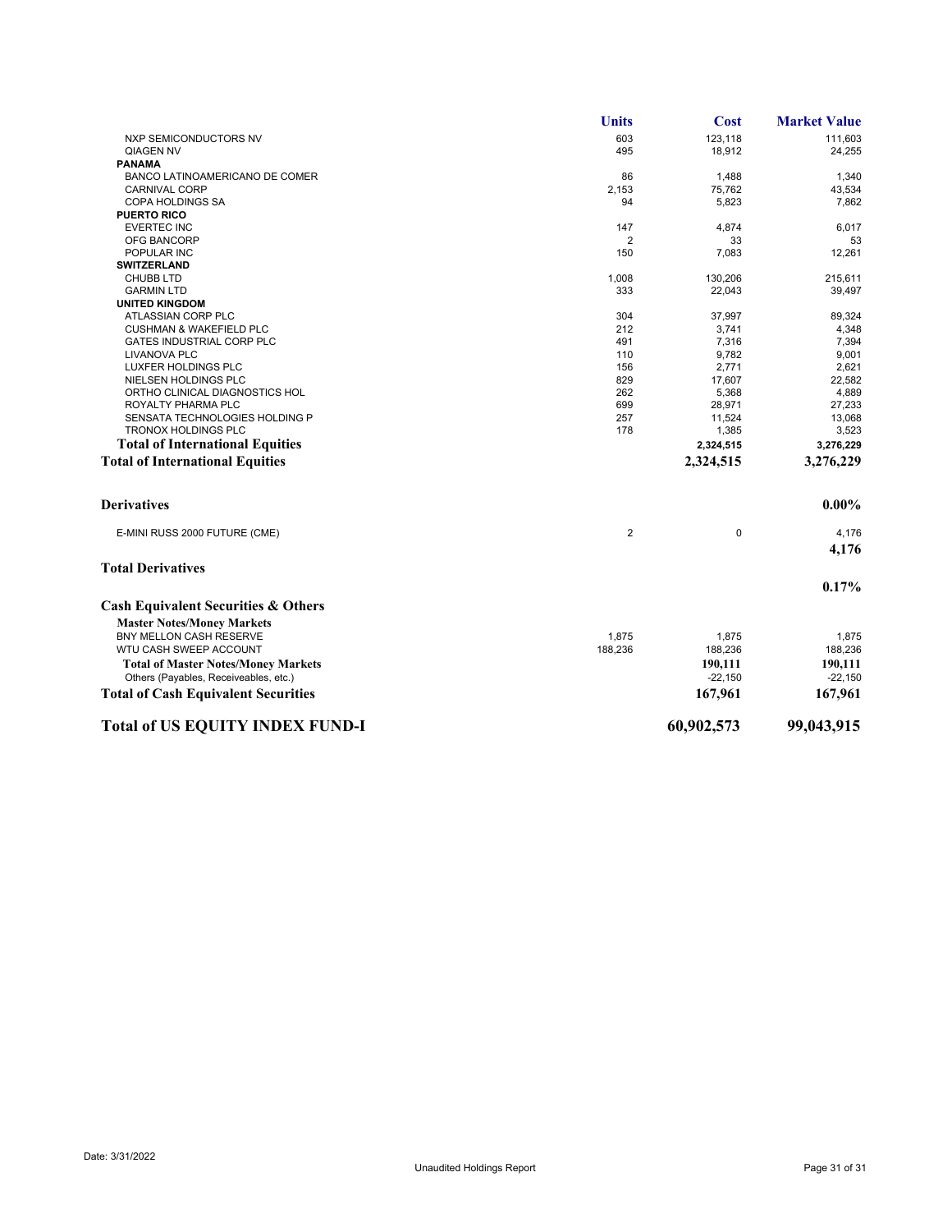| | Units | Cost | Market Value |
|---|---|---|---|
| NXP SEMICONDUCTORS NV | 603 | 123,118 | 111,603 |
| QIAGEN NV | 495 | 18,912 | 24,255 |
| **PANAMA** | | | |
| BANCO LATINOAMERICANO DE COMER | 86 | 1,488 | 1,340 |
| CARNIVAL CORP | 2,153 | 75,762 | 43,534 |
| COPA HOLDINGS SA | 94 | 5,823 | 7,862 |
| **PUERTO RICO** | | | |
| EVERTEC INC | 147 | 4,874 | 6,017 |
| OFG BANCORP | 2 | 33 | 53 |
| POPULAR INC | 150 | 7,083 | 12,261 |
| **SWITZERLAND** | | | |
| CHUBB LTD | 1,008 | 130,206 | 215,611 |
| GARMIN LTD | 333 | 22,043 | 39,497 |
| **UNITED KINGDOM** | | | |
| ATLASSIAN CORP PLC | 304 | 37,997 | 89,324 |
| CUSHMAN & WAKEFIELD PLC | 212 | 3,741 | 4,348 |
| GATES INDUSTRIAL CORP PLC | 491 | 7,316 | 7,394 |
| LIVANOVA PLC | 110 | 9,782 | 9,001 |
| LUXFER HOLDINGS PLC | 156 | 2,771 | 2,621 |
| NIELSEN HOLDINGS PLC | 829 | 17,607 | 22,582 |
| ORTHO CLINICAL DIAGNOSTICS HOL | 262 | 5,368 | 4,889 |
| ROYALTY PHARMA PLC | 699 | 28,971 | 27,233 |
| SENSATA TECHNOLOGIES HOLDING P | 257 | 11,524 | 13,068 |
| TRONOX HOLDINGS PLC | 178 | 1,385 | 3,523 |
| **Total of International Equities** | | **2,324,515** | **3,276,229** |
| **Total of International Equities** | | **2,324,515** | **3,276,229** |
| **Derivatives** | | | **0.00%** |
| E-MINI RUSS 2000 FUTURE (CME) | 2 | 0 | 4,176 |
| | | | **4,176** |
| **Total Derivatives** | | | |
| | | | **0.17%** |
| **Cash Equivalent Securities & Others** | | | |
| **Master Notes/Money Markets** | | | |
| BNY MELLON CASH RESERVE | 1,875 | 1,875 | 1,875 |
| WTU CASH SWEEP ACCOUNT | 188,236 | 188,236 | 188,236 |
| **Total of Master Notes/Money Markets** | | **190,111** | **190,111** |
| Others (Payables, Receiveables, etc.) | | -22,150 | -22,150 |
| **Total of Cash Equivalent Securities** | | **167,961** | **167,961** |
| **Total of US EQUITY INDEX FUND-I** | | **60,902,573** | **99,043,915** |

Date: 3/31/2022

Unaudited Holdings Report